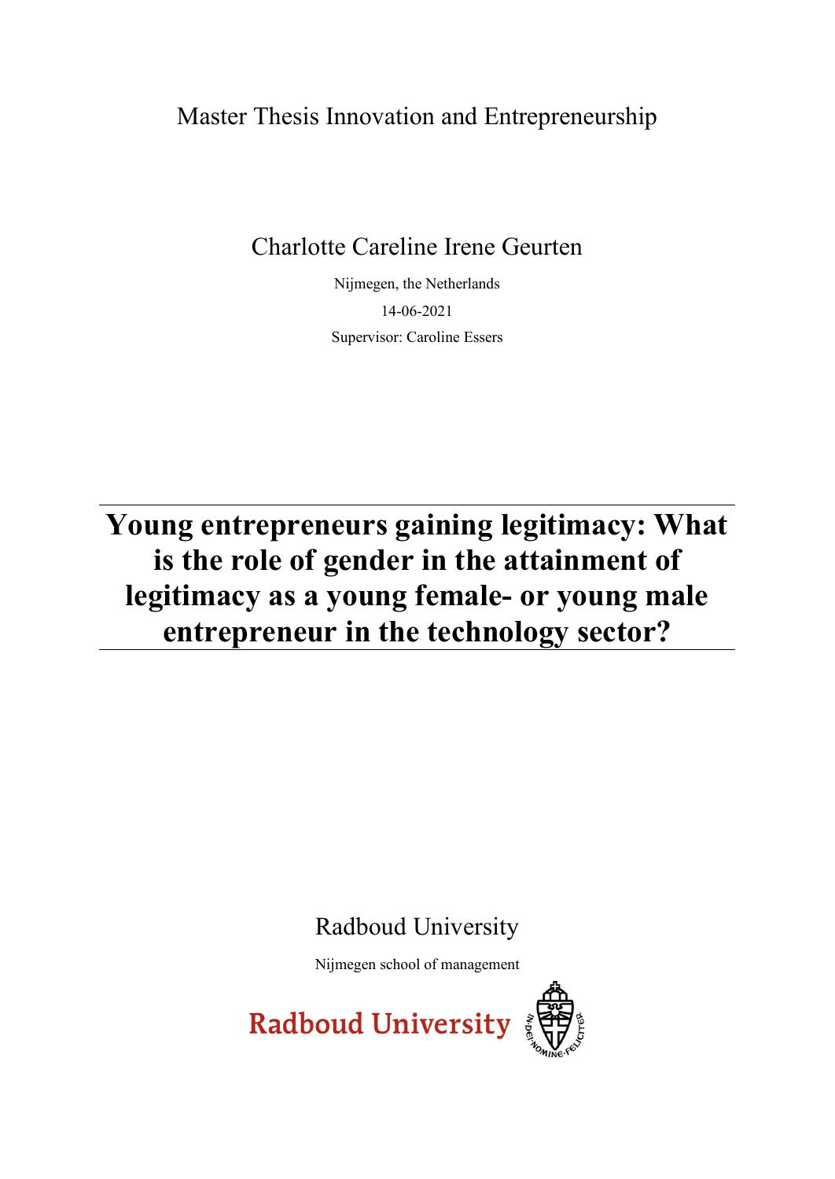Master Thesis Innovation and Entrepreneurship

Charlotte Careline Irene Geurten

Nijmegen, the Netherlands

14-06-2021

Supervisor: Caroline Essers

# Young entrepreneurs gaining legitimacy: What is the role of gender in the attainment of legitimacy as a young female- or young male entrepreneur in the technology sector?

Radboud University

Nijmegen school of management

Radboud University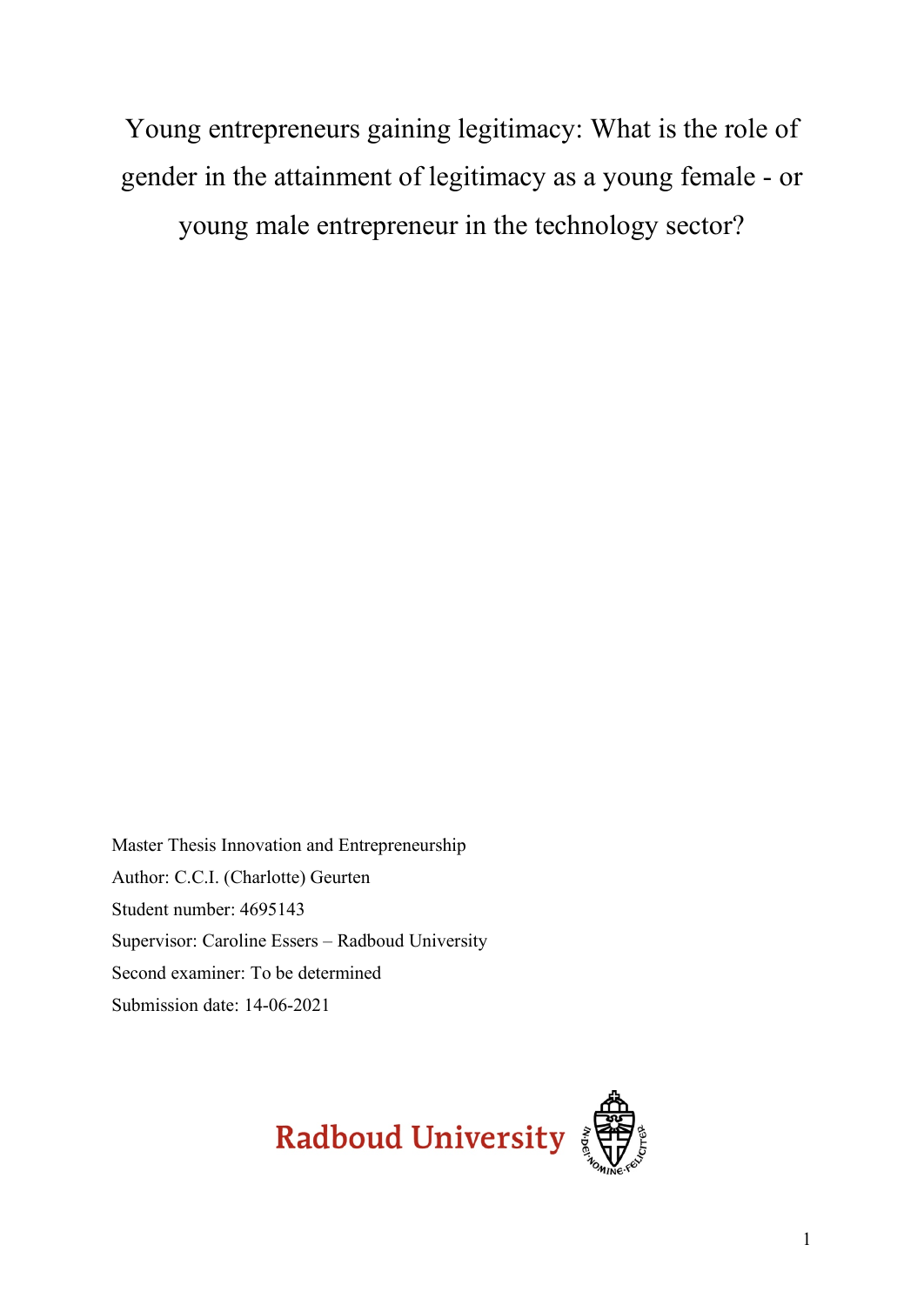# Young entrepreneurs gaining legitimacy: What is the role of gender in the attainment of legitimacy as a young female - or young male entrepreneur in the technology sector?

Master Thesis Innovation and Entrepreneurship
Author: C.C.I. (Charlotte) Geurten
Student number: 4695143
Supervisor: Caroline Essers – Radboud University
Second examiner: To be determined
Submission date: 14-06-2021

Radboud University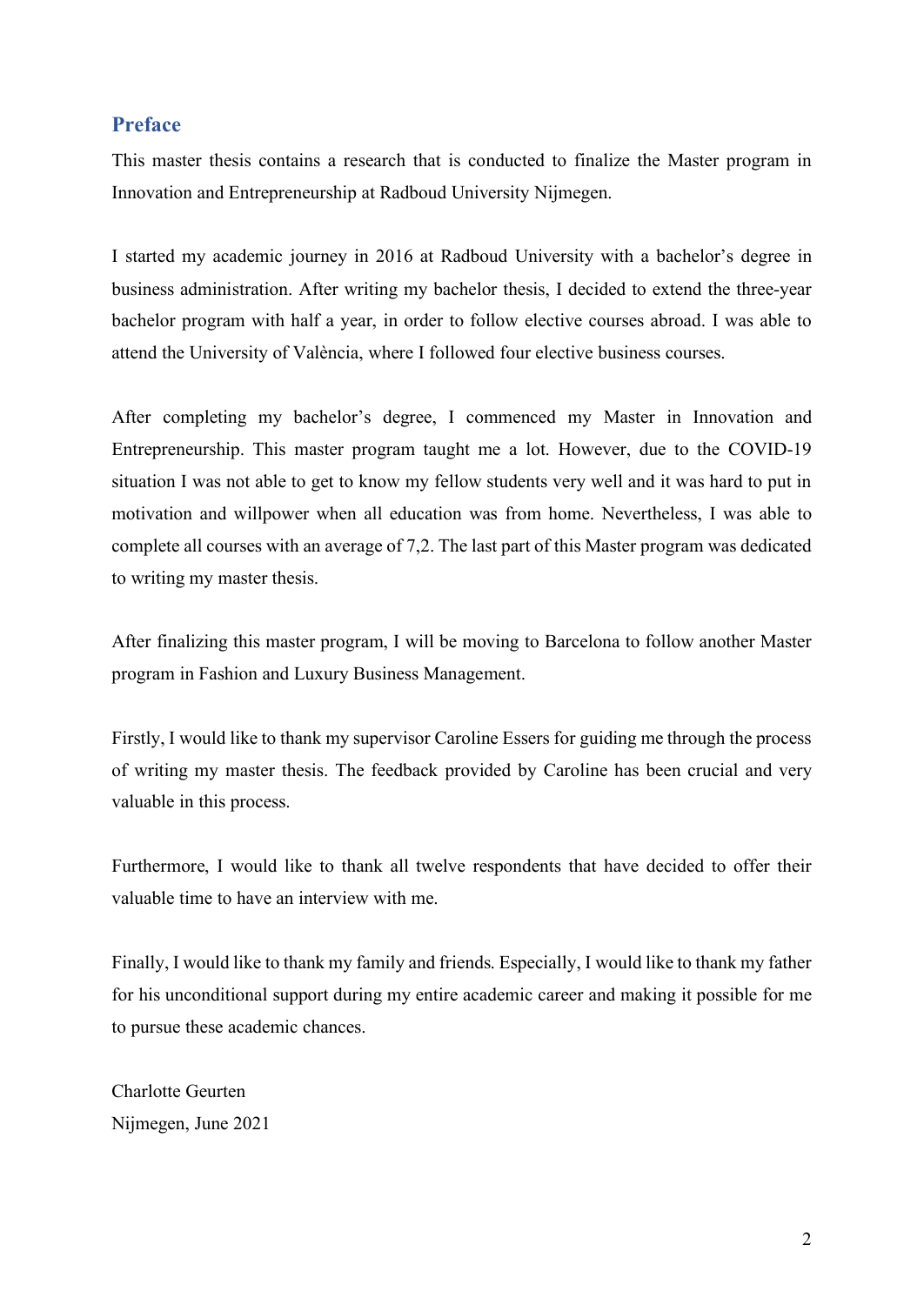## Preface

This master thesis contains a research that is conducted to finalize the Master program in Innovation and Entrepreneurship at Radboud University Nijmegen.

I started my academic journey in 2016 at Radboud University with a bachelor's degree in business administration. After writing my bachelor thesis, I decided to extend the three-year bachelor program with half a year, in order to follow elective courses abroad. I was able to attend the University of València, where I followed four elective business courses.

After completing my bachelor's degree, I commenced my Master in Innovation and Entrepreneurship. This master program taught me a lot. However, due to the COVID-19 situation I was not able to get to know my fellow students very well and it was hard to put in motivation and willpower when all education was from home. Nevertheless, I was able to complete all courses with an average of 7,2. The last part of this Master program was dedicated to writing my master thesis.

After finalizing this master program, I will be moving to Barcelona to follow another Master program in Fashion and Luxury Business Management.

Firstly, I would like to thank my supervisor Caroline Essers for guiding me through the process of writing my master thesis. The feedback provided by Caroline has been crucial and very valuable in this process.

Furthermore, I would like to thank all twelve respondents that have decided to offer their valuable time to have an interview with me.

Finally, I would like to thank my family and friends. Especially, I would like to thank my father for his unconditional support during my entire academic career and making it possible for me to pursue these academic chances.

Charlotte Geurten
Nijmegen, June 2021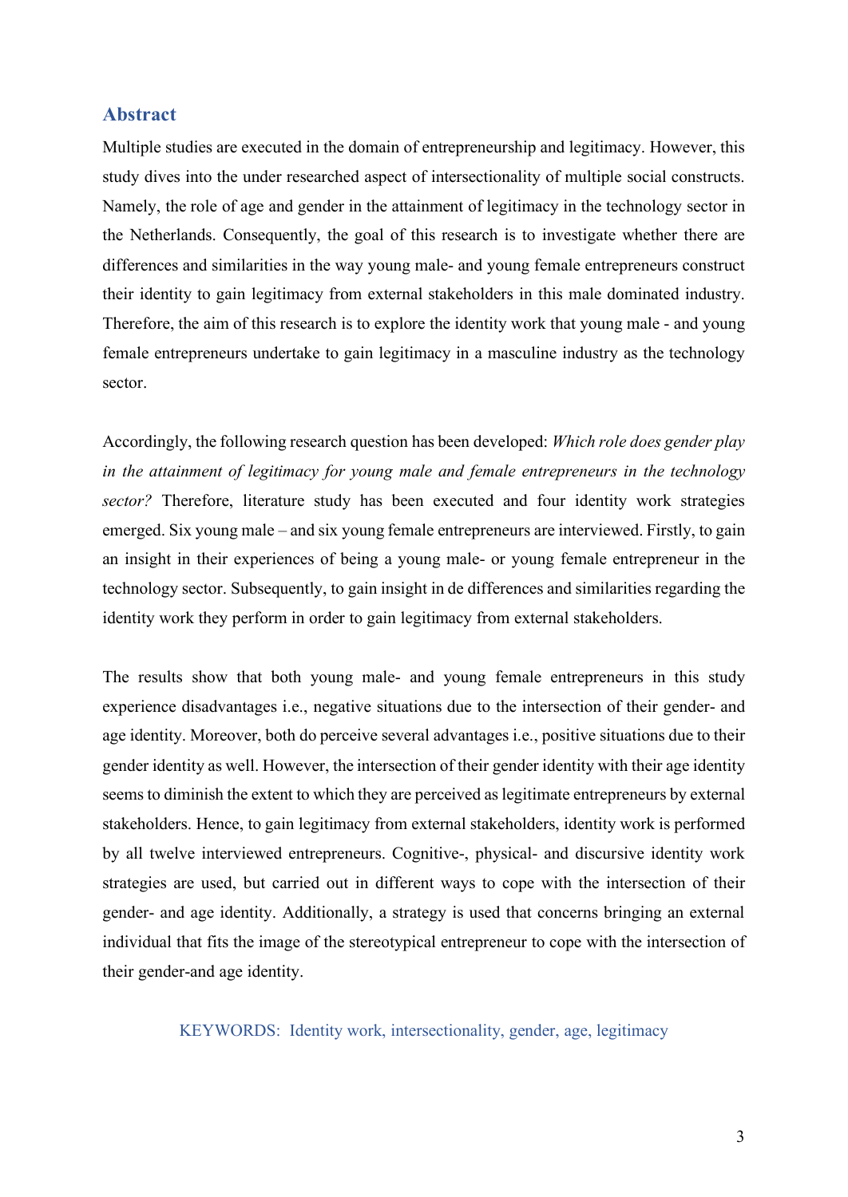## Abstract

Multiple studies are executed in the domain of entrepreneurship and legitimacy. However, this study dives into the under researched aspect of intersectionality of multiple social constructs. Namely, the role of age and gender in the attainment of legitimacy in the technology sector in the Netherlands. Consequently, the goal of this research is to investigate whether there are differences and similarities in the way young male- and young female entrepreneurs construct their identity to gain legitimacy from external stakeholders in this male dominated industry. Therefore, the aim of this research is to explore the identity work that young male - and young female entrepreneurs undertake to gain legitimacy in a masculine industry as the technology sector.

Accordingly, the following research question has been developed: *Which role does gender play in the attainment of legitimacy for young male and female entrepreneurs in the technology sector?* Therefore, literature study has been executed and four identity work strategies emerged. Six young male – and six young female entrepreneurs are interviewed. Firstly, to gain an insight in their experiences of being a young male- or young female entrepreneur in the technology sector. Subsequently, to gain insight in de differences and similarities regarding the identity work they perform in order to gain legitimacy from external stakeholders.

The results show that both young male- and young female entrepreneurs in this study experience disadvantages i.e., negative situations due to the intersection of their gender- and age identity. Moreover, both do perceive several advantages i.e., positive situations due to their gender identity as well. However, the intersection of their gender identity with their age identity seems to diminish the extent to which they are perceived as legitimate entrepreneurs by external stakeholders. Hence, to gain legitimacy from external stakeholders, identity work is performed by all twelve interviewed entrepreneurs. Cognitive-, physical- and discursive identity work strategies are used, but carried out in different ways to cope with the intersection of their gender- and age identity. Additionally, a strategy is used that concerns bringing an external individual that fits the image of the stereotypical entrepreneur to cope with the intersection of their gender-and age identity.

KEYWORDS: Identity work, intersectionality, gender, age, legitimacy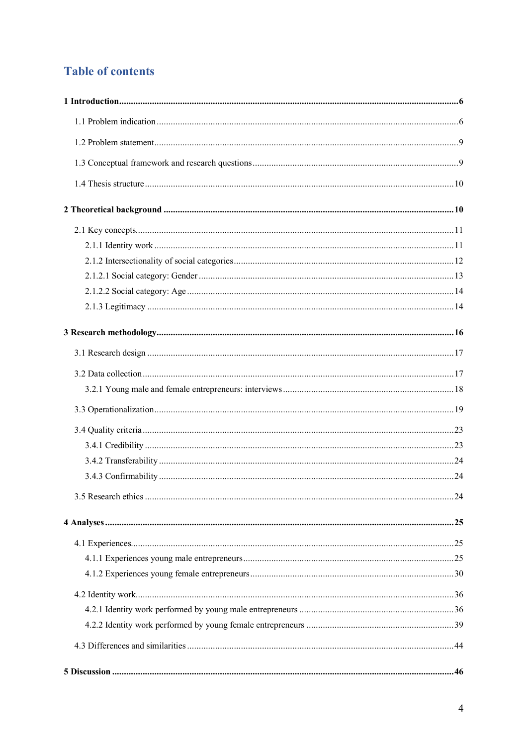# Table of contents

**1 Introduction...6**

1.1 Problem indication...6

1.2 Problem statement...9

1.3 Conceptual framework and research questions...9

1.4 Thesis structure...10

**2 Theoretical background...10**

2.1 Key concepts...11

2.1.1 Identity work...11

2.1.2 Intersectionality of social categories...12

2.1.2.1 Social category: Gender...13

2.1.2.2 Social category: Age...14

2.1.3 Legitimacy...14

**3 Research methodology...16**

3.1 Research design...17

3.2 Data collection...17

3.2.1 Young male and female entrepreneurs: interviews...18

3.3 Operationalization...19

3.4 Quality criteria...23

3.4.1 Credibility...23

3.4.2 Transferability...24

3.4.3 Confirmability...24

3.5 Research ethics...24

**4 Analyses...25**

4.1 Experiences...25

4.1.1 Experiences young male entrepreneurs...25

4.1.2 Experiences young female entrepreneurs...30

4.2 Identity work...36

4.2.1 Identity work performed by young male entrepreneurs...36

4.2.2 Identity work performed by young female entrepreneurs...39

4.3 Differences and similarities...44

**5 Discussion...46**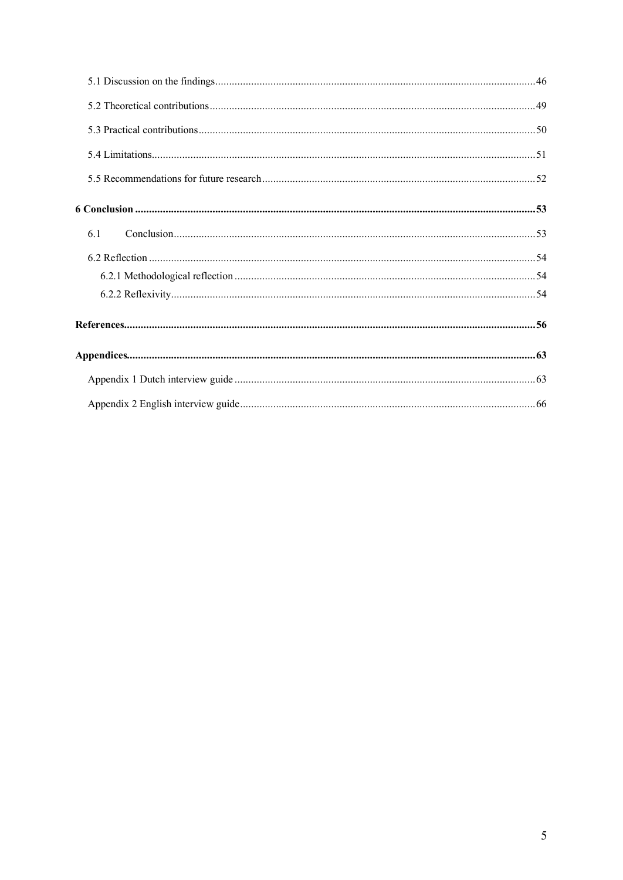5.1 Discussion on the findings .....46

5.2 Theoretical contributions .....49

5.3 Practical contributions .....50

5.4 Limitations .....51

5.5 Recommendations for future research .....52

**6 Conclusion .....53**

6.1 Conclusion .....53

6.2 Reflection .....54

6.2.1 Methodological reflection .....54

6.2.2 Reflexivity .....54

**References .....56**

**Appendices .....63**

Appendix 1 Dutch interview guide .....63

Appendix 2 English interview guide .....66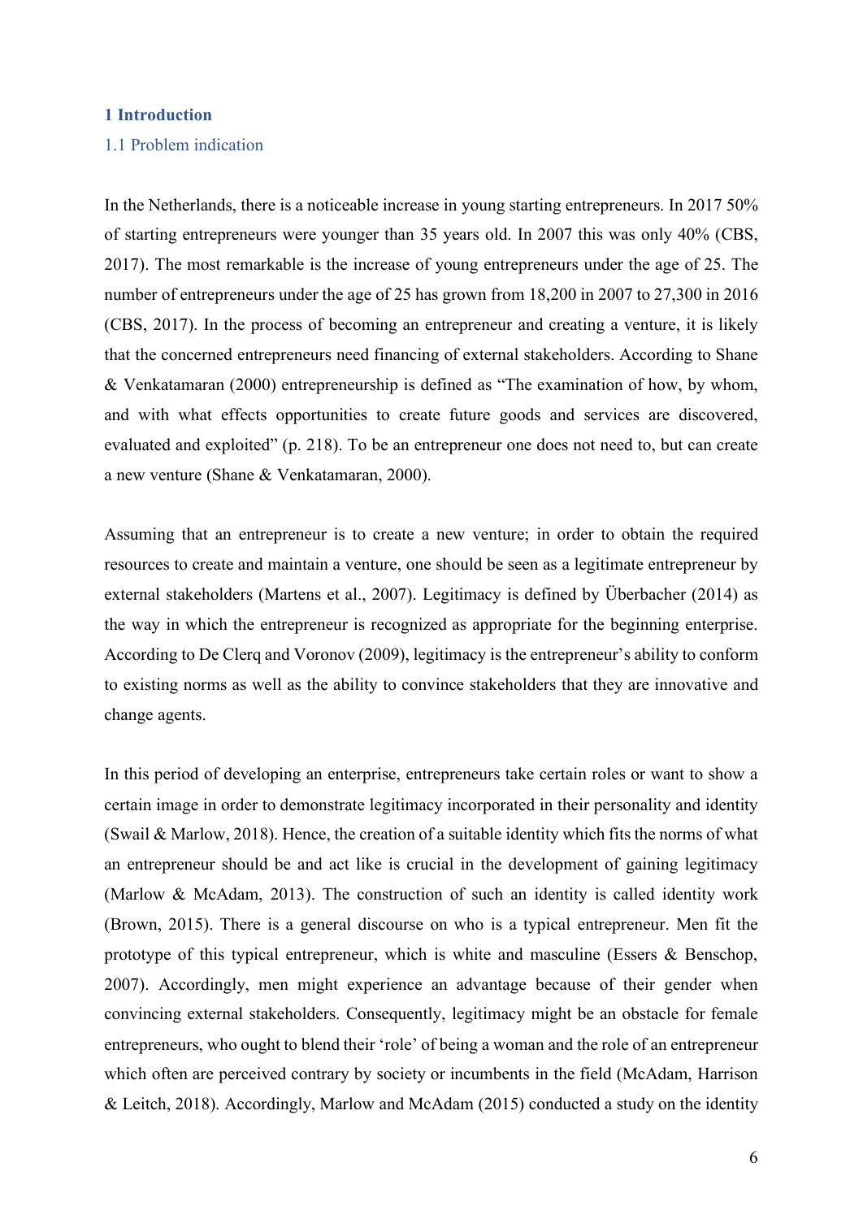# 1 Introduction

## 1.1 Problem indication

In the Netherlands, there is a noticeable increase in young starting entrepreneurs. In 2017 50% of starting entrepreneurs were younger than 35 years old. In 2007 this was only 40% (CBS, 2017). The most remarkable is the increase of young entrepreneurs under the age of 25. The number of entrepreneurs under the age of 25 has grown from 18,200 in 2007 to 27,300 in 2016 (CBS, 2017). In the process of becoming an entrepreneur and creating a venture, it is likely that the concerned entrepreneurs need financing of external stakeholders. According to Shane & Venkatamaran (2000) entrepreneurship is defined as "The examination of how, by whom, and with what effects opportunities to create future goods and services are discovered, evaluated and exploited" (p. 218). To be an entrepreneur one does not need to, but can create a new venture (Shane & Venkatamaran, 2000).

Assuming that an entrepreneur is to create a new venture; in order to obtain the required resources to create and maintain a venture, one should be seen as a legitimate entrepreneur by external stakeholders (Martens et al., 2007). Legitimacy is defined by Überbacher (2014) as the way in which the entrepreneur is recognized as appropriate for the beginning enterprise. According to De Clerq and Voronov (2009), legitimacy is the entrepreneur's ability to conform to existing norms as well as the ability to convince stakeholders that they are innovative and change agents.

In this period of developing an enterprise, entrepreneurs take certain roles or want to show a certain image in order to demonstrate legitimacy incorporated in their personality and identity (Swail & Marlow, 2018). Hence, the creation of a suitable identity which fits the norms of what an entrepreneur should be and act like is crucial in the development of gaining legitimacy (Marlow & McAdam, 2013). The construction of such an identity is called identity work (Brown, 2015). There is a general discourse on who is a typical entrepreneur. Men fit the prototype of this typical entrepreneur, which is white and masculine (Essers & Benschop, 2007). Accordingly, men might experience an advantage because of their gender when convincing external stakeholders. Consequently, legitimacy might be an obstacle for female entrepreneurs, who ought to blend their 'role' of being a woman and the role of an entrepreneur which often are perceived contrary by society or incumbents in the field (McAdam, Harrison & Leitch, 2018). Accordingly, Marlow and McAdam (2015) conducted a study on the identity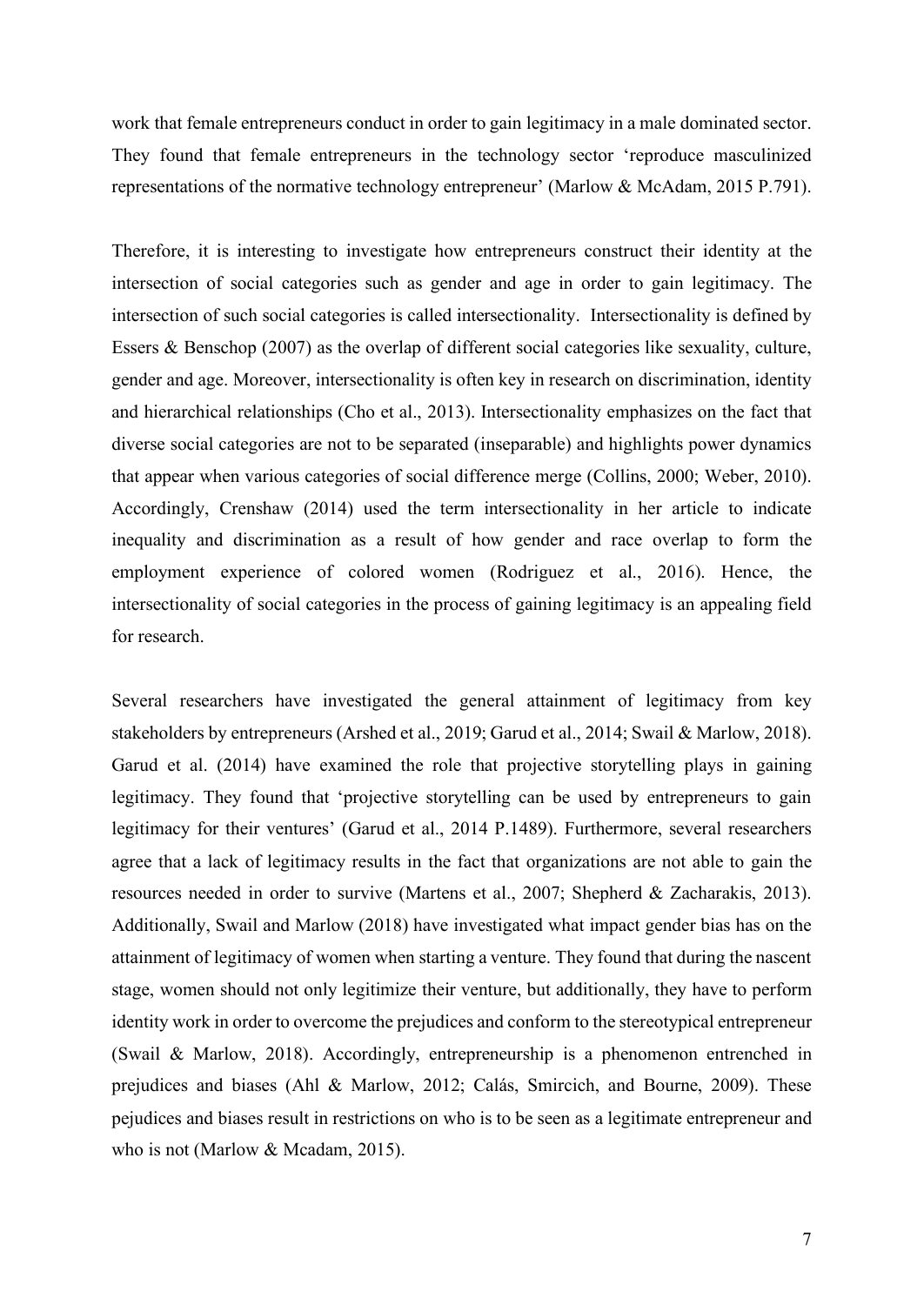work that female entrepreneurs conduct in order to gain legitimacy in a male dominated sector. They found that female entrepreneurs in the technology sector 'reproduce masculinized representations of the normative technology entrepreneur' (Marlow & McAdam, 2015 P.791).

Therefore, it is interesting to investigate how entrepreneurs construct their identity at the intersection of social categories such as gender and age in order to gain legitimacy. The intersection of such social categories is called intersectionality. Intersectionality is defined by Essers & Benschop (2007) as the overlap of different social categories like sexuality, culture, gender and age. Moreover, intersectionality is often key in research on discrimination, identity and hierarchical relationships (Cho et al., 2013). Intersectionality emphasizes on the fact that diverse social categories are not to be separated (inseparable) and highlights power dynamics that appear when various categories of social difference merge (Collins, 2000; Weber, 2010). Accordingly, Crenshaw (2014) used the term intersectionality in her article to indicate inequality and discrimination as a result of how gender and race overlap to form the employment experience of colored women (Rodriguez et al., 2016). Hence, the intersectionality of social categories in the process of gaining legitimacy is an appealing field for research.

Several researchers have investigated the general attainment of legitimacy from key stakeholders by entrepreneurs (Arshed et al., 2019; Garud et al., 2014; Swail & Marlow, 2018). Garud et al. (2014) have examined the role that projective storytelling plays in gaining legitimacy. They found that 'projective storytelling can be used by entrepreneurs to gain legitimacy for their ventures' (Garud et al., 2014 P.1489). Furthermore, several researchers agree that a lack of legitimacy results in the fact that organizations are not able to gain the resources needed in order to survive (Martens et al., 2007; Shepherd & Zacharakis, 2013). Additionally, Swail and Marlow (2018) have investigated what impact gender bias has on the attainment of legitimacy of women when starting a venture. They found that during the nascent stage, women should not only legitimize their venture, but additionally, they have to perform identity work in order to overcome the prejudices and conform to the stereotypical entrepreneur (Swail & Marlow, 2018). Accordingly, entrepreneurship is a phenomenon entrenched in prejudices and biases (Ahl & Marlow, 2012; Calás, Smircich, and Bourne, 2009). These pejudices and biases result in restrictions on who is to be seen as a legitimate entrepreneur and who is not (Marlow & Mcadam, 2015).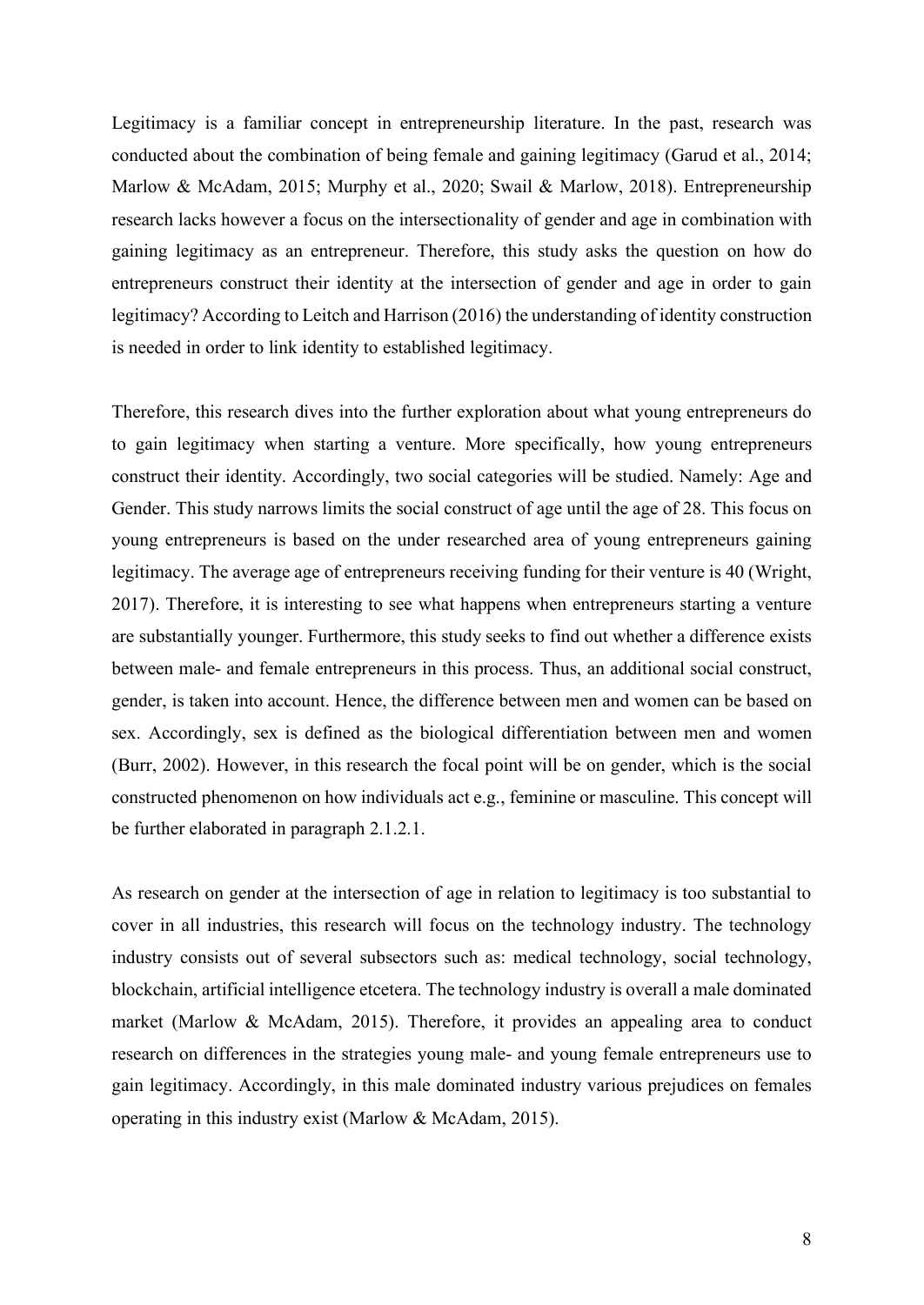Legitimacy is a familiar concept in entrepreneurship literature. In the past, research was conducted about the combination of being female and gaining legitimacy (Garud et al., 2014; Marlow & McAdam, 2015; Murphy et al., 2020; Swail & Marlow, 2018). Entrepreneurship research lacks however a focus on the intersectionality of gender and age in combination with gaining legitimacy as an entrepreneur. Therefore, this study asks the question on how do entrepreneurs construct their identity at the intersection of gender and age in order to gain legitimacy? According to Leitch and Harrison (2016) the understanding of identity construction is needed in order to link identity to established legitimacy.

Therefore, this research dives into the further exploration about what young entrepreneurs do to gain legitimacy when starting a venture. More specifically, how young entrepreneurs construct their identity. Accordingly, two social categories will be studied. Namely: Age and Gender. This study narrows limits the social construct of age until the age of 28. This focus on young entrepreneurs is based on the under researched area of young entrepreneurs gaining legitimacy. The average age of entrepreneurs receiving funding for their venture is 40 (Wright, 2017). Therefore, it is interesting to see what happens when entrepreneurs starting a venture are substantially younger. Furthermore, this study seeks to find out whether a difference exists between male- and female entrepreneurs in this process. Thus, an additional social construct, gender, is taken into account. Hence, the difference between men and women can be based on sex. Accordingly, sex is defined as the biological differentiation between men and women (Burr, 2002). However, in this research the focal point will be on gender, which is the social constructed phenomenon on how individuals act e.g., feminine or masculine. This concept will be further elaborated in paragraph 2.1.2.1.

As research on gender at the intersection of age in relation to legitimacy is too substantial to cover in all industries, this research will focus on the technology industry. The technology industry consists out of several subsectors such as: medical technology, social technology, blockchain, artificial intelligence etcetera. The technology industry is overall a male dominated market (Marlow & McAdam, 2015). Therefore, it provides an appealing area to conduct research on differences in the strategies young male- and young female entrepreneurs use to gain legitimacy. Accordingly, in this male dominated industry various prejudices on females operating in this industry exist (Marlow & McAdam, 2015).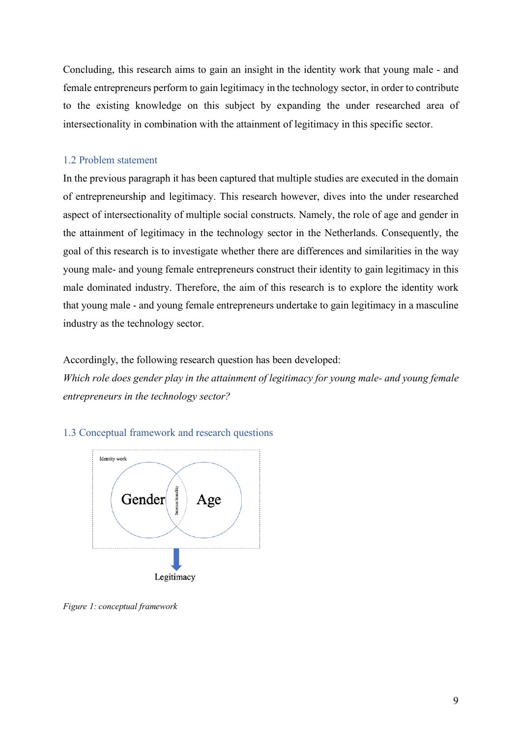Concluding, this research aims to gain an insight in the identity work that young male - and female entrepreneurs perform to gain legitimacy in the technology sector, in order to contribute to the existing knowledge on this subject by expanding the under researched area of intersectionality in combination with the attainment of legitimacy in this specific sector.

## 1.2 Problem statement

In the previous paragraph it has been captured that multiple studies are executed in the domain of entrepreneurship and legitimacy. This research however, dives into the under researched aspect of intersectionality of multiple social constructs. Namely, the role of age and gender in the attainment of legitimacy in the technology sector in the Netherlands. Consequently, the goal of this research is to investigate whether there are differences and similarities in the way young male- and young female entrepreneurs construct their identity to gain legitimacy in this male dominated industry. Therefore, the aim of this research is to explore the identity work that young male - and young female entrepreneurs undertake to gain legitimacy in a masculine industry as the technology sector.

Accordingly, the following research question has been developed:
*Which role does gender play in the attainment of legitimacy for young male- and young female entrepreneurs in the technology sector?*

## 1.3 Conceptual framework and research questions

Identity work

Gender

Intersectionality

Age

Legitimacy

*Figure 1: conceptual framework*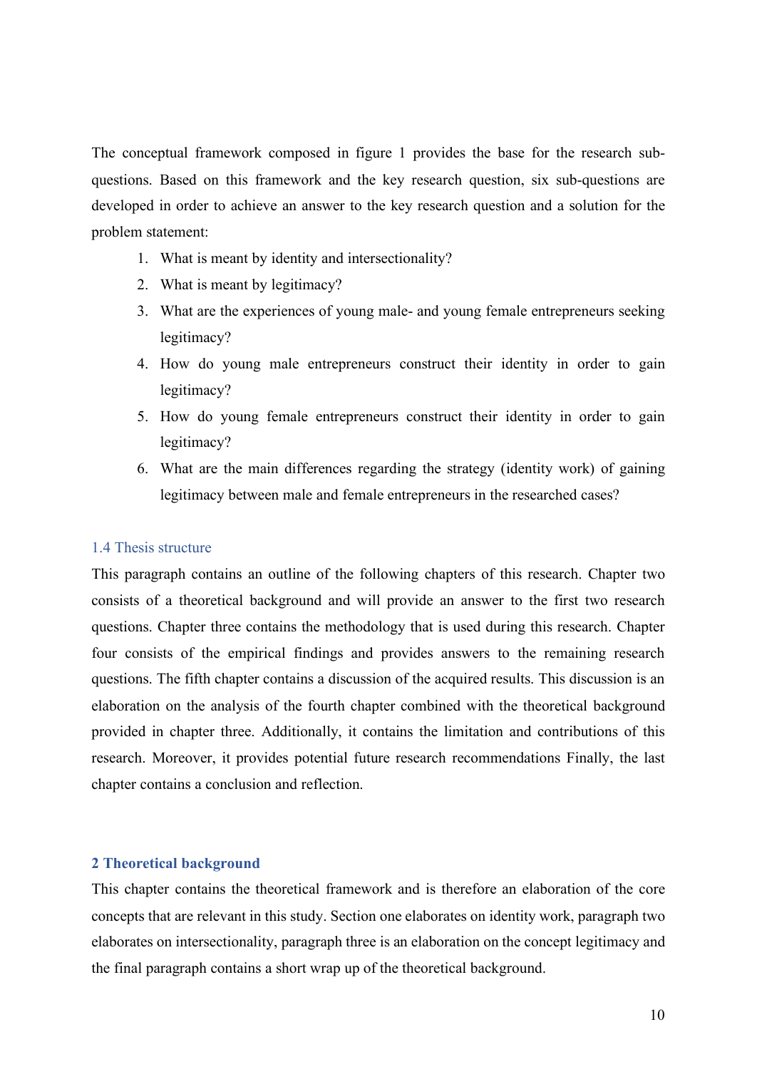The conceptual framework composed in figure 1 provides the base for the research sub-questions. Based on this framework and the key research question, six sub-questions are developed in order to achieve an answer to the key research question and a solution for the problem statement:

1. What is meant by identity and intersectionality?
2. What is meant by legitimacy?
3. What are the experiences of young male- and young female entrepreneurs seeking legitimacy?
4. How do young male entrepreneurs construct their identity in order to gain legitimacy?
5. How do young female entrepreneurs construct their identity in order to gain legitimacy?
6. What are the main differences regarding the strategy (identity work) of gaining legitimacy between male and female entrepreneurs in the researched cases?

### 1.4 Thesis structure

This paragraph contains an outline of the following chapters of this research. Chapter two consists of a theoretical background and will provide an answer to the first two research questions. Chapter three contains the methodology that is used during this research. Chapter four consists of the empirical findings and provides answers to the remaining research questions. The fifth chapter contains a discussion of the acquired results. This discussion is an elaboration on the analysis of the fourth chapter combined with the theoretical background provided in chapter three. Additionally, it contains the limitation and contributions of this research. Moreover, it provides potential future research recommendations Finally, the last chapter contains a conclusion and reflection.

## 2 Theoretical background

This chapter contains the theoretical framework and is therefore an elaboration of the core concepts that are relevant in this study. Section one elaborates on identity work, paragraph two elaborates on intersectionality, paragraph three is an elaboration on the concept legitimacy and the final paragraph contains a short wrap up of the theoretical background.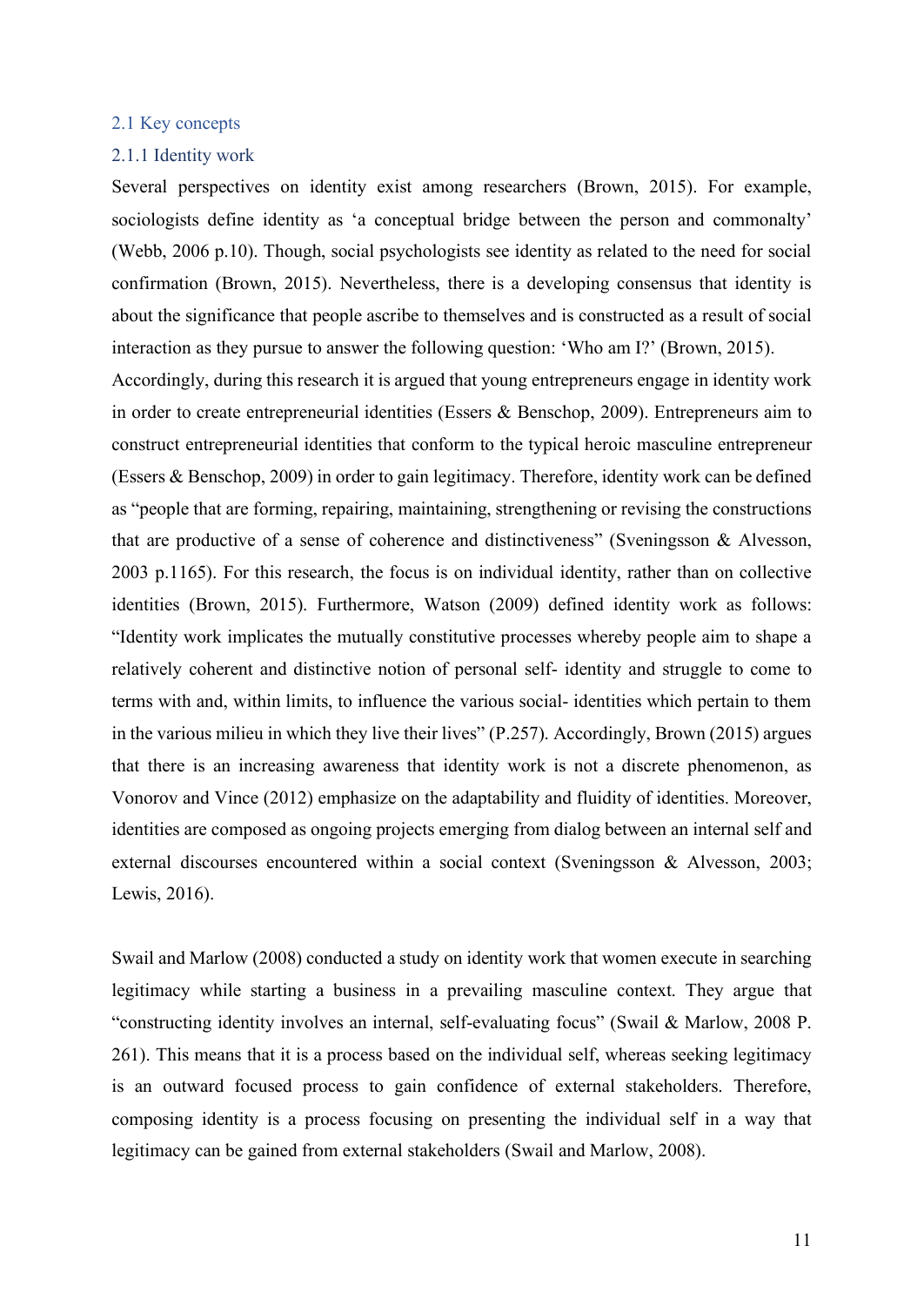## 2.1 Key concepts

### 2.1.1 Identity work

Several perspectives on identity exist among researchers (Brown, 2015). For example, sociologists define identity as 'a conceptual bridge between the person and commonalty' (Webb, 2006 p.10). Though, social psychologists see identity as related to the need for social confirmation (Brown, 2015). Nevertheless, there is a developing consensus that identity is about the significance that people ascribe to themselves and is constructed as a result of social interaction as they pursue to answer the following question: 'Who am I?' (Brown, 2015).
Accordingly, during this research it is argued that young entrepreneurs engage in identity work in order to create entrepreneurial identities (Essers & Benschop, 2009). Entrepreneurs aim to construct entrepreneurial identities that conform to the typical heroic masculine entrepreneur (Essers & Benschop, 2009) in order to gain legitimacy. Therefore, identity work can be defined as "people that are forming, repairing, maintaining, strengthening or revising the constructions that are productive of a sense of coherence and distinctiveness" (Sveningsson & Alvesson, 2003 p.1165). For this research, the focus is on individual identity, rather than on collective identities (Brown, 2015). Furthermore, Watson (2009) defined identity work as follows: "Identity work implicates the mutually constitutive processes whereby people aim to shape a relatively coherent and distinctive notion of personal self- identity and struggle to come to terms with and, within limits, to influence the various social- identities which pertain to them in the various milieu in which they live their lives" (P.257). Accordingly, Brown (2015) argues that there is an increasing awareness that identity work is not a discrete phenomenon, as Vonorov and Vince (2012) emphasize on the adaptability and fluidity of identities. Moreover, identities are composed as ongoing projects emerging from dialog between an internal self and external discourses encountered within a social context (Sveningsson & Alvesson, 2003; Lewis, 2016).

Swail and Marlow (2008) conducted a study on identity work that women execute in searching legitimacy while starting a business in a prevailing masculine context. They argue that "constructing identity involves an internal, self-evaluating focus" (Swail & Marlow, 2008 P. 261). This means that it is a process based on the individual self, whereas seeking legitimacy is an outward focused process to gain confidence of external stakeholders. Therefore, composing identity is a process focusing on presenting the individual self in a way that legitimacy can be gained from external stakeholders (Swail and Marlow, 2008).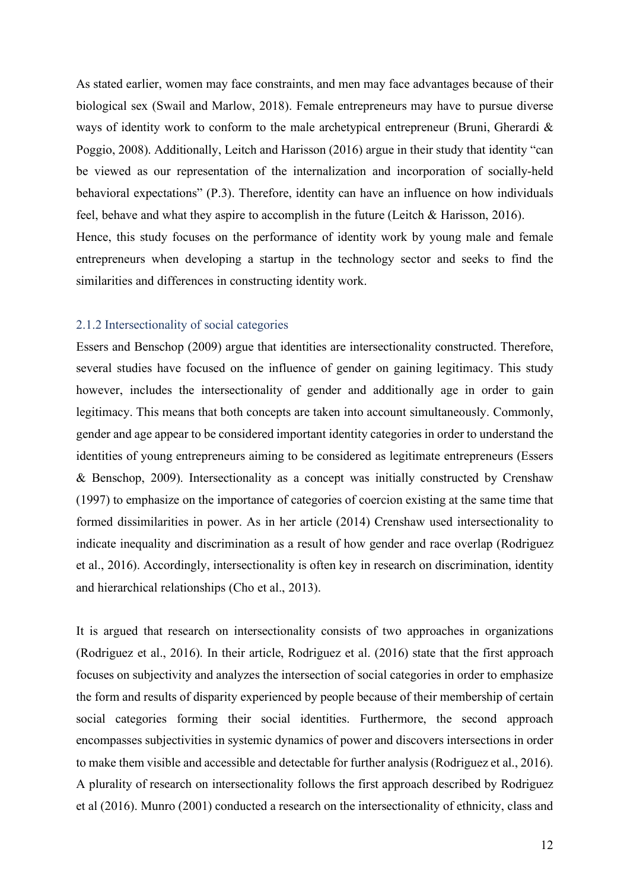As stated earlier, women may face constraints, and men may face advantages because of their biological sex (Swail and Marlow, 2018). Female entrepreneurs may have to pursue diverse ways of identity work to conform to the male archetypical entrepreneur (Bruni, Gherardi & Poggio, 2008). Additionally, Leitch and Harisson (2016) argue in their study that identity "can be viewed as our representation of the internalization and incorporation of socially-held behavioral expectations" (P.3). Therefore, identity can have an influence on how individuals feel, behave and what they aspire to accomplish in the future (Leitch & Harisson, 2016).
Hence, this study focuses on the performance of identity work by young male and female entrepreneurs when developing a startup in the technology sector and seeks to find the similarities and differences in constructing identity work.

### 2.1.2 Intersectionality of social categories

Essers and Benschop (2009) argue that identities are intersectionality constructed. Therefore, several studies have focused on the influence of gender on gaining legitimacy. This study however, includes the intersectionality of gender and additionally age in order to gain legitimacy. This means that both concepts are taken into account simultaneously. Commonly, gender and age appear to be considered important identity categories in order to understand the identities of young entrepreneurs aiming to be considered as legitimate entrepreneurs (Essers & Benschop, 2009). Intersectionality as a concept was initially constructed by Crenshaw (1997) to emphasize on the importance of categories of coercion existing at the same time that formed dissimilarities in power. As in her article (2014) Crenshaw used intersectionality to indicate inequality and discrimination as a result of how gender and race overlap (Rodriguez et al., 2016). Accordingly, intersectionality is often key in research on discrimination, identity and hierarchical relationships (Cho et al., 2013).

It is argued that research on intersectionality consists of two approaches in organizations (Rodriguez et al., 2016). In their article, Rodriguez et al. (2016) state that the first approach focuses on subjectivity and analyzes the intersection of social categories in order to emphasize the form and results of disparity experienced by people because of their membership of certain social categories forming their social identities. Furthermore, the second approach encompasses subjectivities in systemic dynamics of power and discovers intersections in order to make them visible and accessible and detectable for further analysis (Rodriguez et al., 2016). A plurality of research on intersectionality follows the first approach described by Rodriguez et al (2016). Munro (2001) conducted a research on the intersectionality of ethnicity, class and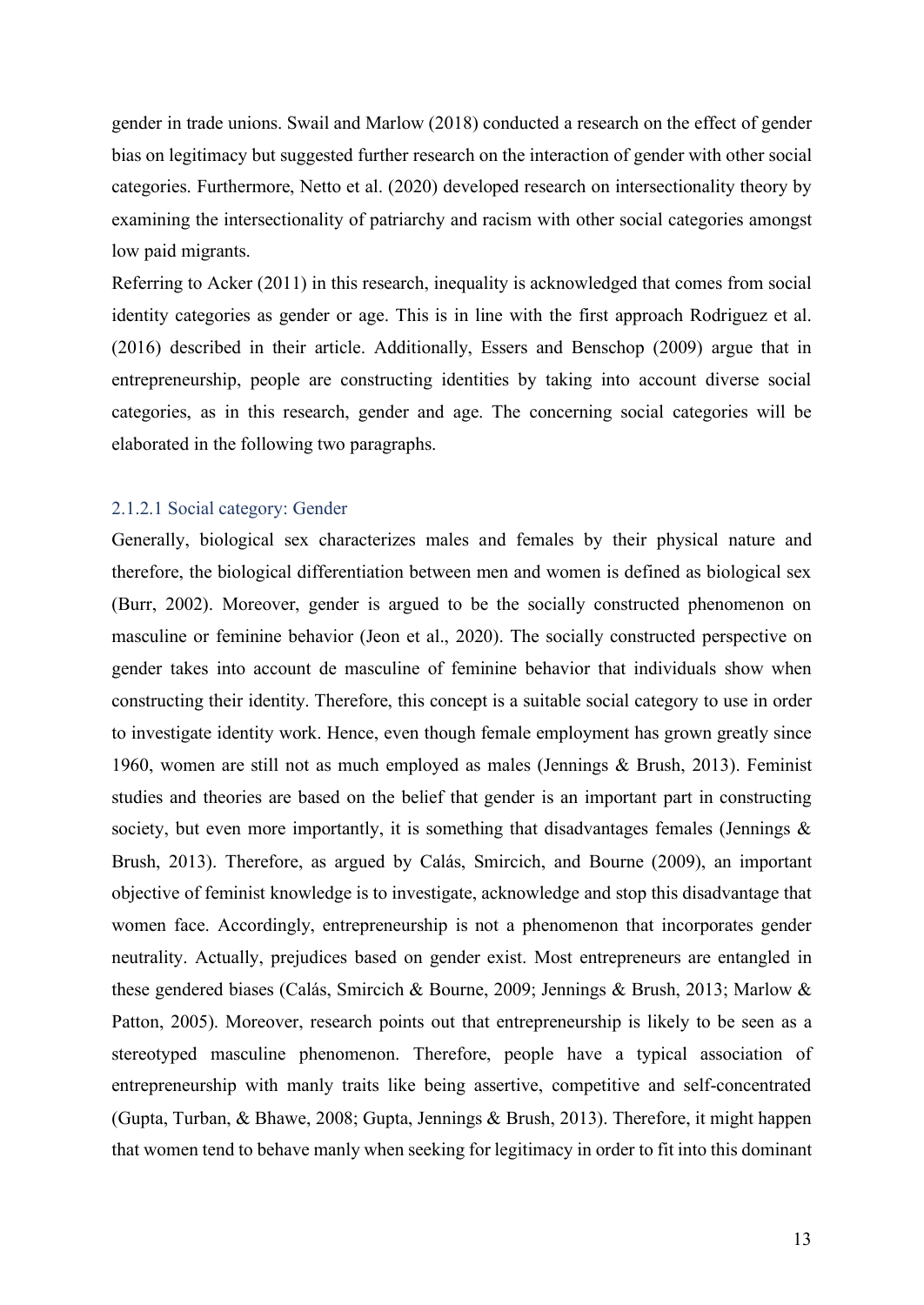gender in trade unions. Swail and Marlow (2018) conducted a research on the effect of gender bias on legitimacy but suggested further research on the interaction of gender with other social categories. Furthermore, Netto et al. (2020) developed research on intersectionality theory by examining the intersectionality of patriarchy and racism with other social categories amongst low paid migrants.

Referring to Acker (2011) in this research, inequality is acknowledged that comes from social identity categories as gender or age. This is in line with the first approach Rodriguez et al. (2016) described in their article. Additionally, Essers and Benschop (2009) argue that in entrepreneurship, people are constructing identities by taking into account diverse social categories, as in this research, gender and age. The concerning social categories will be elaborated in the following two paragraphs.

#### 2.1.2.1 Social category: Gender

Generally, biological sex characterizes males and females by their physical nature and therefore, the biological differentiation between men and women is defined as biological sex (Burr, 2002). Moreover, gender is argued to be the socially constructed phenomenon on masculine or feminine behavior (Jeon et al., 2020). The socially constructed perspective on gender takes into account de masculine of feminine behavior that individuals show when constructing their identity. Therefore, this concept is a suitable social category to use in order to investigate identity work. Hence, even though female employment has grown greatly since 1960, women are still not as much employed as males (Jennings & Brush, 2013). Feminist studies and theories are based on the belief that gender is an important part in constructing society, but even more importantly, it is something that disadvantages females (Jennings & Brush, 2013). Therefore, as argued by Calás, Smircich, and Bourne (2009), an important objective of feminist knowledge is to investigate, acknowledge and stop this disadvantage that women face. Accordingly, entrepreneurship is not a phenomenon that incorporates gender neutrality. Actually, prejudices based on gender exist. Most entrepreneurs are entangled in these gendered biases (Calás, Smircich & Bourne, 2009; Jennings & Brush, 2013; Marlow & Patton, 2005). Moreover, research points out that entrepreneurship is likely to be seen as a stereotyped masculine phenomenon. Therefore, people have a typical association of entrepreneurship with manly traits like being assertive, competitive and self-concentrated (Gupta, Turban, & Bhawe, 2008; Gupta, Jennings & Brush, 2013). Therefore, it might happen that women tend to behave manly when seeking for legitimacy in order to fit into this dominant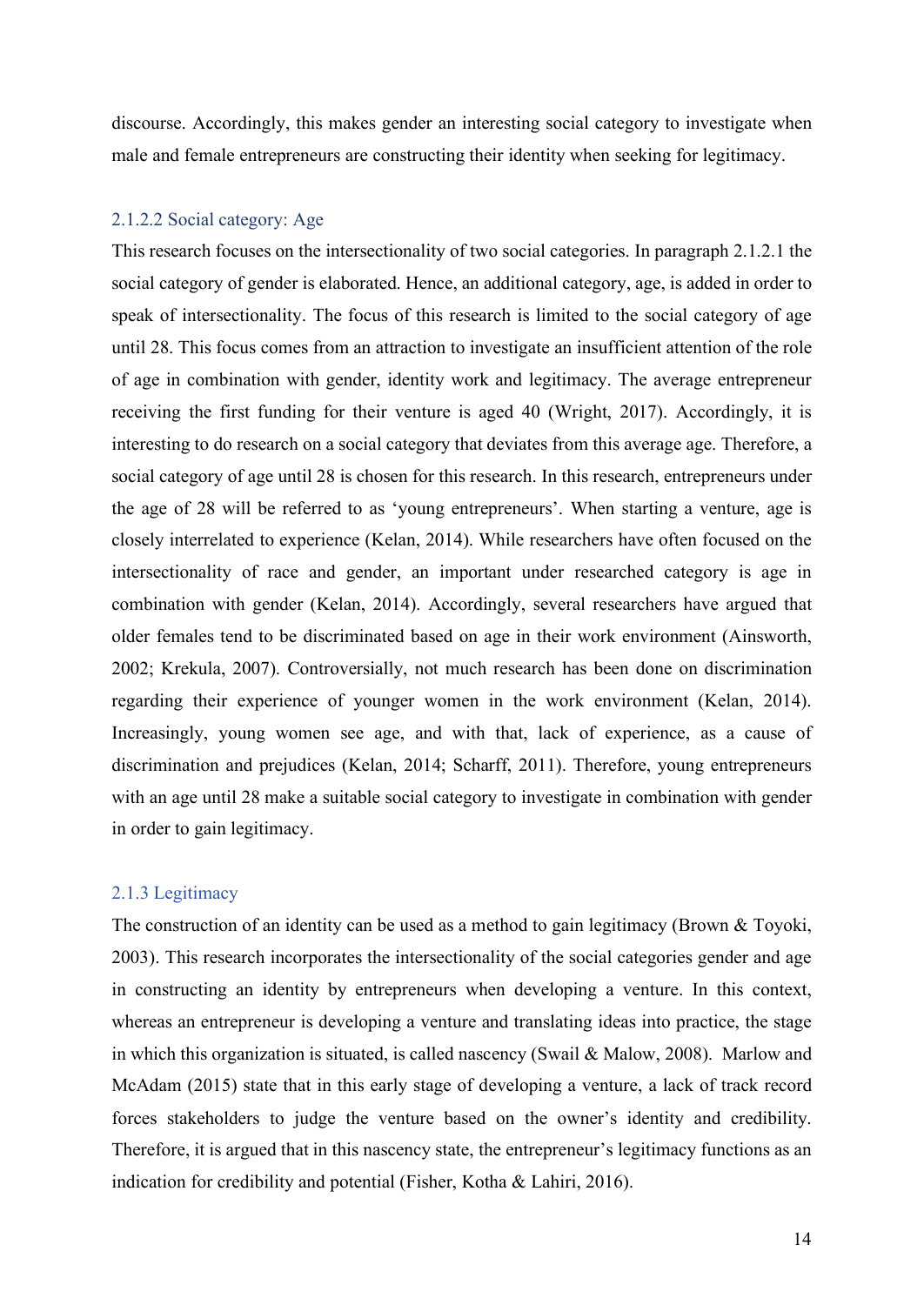discourse. Accordingly, this makes gender an interesting social category to investigate when male and female entrepreneurs are constructing their identity when seeking for legitimacy.

#### 2.1.2.2 Social category: Age

This research focuses on the intersectionality of two social categories. In paragraph 2.1.2.1 the social category of gender is elaborated. Hence, an additional category, age, is added in order to speak of intersectionality. The focus of this research is limited to the social category of age until 28. This focus comes from an attraction to investigate an insufficient attention of the role of age in combination with gender, identity work and legitimacy. The average entrepreneur receiving the first funding for their venture is aged 40 (Wright, 2017). Accordingly, it is interesting to do research on a social category that deviates from this average age. Therefore, a social category of age until 28 is chosen for this research. In this research, entrepreneurs under the age of 28 will be referred to as 'young entrepreneurs'. When starting a venture, age is closely interrelated to experience (Kelan, 2014). While researchers have often focused on the intersectionality of race and gender, an important under researched category is age in combination with gender (Kelan, 2014). Accordingly, several researchers have argued that older females tend to be discriminated based on age in their work environment (Ainsworth, 2002; Krekula, 2007). Controversially, not much research has been done on discrimination regarding their experience of younger women in the work environment (Kelan, 2014). Increasingly, young women see age, and with that, lack of experience, as a cause of discrimination and prejudices (Kelan, 2014; Scharff, 2011). Therefore, young entrepreneurs with an age until 28 make a suitable social category to investigate in combination with gender in order to gain legitimacy.

### 2.1.3 Legitimacy

The construction of an identity can be used as a method to gain legitimacy (Brown & Toyoki, 2003). This research incorporates the intersectionality of the social categories gender and age in constructing an identity by entrepreneurs when developing a venture. In this context, whereas an entrepreneur is developing a venture and translating ideas into practice, the stage in which this organization is situated, is called nascency (Swail & Malow, 2008). Marlow and McAdam (2015) state that in this early stage of developing a venture, a lack of track record forces stakeholders to judge the venture based on the owner's identity and credibility. Therefore, it is argued that in this nascency state, the entrepreneur's legitimacy functions as an indication for credibility and potential (Fisher, Kotha & Lahiri, 2016).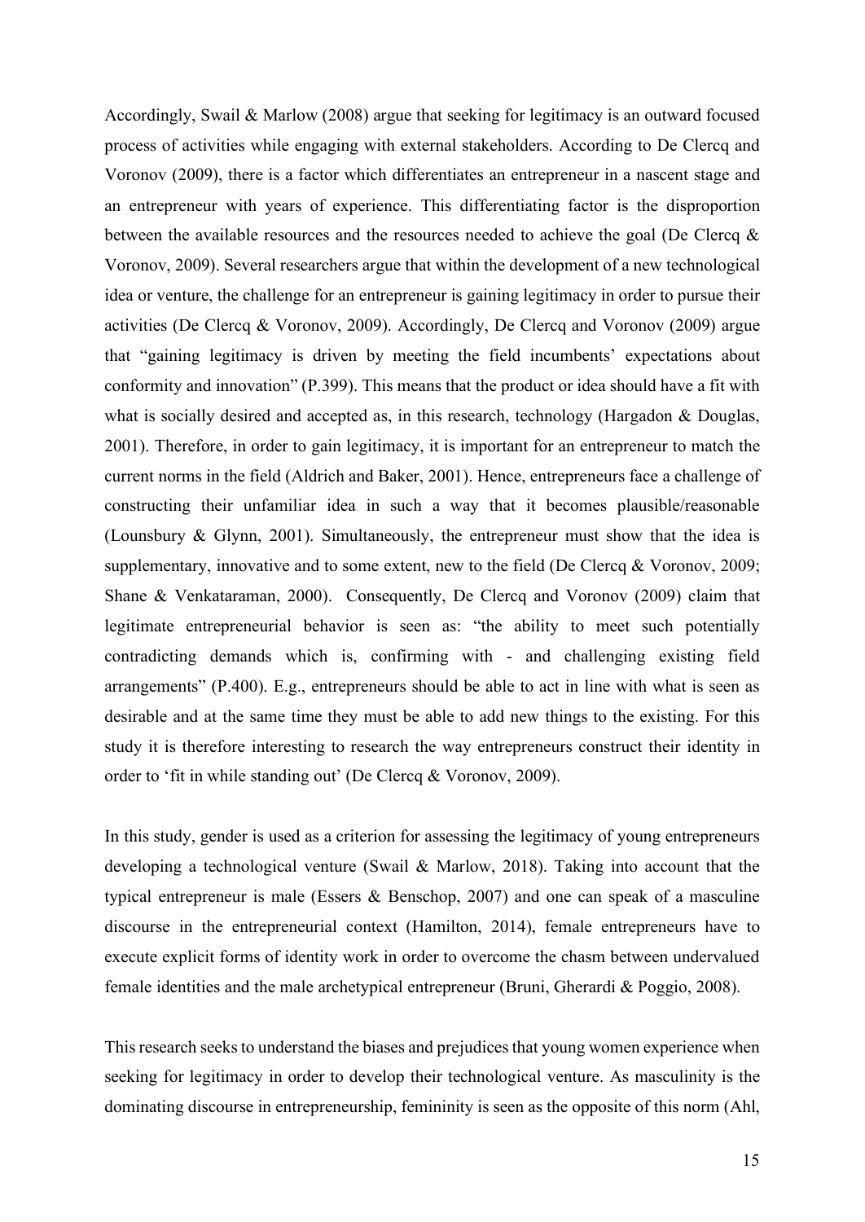Accordingly, Swail & Marlow (2008) argue that seeking for legitimacy is an outward focused process of activities while engaging with external stakeholders. According to De Clercq and Voronov (2009), there is a factor which differentiates an entrepreneur in a nascent stage and an entrepreneur with years of experience. This differentiating factor is the disproportion between the available resources and the resources needed to achieve the goal (De Clercq & Voronov, 2009). Several researchers argue that within the development of a new technological idea or venture, the challenge for an entrepreneur is gaining legitimacy in order to pursue their activities (De Clercq & Voronov, 2009). Accordingly, De Clercq and Voronov (2009) argue that "gaining legitimacy is driven by meeting the field incumbents' expectations about conformity and innovation" (P.399). This means that the product or idea should have a fit with what is socially desired and accepted as, in this research, technology (Hargadon & Douglas, 2001). Therefore, in order to gain legitimacy, it is important for an entrepreneur to match the current norms in the field (Aldrich and Baker, 2001). Hence, entrepreneurs face a challenge of constructing their unfamiliar idea in such a way that it becomes plausible/reasonable (Lounsbury & Glynn, 2001). Simultaneously, the entrepreneur must show that the idea is supplementary, innovative and to some extent, new to the field (De Clercq & Voronov, 2009; Shane & Venkataraman, 2000). Consequently, De Clercq and Voronov (2009) claim that legitimate entrepreneurial behavior is seen as: "the ability to meet such potentially contradicting demands which is, confirming with - and challenging existing field arrangements" (P.400). E.g., entrepreneurs should be able to act in line with what is seen as desirable and at the same time they must be able to add new things to the existing. For this study it is therefore interesting to research the way entrepreneurs construct their identity in order to 'fit in while standing out' (De Clercq & Voronov, 2009).

In this study, gender is used as a criterion for assessing the legitimacy of young entrepreneurs developing a technological venture (Swail & Marlow, 2018). Taking into account that the typical entrepreneur is male (Essers & Benschop, 2007) and one can speak of a masculine discourse in the entrepreneurial context (Hamilton, 2014), female entrepreneurs have to execute explicit forms of identity work in order to overcome the chasm between undervalued female identities and the male archetypical entrepreneur (Bruni, Gherardi & Poggio, 2008).

This research seeks to understand the biases and prejudices that young women experience when seeking for legitimacy in order to develop their technological venture. As masculinity is the dominating discourse in entrepreneurship, femininity is seen as the opposite of this norm (Ahl,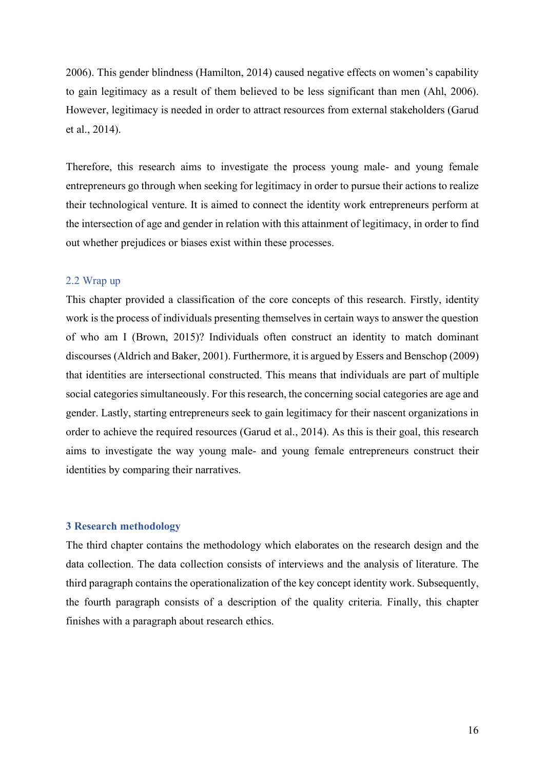2006). This gender blindness (Hamilton, 2014) caused negative effects on women's capability to gain legitimacy as a result of them believed to be less significant than men (Ahl, 2006). However, legitimacy is needed in order to attract resources from external stakeholders (Garud et al., 2014).

Therefore, this research aims to investigate the process young male- and young female entrepreneurs go through when seeking for legitimacy in order to pursue their actions to realize their technological venture. It is aimed to connect the identity work entrepreneurs perform at the intersection of age and gender in relation with this attainment of legitimacy, in order to find out whether prejudices or biases exist within these processes.

### 2.2 Wrap up

This chapter provided a classification of the core concepts of this research. Firstly, identity work is the process of individuals presenting themselves in certain ways to answer the question of who am I (Brown, 2015)? Individuals often construct an identity to match dominant discourses (Aldrich and Baker, 2001). Furthermore, it is argued by Essers and Benschop (2009) that identities are intersectional constructed. This means that individuals are part of multiple social categories simultaneously. For this research, the concerning social categories are age and gender. Lastly, starting entrepreneurs seek to gain legitimacy for their nascent organizations in order to achieve the required resources (Garud et al., 2014). As this is their goal, this research aims to investigate the way young male- and young female entrepreneurs construct their identities by comparing their narratives.

## 3 Research methodology

The third chapter contains the methodology which elaborates on the research design and the data collection. The data collection consists of interviews and the analysis of literature. The third paragraph contains the operationalization of the key concept identity work. Subsequently, the fourth paragraph consists of a description of the quality criteria. Finally, this chapter finishes with a paragraph about research ethics.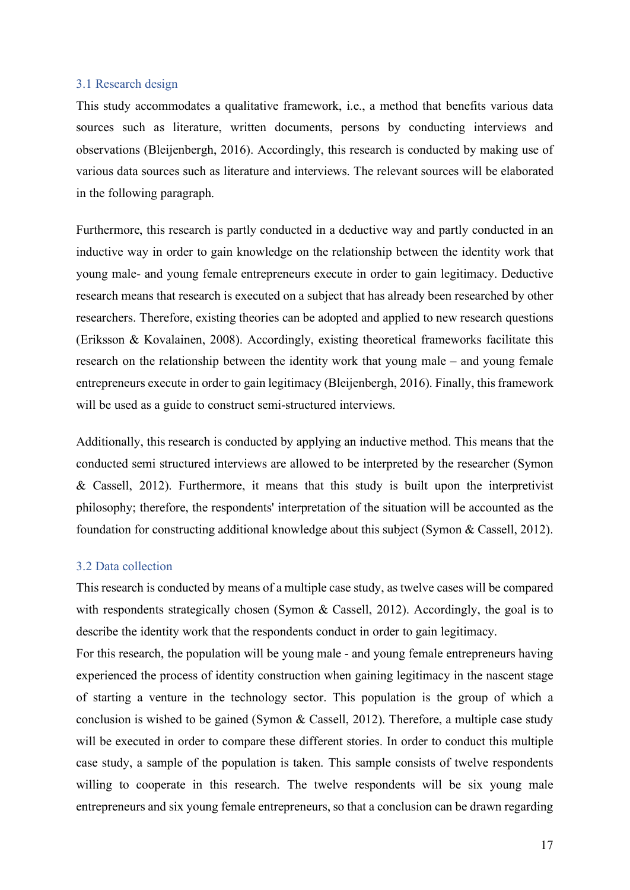### 3.1 Research design

This study accommodates a qualitative framework, i.e., a method that benefits various data sources such as literature, written documents, persons by conducting interviews and observations (Bleijenbergh, 2016). Accordingly, this research is conducted by making use of various data sources such as literature and interviews. The relevant sources will be elaborated in the following paragraph.

Furthermore, this research is partly conducted in a deductive way and partly conducted in an inductive way in order to gain knowledge on the relationship between the identity work that young male- and young female entrepreneurs execute in order to gain legitimacy. Deductive research means that research is executed on a subject that has already been researched by other researchers. Therefore, existing theories can be adopted and applied to new research questions (Eriksson & Kovalainen, 2008). Accordingly, existing theoretical frameworks facilitate this research on the relationship between the identity work that young male – and young female entrepreneurs execute in order to gain legitimacy (Bleijenbergh, 2016). Finally, this framework will be used as a guide to construct semi-structured interviews.

Additionally, this research is conducted by applying an inductive method. This means that the conducted semi structured interviews are allowed to be interpreted by the researcher (Symon & Cassell, 2012). Furthermore, it means that this study is built upon the interpretivist philosophy; therefore, the respondents' interpretation of the situation will be accounted as the foundation for constructing additional knowledge about this subject (Symon & Cassell, 2012).

### 3.2 Data collection

This research is conducted by means of a multiple case study, as twelve cases will be compared with respondents strategically chosen (Symon & Cassell, 2012). Accordingly, the goal is to describe the identity work that the respondents conduct in order to gain legitimacy.

For this research, the population will be young male - and young female entrepreneurs having experienced the process of identity construction when gaining legitimacy in the nascent stage of starting a venture in the technology sector. This population is the group of which a conclusion is wished to be gained (Symon & Cassell, 2012). Therefore, a multiple case study will be executed in order to compare these different stories. In order to conduct this multiple case study, a sample of the population is taken. This sample consists of twelve respondents willing to cooperate in this research. The twelve respondents will be six young male entrepreneurs and six young female entrepreneurs, so that a conclusion can be drawn regarding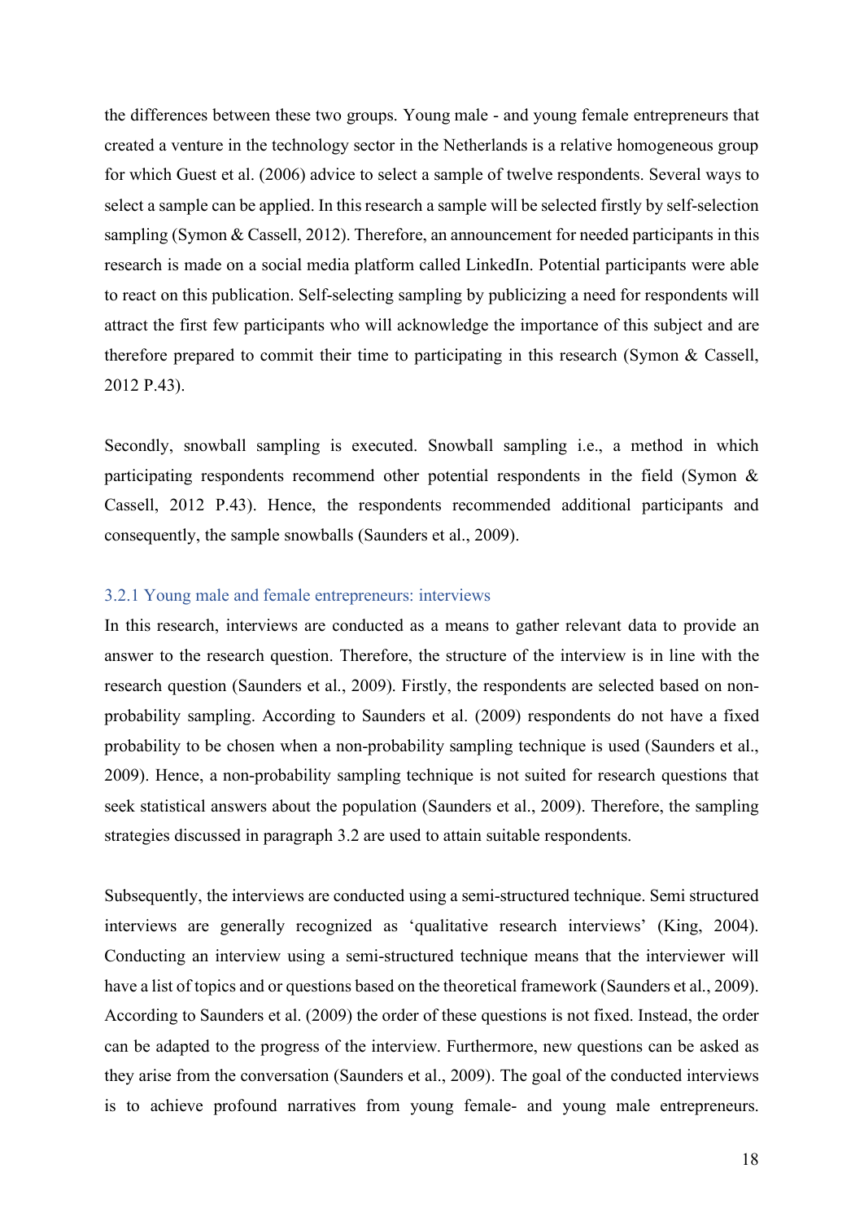the differences between these two groups. Young male - and young female entrepreneurs that created a venture in the technology sector in the Netherlands is a relative homogeneous group for which Guest et al. (2006) advice to select a sample of twelve respondents. Several ways to select a sample can be applied. In this research a sample will be selected firstly by self-selection sampling (Symon & Cassell, 2012). Therefore, an announcement for needed participants in this research is made on a social media platform called LinkedIn. Potential participants were able to react on this publication. Self-selecting sampling by publicizing a need for respondents will attract the first few participants who will acknowledge the importance of this subject and are therefore prepared to commit their time to participating in this research (Symon & Cassell, 2012 P.43).

Secondly, snowball sampling is executed. Snowball sampling i.e., a method in which participating respondents recommend other potential respondents in the field (Symon & Cassell, 2012 P.43). Hence, the respondents recommended additional participants and consequently, the sample snowballs (Saunders et al., 2009).

### 3.2.1 Young male and female entrepreneurs: interviews

In this research, interviews are conducted as a means to gather relevant data to provide an answer to the research question. Therefore, the structure of the interview is in line with the research question (Saunders et al., 2009). Firstly, the respondents are selected based on non-probability sampling. According to Saunders et al. (2009) respondents do not have a fixed probability to be chosen when a non-probability sampling technique is used (Saunders et al., 2009). Hence, a non-probability sampling technique is not suited for research questions that seek statistical answers about the population (Saunders et al., 2009). Therefore, the sampling strategies discussed in paragraph 3.2 are used to attain suitable respondents.

Subsequently, the interviews are conducted using a semi-structured technique. Semi structured interviews are generally recognized as 'qualitative research interviews' (King, 2004). Conducting an interview using a semi-structured technique means that the interviewer will have a list of topics and or questions based on the theoretical framework (Saunders et al., 2009). According to Saunders et al. (2009) the order of these questions is not fixed. Instead, the order can be adapted to the progress of the interview. Furthermore, new questions can be asked as they arise from the conversation (Saunders et al., 2009). The goal of the conducted interviews is to achieve profound narratives from young female- and young male entrepreneurs.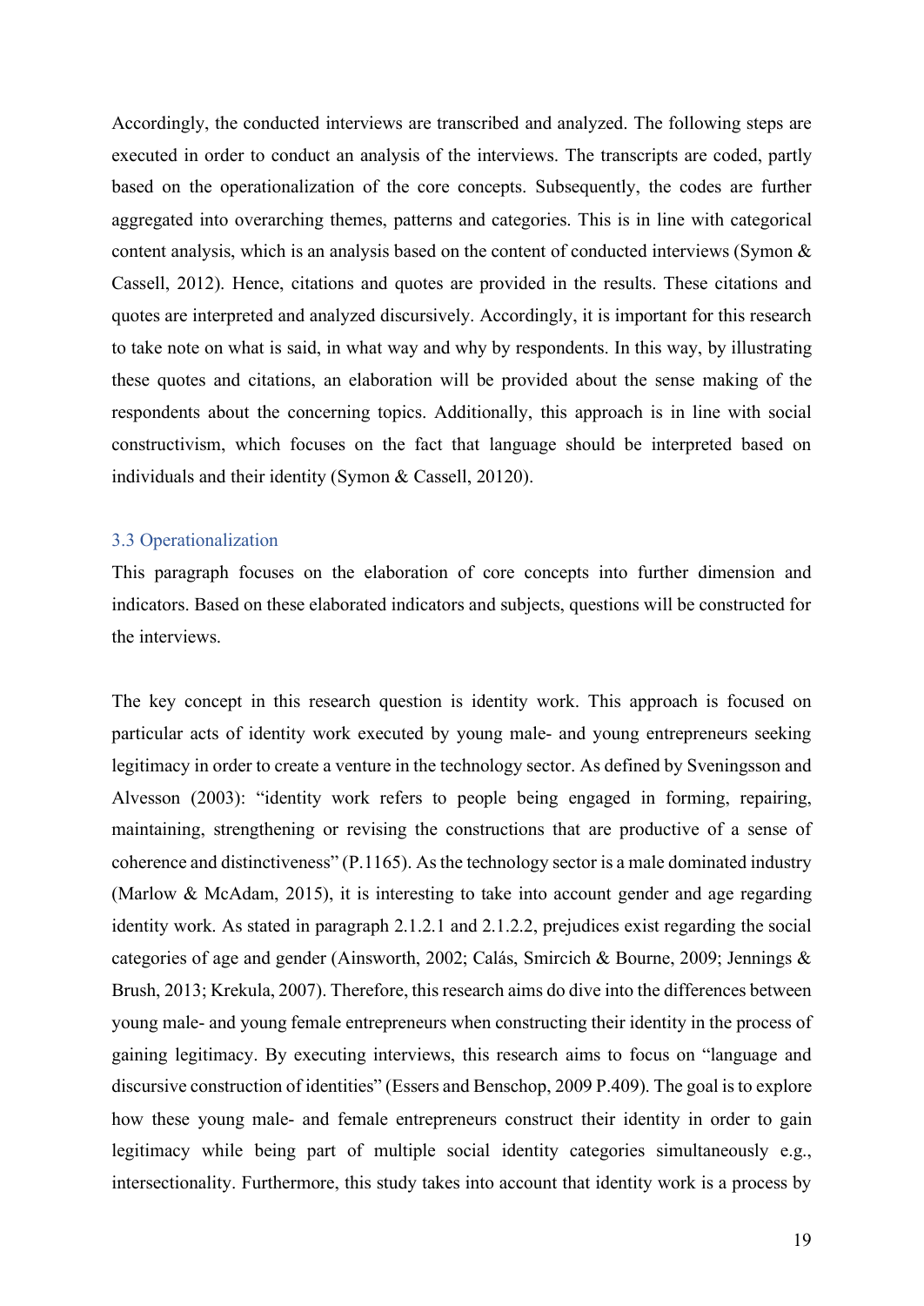Accordingly, the conducted interviews are transcribed and analyzed. The following steps are executed in order to conduct an analysis of the interviews. The transcripts are coded, partly based on the operationalization of the core concepts. Subsequently, the codes are further aggregated into overarching themes, patterns and categories. This is in line with categorical content analysis, which is an analysis based on the content of conducted interviews (Symon & Cassell, 2012). Hence, citations and quotes are provided in the results. These citations and quotes are interpreted and analyzed discursively. Accordingly, it is important for this research to take note on what is said, in what way and why by respondents. In this way, by illustrating these quotes and citations, an elaboration will be provided about the sense making of the respondents about the concerning topics. Additionally, this approach is in line with social constructivism, which focuses on the fact that language should be interpreted based on individuals and their identity (Symon & Cassell, 20120).

### 3.3 Operationalization

This paragraph focuses on the elaboration of core concepts into further dimension and indicators. Based on these elaborated indicators and subjects, questions will be constructed for the interviews.

The key concept in this research question is identity work. This approach is focused on particular acts of identity work executed by young male- and young entrepreneurs seeking legitimacy in order to create a venture in the technology sector. As defined by Sveningsson and Alvesson (2003): "identity work refers to people being engaged in forming, repairing, maintaining, strengthening or revising the constructions that are productive of a sense of coherence and distinctiveness" (P.1165). As the technology sector is a male dominated industry (Marlow & McAdam, 2015), it is interesting to take into account gender and age regarding identity work. As stated in paragraph 2.1.2.1 and 2.1.2.2, prejudices exist regarding the social categories of age and gender (Ainsworth, 2002; Calás, Smircich & Bourne, 2009; Jennings & Brush, 2013; Krekula, 2007). Therefore, this research aims do dive into the differences between young male- and young female entrepreneurs when constructing their identity in the process of gaining legitimacy. By executing interviews, this research aims to focus on "language and discursive construction of identities" (Essers and Benschop, 2009 P.409). The goal is to explore how these young male- and female entrepreneurs construct their identity in order to gain legitimacy while being part of multiple social identity categories simultaneously e.g., intersectionality. Furthermore, this study takes into account that identity work is a process by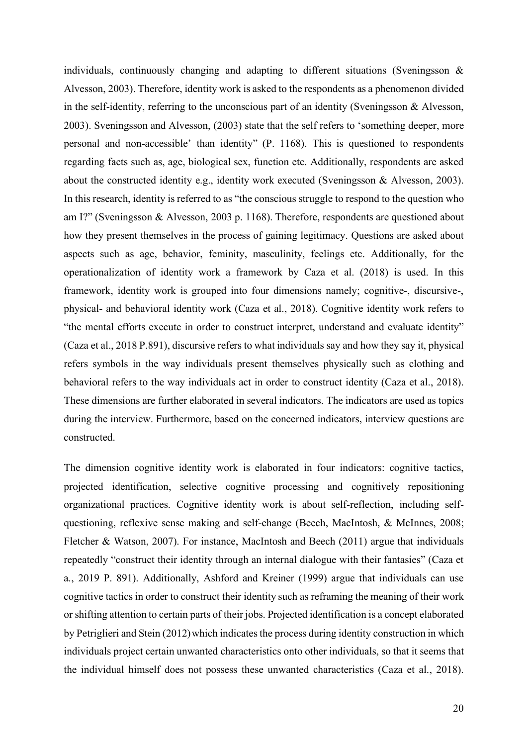individuals, continuously changing and adapting to different situations (Sveningsson & Alvesson, 2003). Therefore, identity work is asked to the respondents as a phenomenon divided in the self-identity, referring to the unconscious part of an identity (Sveningsson & Alvesson, 2003). Sveningsson and Alvesson, (2003) state that the self refers to 'something deeper, more personal and non-accessible' than identity" (P. 1168). This is questioned to respondents regarding facts such as, age, biological sex, function etc. Additionally, respondents are asked about the constructed identity e.g., identity work executed (Sveningsson & Alvesson, 2003). In this research, identity is referred to as "the conscious struggle to respond to the question who am I?" (Sveningsson & Alvesson, 2003 p. 1168). Therefore, respondents are questioned about how they present themselves in the process of gaining legitimacy. Questions are asked about aspects such as age, behavior, feminity, masculinity, feelings etc. Additionally, for the operationalization of identity work a framework by Caza et al. (2018) is used. In this framework, identity work is grouped into four dimensions namely; cognitive-, discursive-, physical- and behavioral identity work (Caza et al., 2018). Cognitive identity work refers to "the mental efforts execute in order to construct interpret, understand and evaluate identity" (Caza et al., 2018 P.891), discursive refers to what individuals say and how they say it, physical refers symbols in the way individuals present themselves physically such as clothing and behavioral refers to the way individuals act in order to construct identity (Caza et al., 2018). These dimensions are further elaborated in several indicators. The indicators are used as topics during the interview. Furthermore, based on the concerned indicators, interview questions are constructed.

The dimension cognitive identity work is elaborated in four indicators: cognitive tactics, projected identification, selective cognitive processing and cognitively repositioning organizational practices. Cognitive identity work is about self-reflection, including self-questioning, reflexive sense making and self-change (Beech, MacIntosh, & McInnes, 2008; Fletcher & Watson, 2007). For instance, MacIntosh and Beech (2011) argue that individuals repeatedly "construct their identity through an internal dialogue with their fantasies" (Caza et a., 2019 P. 891). Additionally, Ashford and Kreiner (1999) argue that individuals can use cognitive tactics in order to construct their identity such as reframing the meaning of their work or shifting attention to certain parts of their jobs. Projected identification is a concept elaborated by Petriglieri and Stein (2012) which indicates the process during identity construction in which individuals project certain unwanted characteristics onto other individuals, so that it seems that the individual himself does not possess these unwanted characteristics (Caza et al., 2018).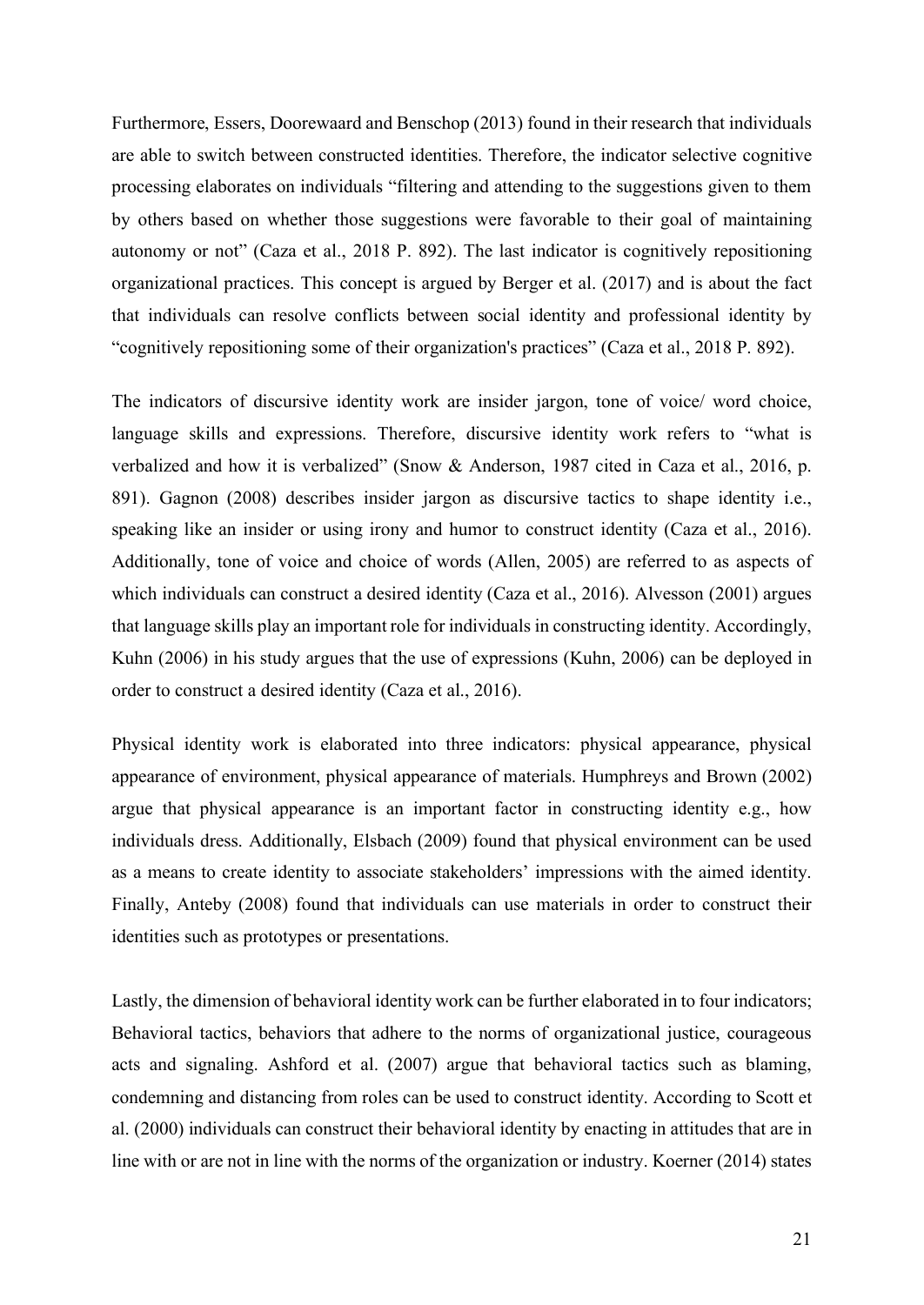Furthermore, Essers, Doorewaard and Benschop (2013) found in their research that individuals are able to switch between constructed identities. Therefore, the indicator selective cognitive processing elaborates on individuals "filtering and attending to the suggestions given to them by others based on whether those suggestions were favorable to their goal of maintaining autonomy or not" (Caza et al., 2018 P. 892). The last indicator is cognitively repositioning organizational practices. This concept is argued by Berger et al. (2017) and is about the fact that individuals can resolve conflicts between social identity and professional identity by "cognitively repositioning some of their organization's practices" (Caza et al., 2018 P. 892).

The indicators of discursive identity work are insider jargon, tone of voice/ word choice, language skills and expressions. Therefore, discursive identity work refers to "what is verbalized and how it is verbalized" (Snow & Anderson, 1987 cited in Caza et al., 2016, p. 891). Gagnon (2008) describes insider jargon as discursive tactics to shape identity i.e., speaking like an insider or using irony and humor to construct identity (Caza et al., 2016). Additionally, tone of voice and choice of words (Allen, 2005) are referred to as aspects of which individuals can construct a desired identity (Caza et al., 2016). Alvesson (2001) argues that language skills play an important role for individuals in constructing identity. Accordingly, Kuhn (2006) in his study argues that the use of expressions (Kuhn, 2006) can be deployed in order to construct a desired identity (Caza et al., 2016).

Physical identity work is elaborated into three indicators: physical appearance, physical appearance of environment, physical appearance of materials. Humphreys and Brown (2002) argue that physical appearance is an important factor in constructing identity e.g., how individuals dress. Additionally, Elsbach (2009) found that physical environment can be used as a means to create identity to associate stakeholders' impressions with the aimed identity. Finally, Anteby (2008) found that individuals can use materials in order to construct their identities such as prototypes or presentations.

Lastly, the dimension of behavioral identity work can be further elaborated in to four indicators; Behavioral tactics, behaviors that adhere to the norms of organizational justice, courageous acts and signaling. Ashford et al. (2007) argue that behavioral tactics such as blaming, condemning and distancing from roles can be used to construct identity. According to Scott et al. (2000) individuals can construct their behavioral identity by enacting in attitudes that are in line with or are not in line with the norms of the organization or industry. Koerner (2014) states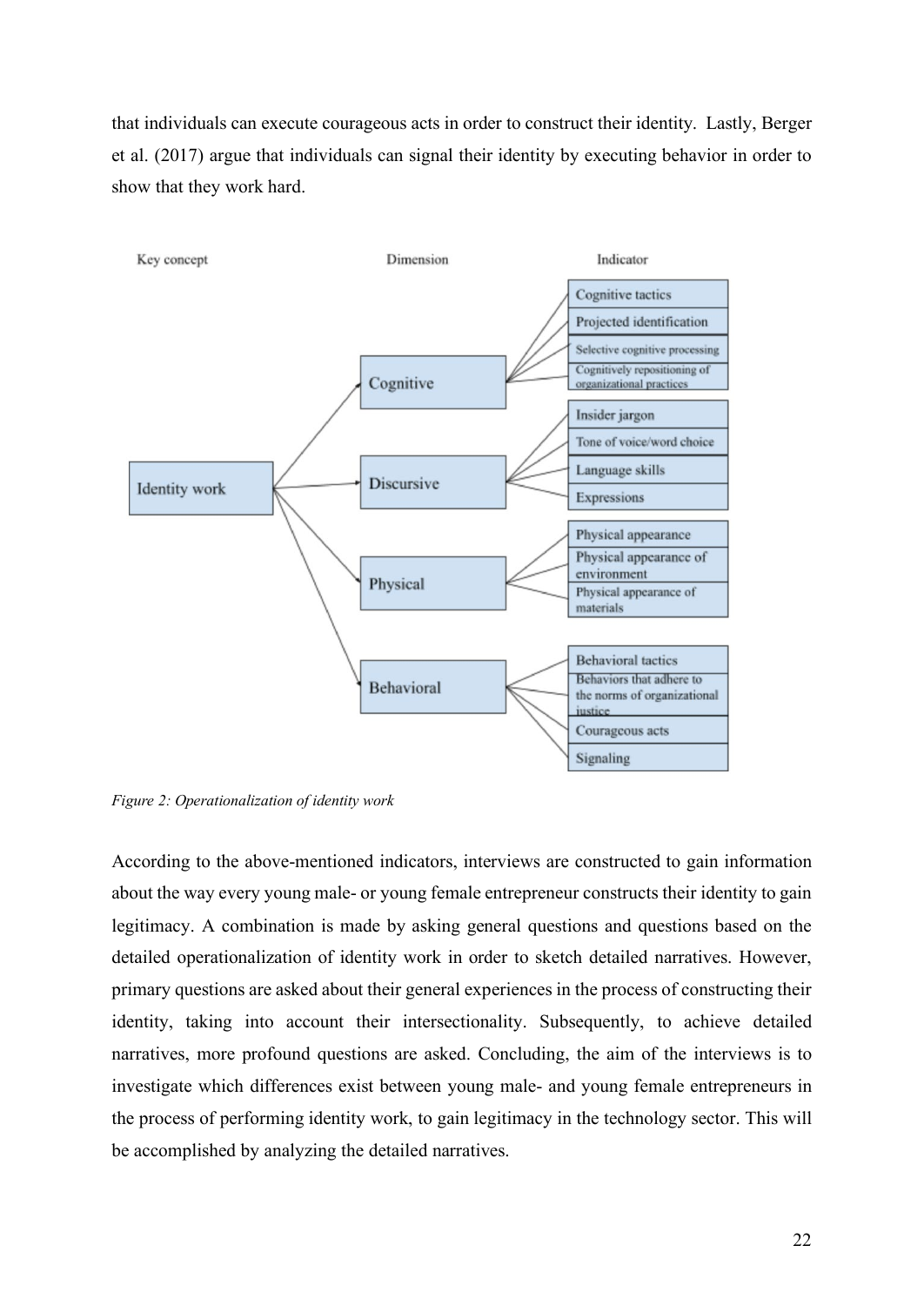that individuals can execute courageous acts in order to construct their identity. Lastly, Berger et al. (2017) argue that individuals can signal their identity by executing behavior in order to show that they work hard.

| Key concept | Dimension | Indicator |
| --- | --- | --- |
| Identity work | Cognitive | Cognitive tactics |
| | | Projected identification |
| | | Selective cognitive processing |
| | | Cognitively repositioning of organizational practices |
| | Discursive | Insider jargon |
| | | Tone of voice/word choice |
| | | Language skills |
| | | Expressions |
| | Physical | Physical appearance |
| | | Physical appearance of environment |
| | | Physical appearance of materials |
| | Behavioral | Behavioral tactics |
| | | Behaviors that adhere to the norms of organizational justice |
| | | Courageous acts |
| | | Signaling |

*Figure 2: Operationalization of identity work*

According to the above-mentioned indicators, interviews are constructed to gain information about the way every young male- or young female entrepreneur constructs their identity to gain legitimacy. A combination is made by asking general questions and questions based on the detailed operationalization of identity work in order to sketch detailed narratives. However, primary questions are asked about their general experiences in the process of constructing their identity, taking into account their intersectionality. Subsequently, to achieve detailed narratives, more profound questions are asked. Concluding, the aim of the interviews is to investigate which differences exist between young male- and young female entrepreneurs in the process of performing identity work, to gain legitimacy in the technology sector. This will be accomplished by analyzing the detailed narratives.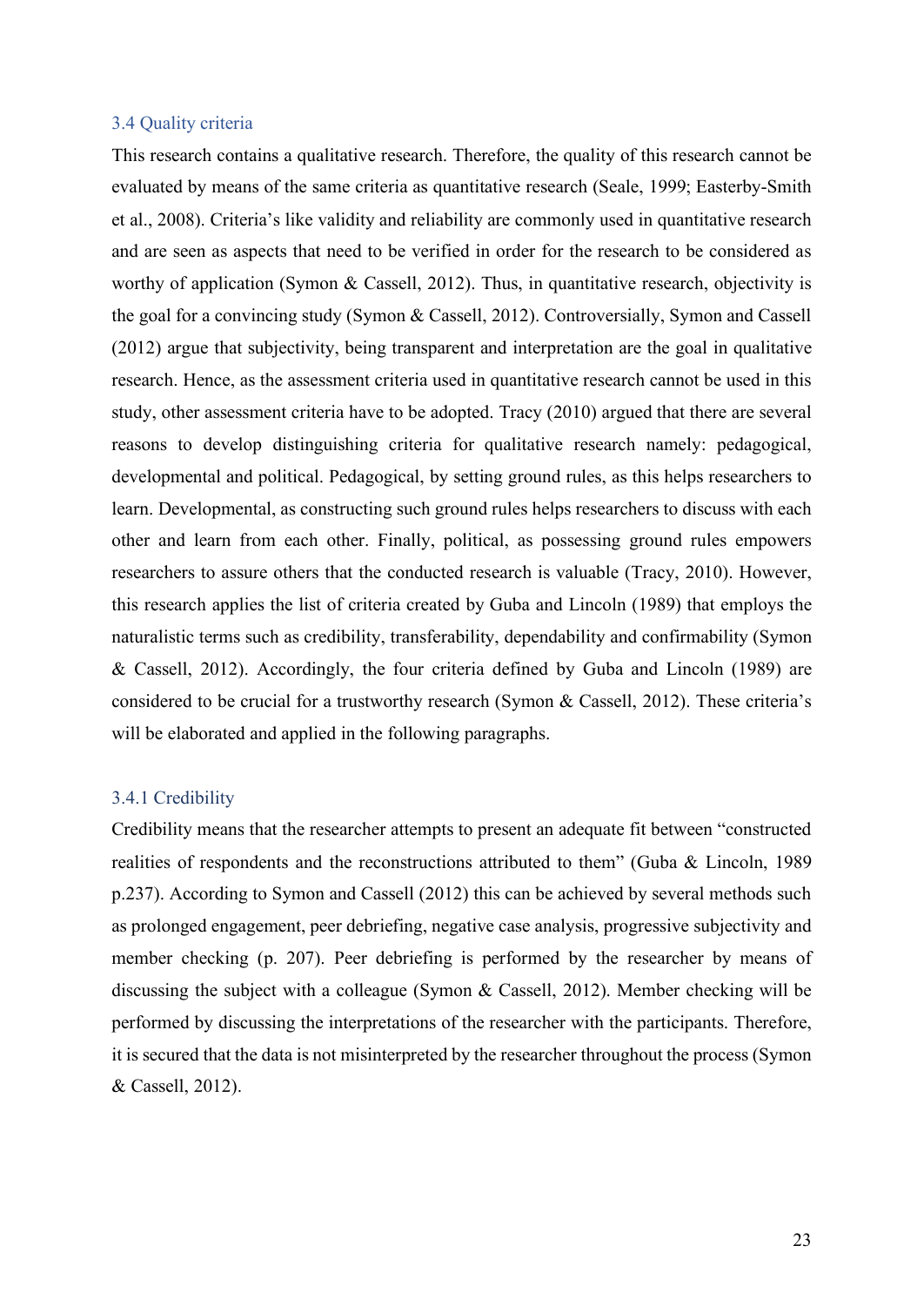### 3.4 Quality criteria

This research contains a qualitative research. Therefore, the quality of this research cannot be evaluated by means of the same criteria as quantitative research (Seale, 1999; Easterby-Smith et al., 2008). Criteria's like validity and reliability are commonly used in quantitative research and are seen as aspects that need to be verified in order for the research to be considered as worthy of application (Symon & Cassell, 2012). Thus, in quantitative research, objectivity is the goal for a convincing study (Symon & Cassell, 2012). Controversially, Symon and Cassell (2012) argue that subjectivity, being transparent and interpretation are the goal in qualitative research. Hence, as the assessment criteria used in quantitative research cannot be used in this study, other assessment criteria have to be adopted. Tracy (2010) argued that there are several reasons to develop distinguishing criteria for qualitative research namely: pedagogical, developmental and political. Pedagogical, by setting ground rules, as this helps researchers to learn. Developmental, as constructing such ground rules helps researchers to discuss with each other and learn from each other. Finally, political, as possessing ground rules empowers researchers to assure others that the conducted research is valuable (Tracy, 2010). However, this research applies the list of criteria created by Guba and Lincoln (1989) that employs the naturalistic terms such as credibility, transferability, dependability and confirmability (Symon & Cassell, 2012). Accordingly, the four criteria defined by Guba and Lincoln (1989) are considered to be crucial for a trustworthy research (Symon & Cassell, 2012). These criteria's will be elaborated and applied in the following paragraphs.

#### 3.4.1 Credibility

Credibility means that the researcher attempts to present an adequate fit between "constructed realities of respondents and the reconstructions attributed to them" (Guba & Lincoln, 1989 p.237). According to Symon and Cassell (2012) this can be achieved by several methods such as prolonged engagement, peer debriefing, negative case analysis, progressive subjectivity and member checking (p. 207). Peer debriefing is performed by the researcher by means of discussing the subject with a colleague (Symon & Cassell, 2012). Member checking will be performed by discussing the interpretations of the researcher with the participants. Therefore, it is secured that the data is not misinterpreted by the researcher throughout the process (Symon & Cassell, 2012).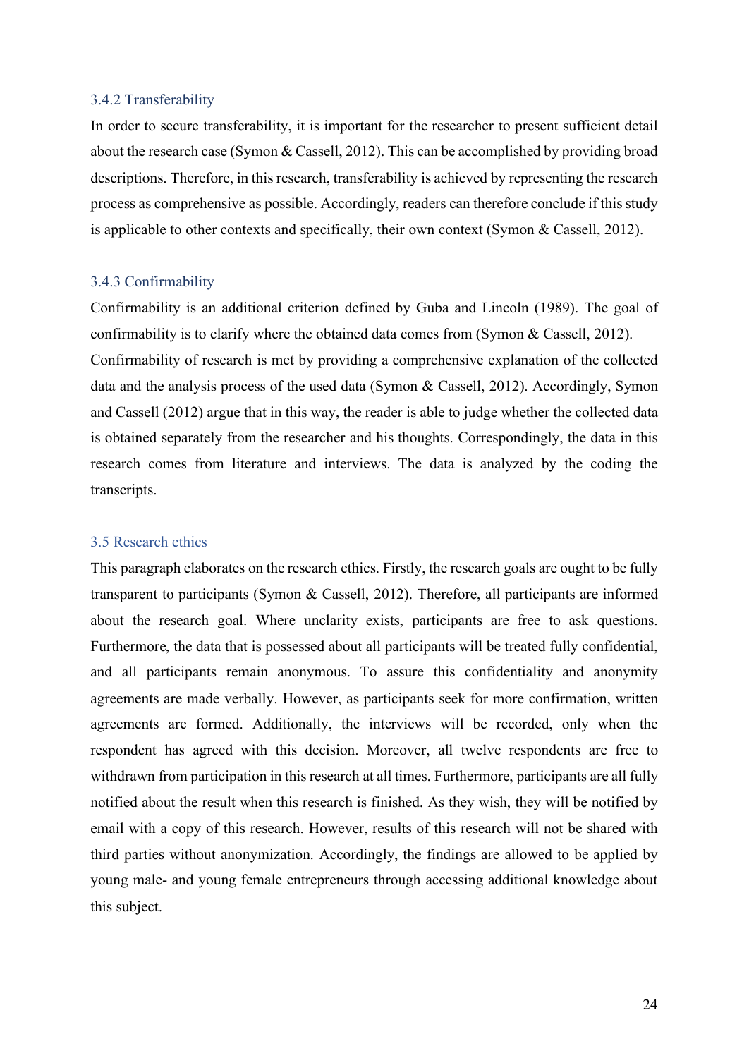### 3.4.2 Transferability

In order to secure transferability, it is important for the researcher to present sufficient detail about the research case (Symon & Cassell, 2012). This can be accomplished by providing broad descriptions. Therefore, in this research, transferability is achieved by representing the research process as comprehensive as possible. Accordingly, readers can therefore conclude if this study is applicable to other contexts and specifically, their own context (Symon & Cassell, 2012).

### 3.4.3 Confirmability

Confirmability is an additional criterion defined by Guba and Lincoln (1989). The goal of confirmability is to clarify where the obtained data comes from (Symon & Cassell, 2012). Confirmability of research is met by providing a comprehensive explanation of the collected data and the analysis process of the used data (Symon & Cassell, 2012). Accordingly, Symon and Cassell (2012) argue that in this way, the reader is able to judge whether the collected data is obtained separately from the researcher and his thoughts. Correspondingly, the data in this research comes from literature and interviews. The data is analyzed by the coding the transcripts.

## 3.5 Research ethics

This paragraph elaborates on the research ethics. Firstly, the research goals are ought to be fully transparent to participants (Symon & Cassell, 2012). Therefore, all participants are informed about the research goal. Where unclarity exists, participants are free to ask questions. Furthermore, the data that is possessed about all participants will be treated fully confidential, and all participants remain anonymous. To assure this confidentiality and anonymity agreements are made verbally. However, as participants seek for more confirmation, written agreements are formed. Additionally, the interviews will be recorded, only when the respondent has agreed with this decision. Moreover, all twelve respondents are free to withdrawn from participation in this research at all times. Furthermore, participants are all fully notified about the result when this research is finished. As they wish, they will be notified by email with a copy of this research. However, results of this research will not be shared with third parties without anonymization. Accordingly, the findings are allowed to be applied by young male- and young female entrepreneurs through accessing additional knowledge about this subject.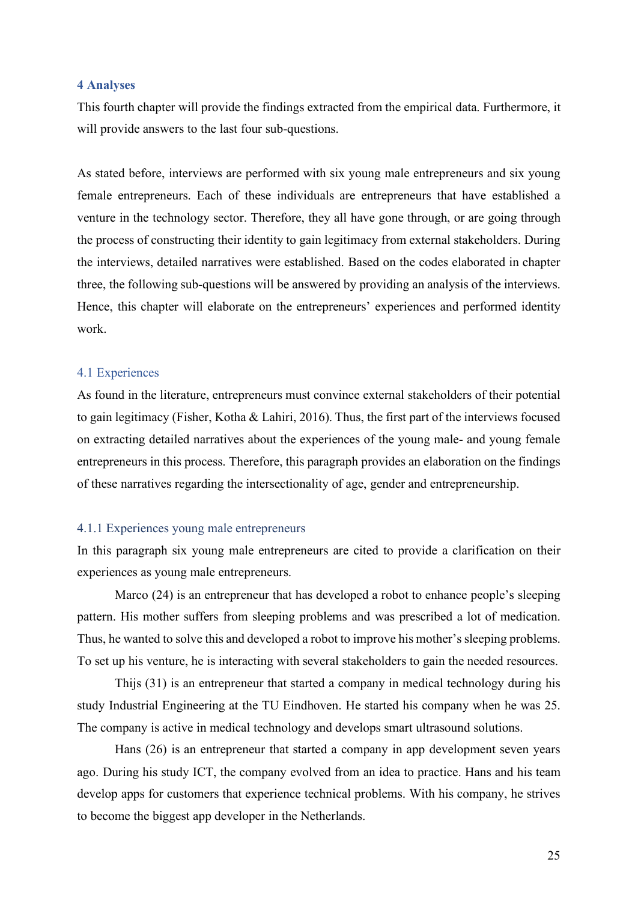# 4 Analyses

This fourth chapter will provide the findings extracted from the empirical data. Furthermore, it will provide answers to the last four sub-questions.

As stated before, interviews are performed with six young male entrepreneurs and six young female entrepreneurs. Each of these individuals are entrepreneurs that have established a venture in the technology sector. Therefore, they all have gone through, or are going through the process of constructing their identity to gain legitimacy from external stakeholders. During the interviews, detailed narratives were established. Based on the codes elaborated in chapter three, the following sub-questions will be answered by providing an analysis of the interviews. Hence, this chapter will elaborate on the entrepreneurs' experiences and performed identity work.

## 4.1 Experiences

As found in the literature, entrepreneurs must convince external stakeholders of their potential to gain legitimacy (Fisher, Kotha & Lahiri, 2016). Thus, the first part of the interviews focused on extracting detailed narratives about the experiences of the young male- and young female entrepreneurs in this process. Therefore, this paragraph provides an elaboration on the findings of these narratives regarding the intersectionality of age, gender and entrepreneurship.

### 4.1.1 Experiences young male entrepreneurs

In this paragraph six young male entrepreneurs are cited to provide a clarification on their experiences as young male entrepreneurs.

Marco (24) is an entrepreneur that has developed a robot to enhance people's sleeping pattern. His mother suffers from sleeping problems and was prescribed a lot of medication. Thus, he wanted to solve this and developed a robot to improve his mother's sleeping problems. To set up his venture, he is interacting with several stakeholders to gain the needed resources.

Thijs (31) is an entrepreneur that started a company in medical technology during his study Industrial Engineering at the TU Eindhoven. He started his company when he was 25. The company is active in medical technology and develops smart ultrasound solutions.

Hans (26) is an entrepreneur that started a company in app development seven years ago. During his study ICT, the company evolved from an idea to practice. Hans and his team develop apps for customers that experience technical problems. With his company, he strives to become the biggest app developer in the Netherlands.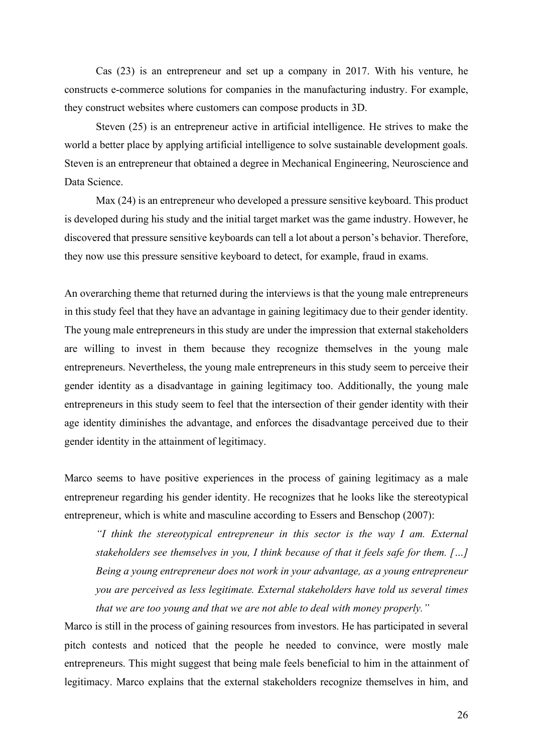Cas (23) is an entrepreneur and set up a company in 2017. With his venture, he constructs e-commerce solutions for companies in the manufacturing industry. For example, they construct websites where customers can compose products in 3D.

Steven (25) is an entrepreneur active in artificial intelligence. He strives to make the world a better place by applying artificial intelligence to solve sustainable development goals. Steven is an entrepreneur that obtained a degree in Mechanical Engineering, Neuroscience and Data Science.

Max (24) is an entrepreneur who developed a pressure sensitive keyboard. This product is developed during his study and the initial target market was the game industry. However, he discovered that pressure sensitive keyboards can tell a lot about a person's behavior. Therefore, they now use this pressure sensitive keyboard to detect, for example, fraud in exams.

An overarching theme that returned during the interviews is that the young male entrepreneurs in this study feel that they have an advantage in gaining legitimacy due to their gender identity. The young male entrepreneurs in this study are under the impression that external stakeholders are willing to invest in them because they recognize themselves in the young male entrepreneurs. Nevertheless, the young male entrepreneurs in this study seem to perceive their gender identity as a disadvantage in gaining legitimacy too. Additionally, the young male entrepreneurs in this study seem to feel that the intersection of their gender identity with their age identity diminishes the advantage, and enforces the disadvantage perceived due to their gender identity in the attainment of legitimacy.

Marco seems to have positive experiences in the process of gaining legitimacy as a male entrepreneur regarding his gender identity. He recognizes that he looks like the stereotypical entrepreneur, which is white and masculine according to Essers and Benschop (2007):

> *"I think the stereotypical entrepreneur in this sector is the way I am. External stakeholders see themselves in you, I think because of that it feels safe for them. […] Being a young entrepreneur does not work in your advantage, as a young entrepreneur you are perceived as less legitimate. External stakeholders have told us several times that we are too young and that we are not able to deal with money properly."*

Marco is still in the process of gaining resources from investors. He has participated in several pitch contests and noticed that the people he needed to convince, were mostly male entrepreneurs. This might suggest that being male feels beneficial to him in the attainment of legitimacy. Marco explains that the external stakeholders recognize themselves in him, and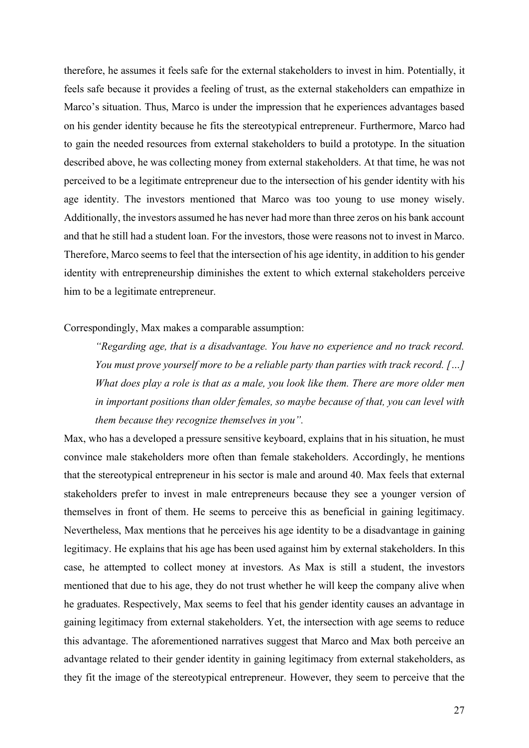therefore, he assumes it feels safe for the external stakeholders to invest in him. Potentially, it feels safe because it provides a feeling of trust, as the external stakeholders can empathize in Marco's situation. Thus, Marco is under the impression that he experiences advantages based on his gender identity because he fits the stereotypical entrepreneur. Furthermore, Marco had to gain the needed resources from external stakeholders to build a prototype. In the situation described above, he was collecting money from external stakeholders. At that time, he was not perceived to be a legitimate entrepreneur due to the intersection of his gender identity with his age identity. The investors mentioned that Marco was too young to use money wisely. Additionally, the investors assumed he has never had more than three zeros on his bank account and that he still had a student loan. For the investors, those were reasons not to invest in Marco. Therefore, Marco seems to feel that the intersection of his age identity, in addition to his gender identity with entrepreneurship diminishes the extent to which external stakeholders perceive him to be a legitimate entrepreneur.

Correspondingly, Max makes a comparable assumption:

> *"Regarding age, that is a disadvantage. You have no experience and no track record. You must prove yourself more to be a reliable party than parties with track record. […] What does play a role is that as a male, you look like them. There are more older men in important positions than older females, so maybe because of that, you can level with them because they recognize themselves in you".*

Max, who has a developed a pressure sensitive keyboard, explains that in his situation, he must convince male stakeholders more often than female stakeholders. Accordingly, he mentions that the stereotypical entrepreneur in his sector is male and around 40. Max feels that external stakeholders prefer to invest in male entrepreneurs because they see a younger version of themselves in front of them. He seems to perceive this as beneficial in gaining legitimacy. Nevertheless, Max mentions that he perceives his age identity to be a disadvantage in gaining legitimacy. He explains that his age has been used against him by external stakeholders. In this case, he attempted to collect money at investors. As Max is still a student, the investors mentioned that due to his age, they do not trust whether he will keep the company alive when he graduates. Respectively, Max seems to feel that his gender identity causes an advantage in gaining legitimacy from external stakeholders. Yet, the intersection with age seems to reduce this advantage. The aforementioned narratives suggest that Marco and Max both perceive an advantage related to their gender identity in gaining legitimacy from external stakeholders, as they fit the image of the stereotypical entrepreneur. However, they seem to perceive that the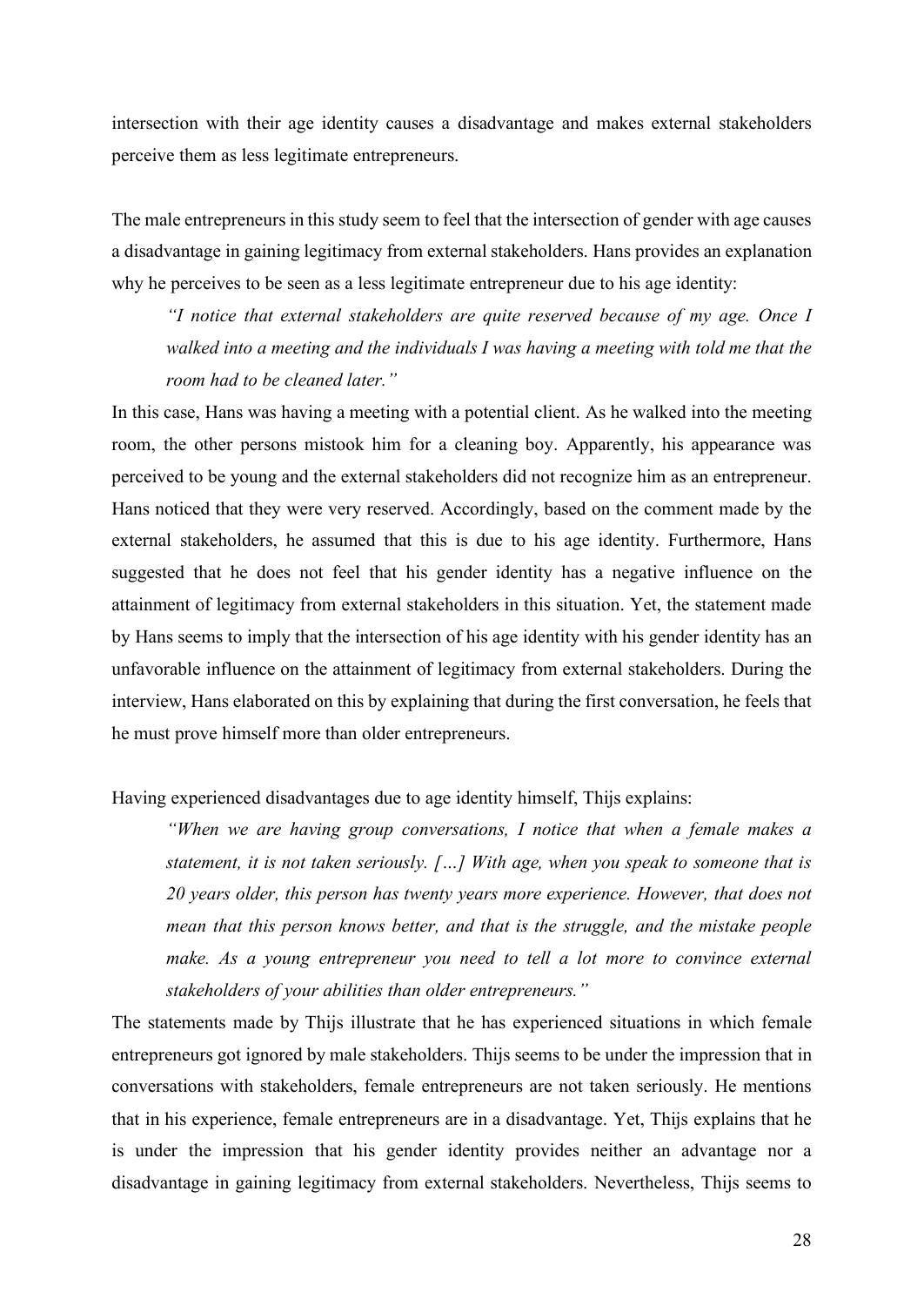intersection with their age identity causes a disadvantage and makes external stakeholders perceive them as less legitimate entrepreneurs.

The male entrepreneurs in this study seem to feel that the intersection of gender with age causes a disadvantage in gaining legitimacy from external stakeholders. Hans provides an explanation why he perceives to be seen as a less legitimate entrepreneur due to his age identity:

> *"I notice that external stakeholders are quite reserved because of my age. Once I walked into a meeting and the individuals I was having a meeting with told me that the room had to be cleaned later."*

In this case, Hans was having a meeting with a potential client. As he walked into the meeting room, the other persons mistook him for a cleaning boy. Apparently, his appearance was perceived to be young and the external stakeholders did not recognize him as an entrepreneur. Hans noticed that they were very reserved. Accordingly, based on the comment made by the external stakeholders, he assumed that this is due to his age identity. Furthermore, Hans suggested that he does not feel that his gender identity has a negative influence on the attainment of legitimacy from external stakeholders in this situation. Yet, the statement made by Hans seems to imply that the intersection of his age identity with his gender identity has an unfavorable influence on the attainment of legitimacy from external stakeholders. During the interview, Hans elaborated on this by explaining that during the first conversation, he feels that he must prove himself more than older entrepreneurs.

Having experienced disadvantages due to age identity himself, Thijs explains:

> *"When we are having group conversations, I notice that when a female makes a statement, it is not taken seriously. […] With age, when you speak to someone that is 20 years older, this person has twenty years more experience. However, that does not mean that this person knows better, and that is the struggle, and the mistake people make. As a young entrepreneur you need to tell a lot more to convince external stakeholders of your abilities than older entrepreneurs."*

The statements made by Thijs illustrate that he has experienced situations in which female entrepreneurs got ignored by male stakeholders. Thijs seems to be under the impression that in conversations with stakeholders, female entrepreneurs are not taken seriously. He mentions that in his experience, female entrepreneurs are in a disadvantage. Yet, Thijs explains that he is under the impression that his gender identity provides neither an advantage nor a disadvantage in gaining legitimacy from external stakeholders. Nevertheless, Thijs seems to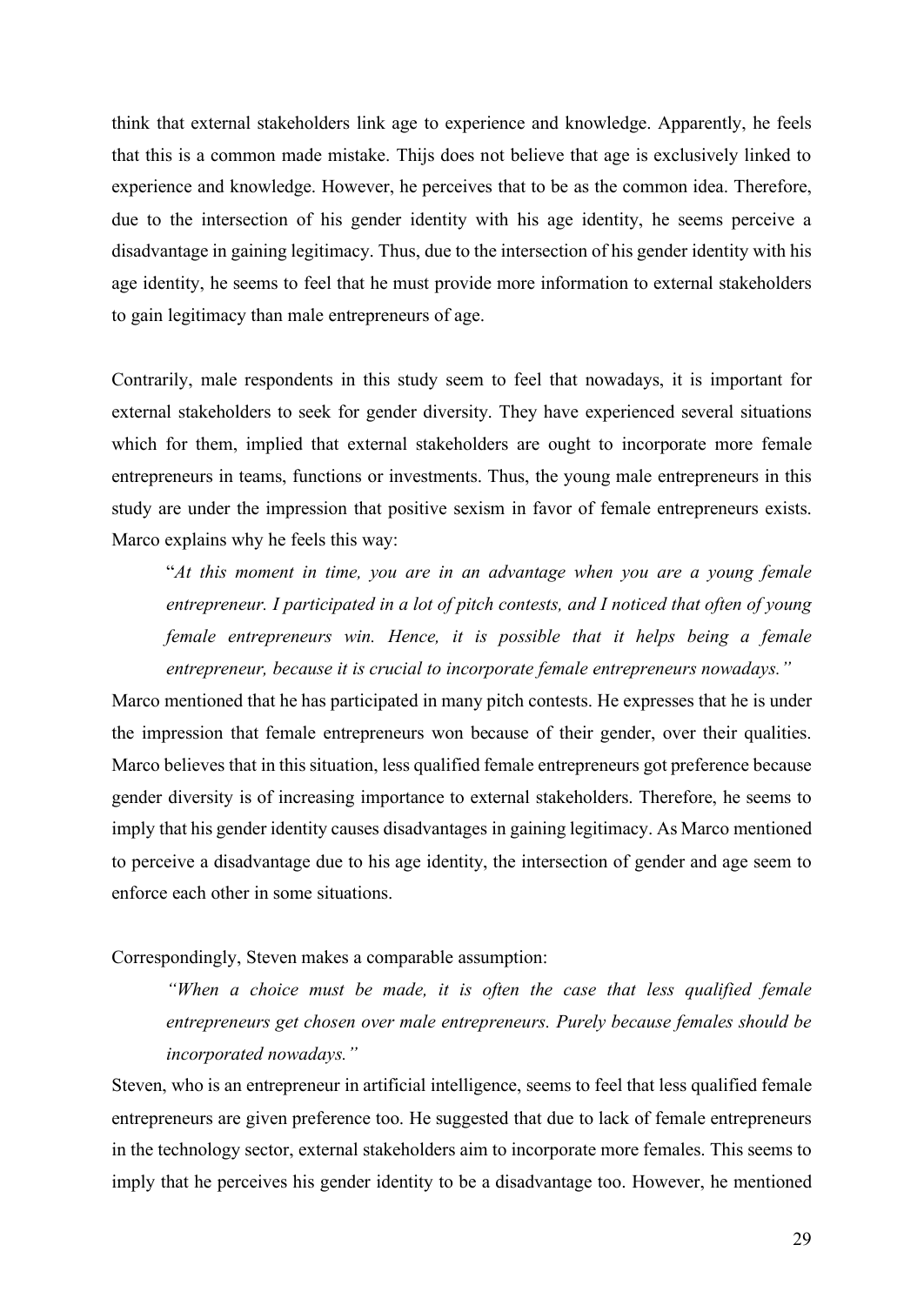think that external stakeholders link age to experience and knowledge. Apparently, he feels that this is a common made mistake. Thijs does not believe that age is exclusively linked to experience and knowledge. However, he perceives that to be as the common idea. Therefore, due to the intersection of his gender identity with his age identity, he seems perceive a disadvantage in gaining legitimacy. Thus, due to the intersection of his gender identity with his age identity, he seems to feel that he must provide more information to external stakeholders to gain legitimacy than male entrepreneurs of age.

Contrarily, male respondents in this study seem to feel that nowadays, it is important for external stakeholders to seek for gender diversity. They have experienced several situations which for them, implied that external stakeholders are ought to incorporate more female entrepreneurs in teams, functions or investments. Thus, the young male entrepreneurs in this study are under the impression that positive sexism in favor of female entrepreneurs exists. Marco explains why he feels this way:

> "*At this moment in time, you are in an advantage when you are a young female entrepreneur. I participated in a lot of pitch contests, and I noticed that often of young female entrepreneurs win. Hence, it is possible that it helps being a female entrepreneur, because it is crucial to incorporate female entrepreneurs nowadays."*

Marco mentioned that he has participated in many pitch contests. He expresses that he is under the impression that female entrepreneurs won because of their gender, over their qualities. Marco believes that in this situation, less qualified female entrepreneurs got preference because gender diversity is of increasing importance to external stakeholders. Therefore, he seems to imply that his gender identity causes disadvantages in gaining legitimacy. As Marco mentioned to perceive a disadvantage due to his age identity, the intersection of gender and age seem to enforce each other in some situations.

Correspondingly, Steven makes a comparable assumption:

> *"When a choice must be made, it is often the case that less qualified female entrepreneurs get chosen over male entrepreneurs. Purely because females should be incorporated nowadays."*

Steven, who is an entrepreneur in artificial intelligence, seems to feel that less qualified female entrepreneurs are given preference too. He suggested that due to lack of female entrepreneurs in the technology sector, external stakeholders aim to incorporate more females. This seems to imply that he perceives his gender identity to be a disadvantage too. However, he mentioned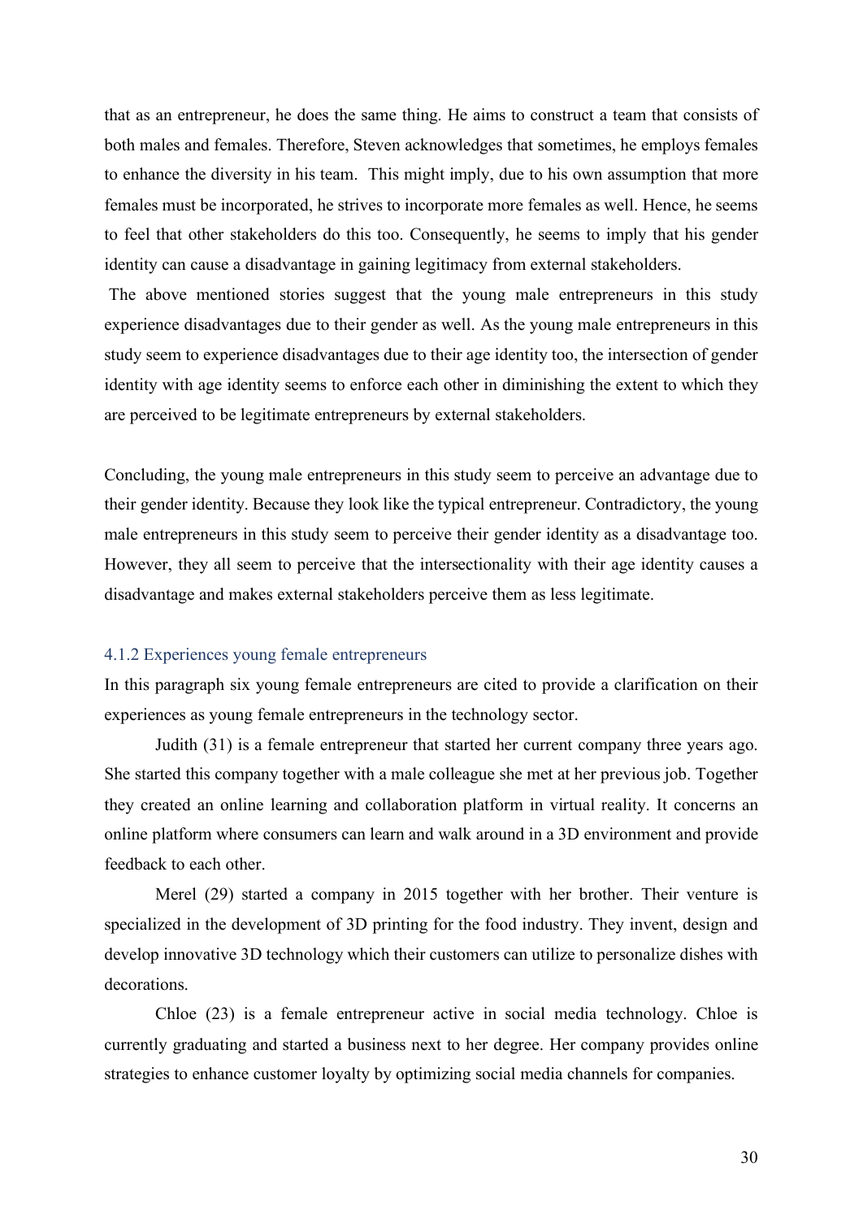that as an entrepreneur, he does the same thing. He aims to construct a team that consists of both males and females. Therefore, Steven acknowledges that sometimes, he employs females to enhance the diversity in his team. This might imply, due to his own assumption that more females must be incorporated, he strives to incorporate more females as well. Hence, he seems to feel that other stakeholders do this too. Consequently, he seems to imply that his gender identity can cause a disadvantage in gaining legitimacy from external stakeholders.

The above mentioned stories suggest that the young male entrepreneurs in this study experience disadvantages due to their gender as well. As the young male entrepreneurs in this study seem to experience disadvantages due to their age identity too, the intersection of gender identity with age identity seems to enforce each other in diminishing the extent to which they are perceived to be legitimate entrepreneurs by external stakeholders.

Concluding, the young male entrepreneurs in this study seem to perceive an advantage due to their gender identity. Because they look like the typical entrepreneur. Contradictory, the young male entrepreneurs in this study seem to perceive their gender identity as a disadvantage too. However, they all seem to perceive that the intersectionality with their age identity causes a disadvantage and makes external stakeholders perceive them as less legitimate.

### 4.1.2 Experiences young female entrepreneurs

In this paragraph six young female entrepreneurs are cited to provide a clarification on their experiences as young female entrepreneurs in the technology sector.

Judith (31) is a female entrepreneur that started her current company three years ago. She started this company together with a male colleague she met at her previous job. Together they created an online learning and collaboration platform in virtual reality. It concerns an online platform where consumers can learn and walk around in a 3D environment and provide feedback to each other.

Merel (29) started a company in 2015 together with her brother. Their venture is specialized in the development of 3D printing for the food industry. They invent, design and develop innovative 3D technology which their customers can utilize to personalize dishes with decorations.

Chloe (23) is a female entrepreneur active in social media technology. Chloe is currently graduating and started a business next to her degree. Her company provides online strategies to enhance customer loyalty by optimizing social media channels for companies.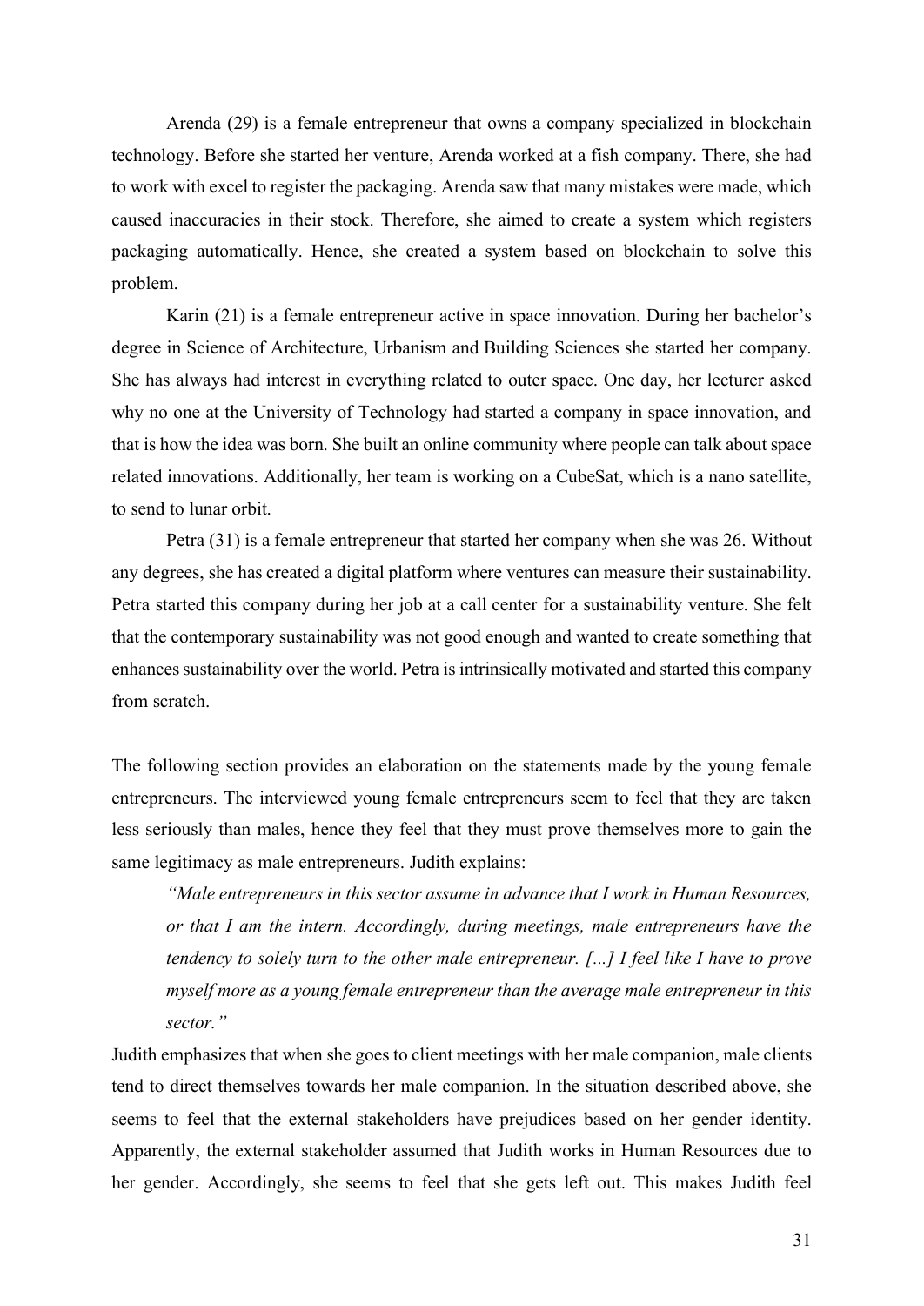Arenda (29) is a female entrepreneur that owns a company specialized in blockchain technology. Before she started her venture, Arenda worked at a fish company. There, she had to work with excel to register the packaging. Arenda saw that many mistakes were made, which caused inaccuracies in their stock. Therefore, she aimed to create a system which registers packaging automatically. Hence, she created a system based on blockchain to solve this problem.

Karin (21) is a female entrepreneur active in space innovation. During her bachelor's degree in Science of Architecture, Urbanism and Building Sciences she started her company. She has always had interest in everything related to outer space. One day, her lecturer asked why no one at the University of Technology had started a company in space innovation, and that is how the idea was born. She built an online community where people can talk about space related innovations. Additionally, her team is working on a CubeSat, which is a nano satellite, to send to lunar orbit.

Petra (31) is a female entrepreneur that started her company when she was 26. Without any degrees, she has created a digital platform where ventures can measure their sustainability. Petra started this company during her job at a call center for a sustainability venture. She felt that the contemporary sustainability was not good enough and wanted to create something that enhances sustainability over the world. Petra is intrinsically motivated and started this company from scratch.

The following section provides an elaboration on the statements made by the young female entrepreneurs. The interviewed young female entrepreneurs seem to feel that they are taken less seriously than males, hence they feel that they must prove themselves more to gain the same legitimacy as male entrepreneurs. Judith explains:

> *"Male entrepreneurs in this sector assume in advance that I work in Human Resources, or that I am the intern. Accordingly, during meetings, male entrepreneurs have the tendency to solely turn to the other male entrepreneur. [...] I feel like I have to prove myself more as a young female entrepreneur than the average male entrepreneur in this sector."*

Judith emphasizes that when she goes to client meetings with her male companion, male clients tend to direct themselves towards her male companion. In the situation described above, she seems to feel that the external stakeholders have prejudices based on her gender identity. Apparently, the external stakeholder assumed that Judith works in Human Resources due to her gender. Accordingly, she seems to feel that she gets left out. This makes Judith feel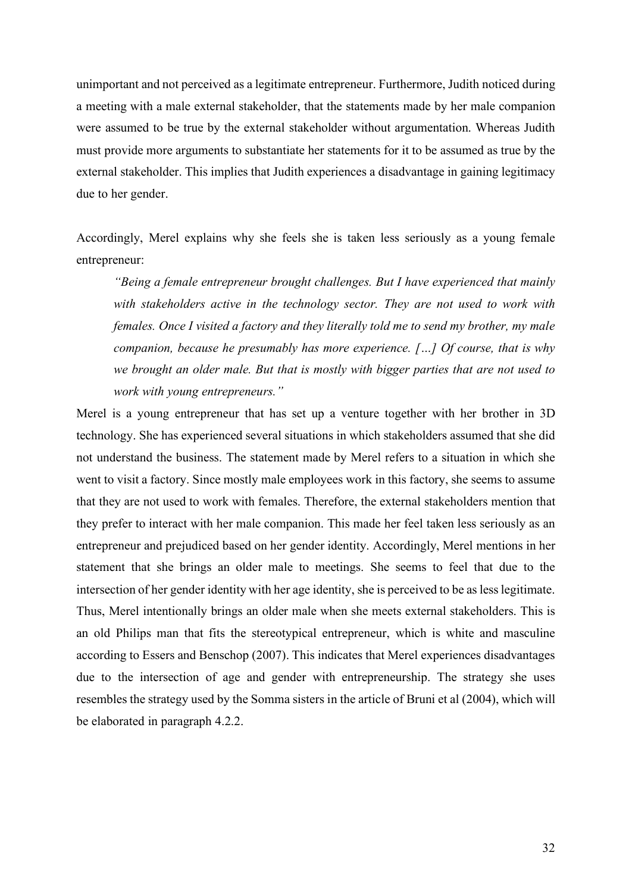unimportant and not perceived as a legitimate entrepreneur. Furthermore, Judith noticed during a meeting with a male external stakeholder, that the statements made by her male companion were assumed to be true by the external stakeholder without argumentation. Whereas Judith must provide more arguments to substantiate her statements for it to be assumed as true by the external stakeholder. This implies that Judith experiences a disadvantage in gaining legitimacy due to her gender.

Accordingly, Merel explains why she feels she is taken less seriously as a young female entrepreneur:

> *"Being a female entrepreneur brought challenges. But I have experienced that mainly with stakeholders active in the technology sector. They are not used to work with females. Once I visited a factory and they literally told me to send my brother, my male companion, because he presumably has more experience. […] Of course, that is why we brought an older male. But that is mostly with bigger parties that are not used to work with young entrepreneurs."*

Merel is a young entrepreneur that has set up a venture together with her brother in 3D technology. She has experienced several situations in which stakeholders assumed that she did not understand the business. The statement made by Merel refers to a situation in which she went to visit a factory. Since mostly male employees work in this factory, she seems to assume that they are not used to work with females. Therefore, the external stakeholders mention that they prefer to interact with her male companion. This made her feel taken less seriously as an entrepreneur and prejudiced based on her gender identity. Accordingly, Merel mentions in her statement that she brings an older male to meetings. She seems to feel that due to the intersection of her gender identity with her age identity, she is perceived to be as less legitimate. Thus, Merel intentionally brings an older male when she meets external stakeholders. This is an old Philips man that fits the stereotypical entrepreneur, which is white and masculine according to Essers and Benschop (2007). This indicates that Merel experiences disadvantages due to the intersection of age and gender with entrepreneurship. The strategy she uses resembles the strategy used by the Somma sisters in the article of Bruni et al (2004), which will be elaborated in paragraph 4.2.2.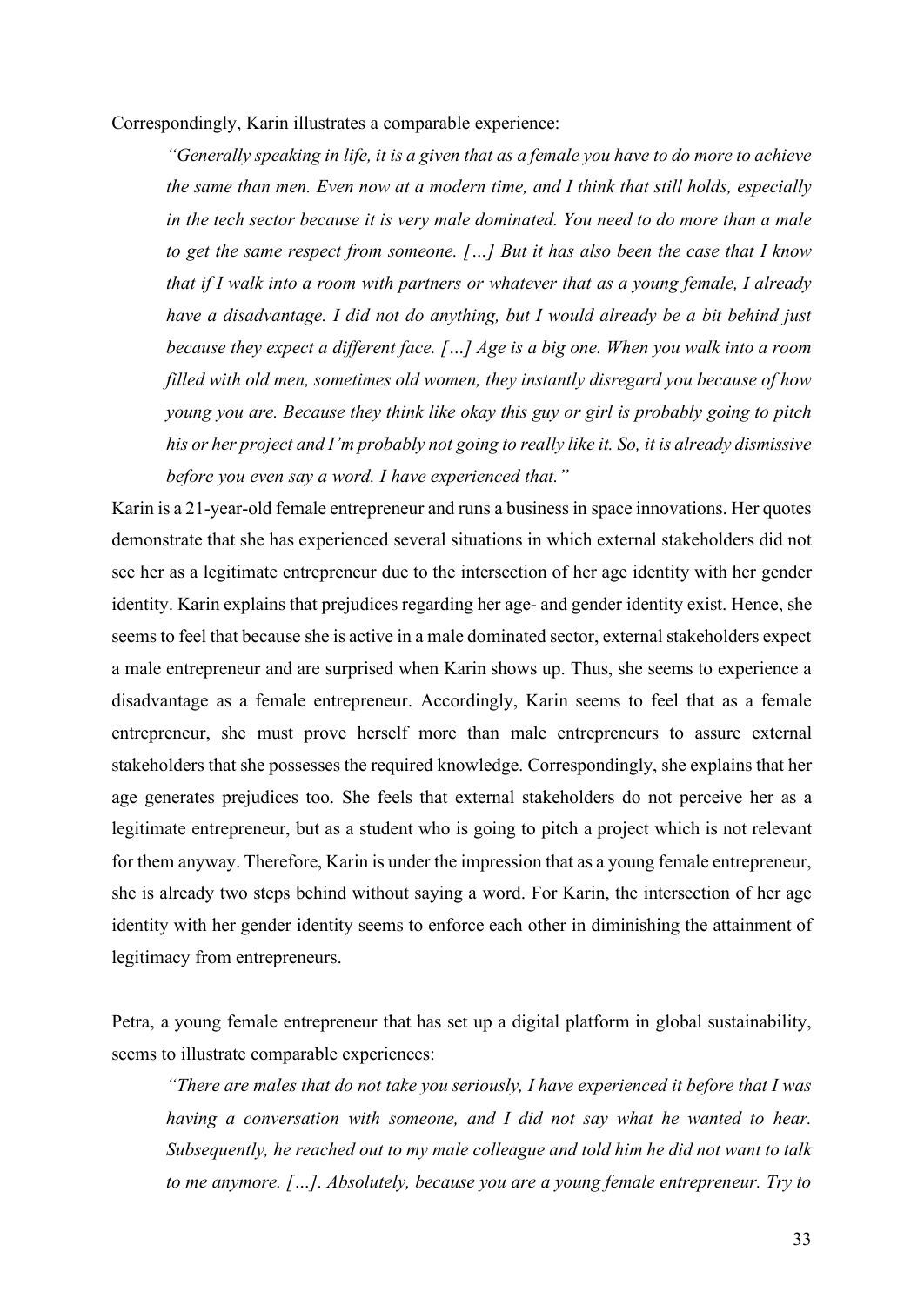Correspondingly, Karin illustrates a comparable experience:

> *"Generally speaking in life, it is a given that as a female you have to do more to achieve the same than men. Even now at a modern time, and I think that still holds, especially in the tech sector because it is very male dominated. You need to do more than a male to get the same respect from someone. […] But it has also been the case that I know that if I walk into a room with partners or whatever that as a young female, I already have a disadvantage. I did not do anything, but I would already be a bit behind just because they expect a different face. […] Age is a big one. When you walk into a room filled with old men, sometimes old women, they instantly disregard you because of how young you are. Because they think like okay this guy or girl is probably going to pitch his or her project and I'm probably not going to really like it. So, it is already dismissive before you even say a word. I have experienced that."*

Karin is a 21-year-old female entrepreneur and runs a business in space innovations. Her quotes demonstrate that she has experienced several situations in which external stakeholders did not see her as a legitimate entrepreneur due to the intersection of her age identity with her gender identity. Karin explains that prejudices regarding her age- and gender identity exist. Hence, she seems to feel that because she is active in a male dominated sector, external stakeholders expect a male entrepreneur and are surprised when Karin shows up. Thus, she seems to experience a disadvantage as a female entrepreneur. Accordingly, Karin seems to feel that as a female entrepreneur, she must prove herself more than male entrepreneurs to assure external stakeholders that she possesses the required knowledge. Correspondingly, she explains that her age generates prejudices too. She feels that external stakeholders do not perceive her as a legitimate entrepreneur, but as a student who is going to pitch a project which is not relevant for them anyway. Therefore, Karin is under the impression that as a young female entrepreneur, she is already two steps behind without saying a word. For Karin, the intersection of her age identity with her gender identity seems to enforce each other in diminishing the attainment of legitimacy from entrepreneurs.

Petra, a young female entrepreneur that has set up a digital platform in global sustainability, seems to illustrate comparable experiences:

> *"There are males that do not take you seriously, I have experienced it before that I was having a conversation with someone, and I did not say what he wanted to hear. Subsequently, he reached out to my male colleague and told him he did not want to talk to me anymore. […]. Absolutely, because you are a young female entrepreneur. Try to*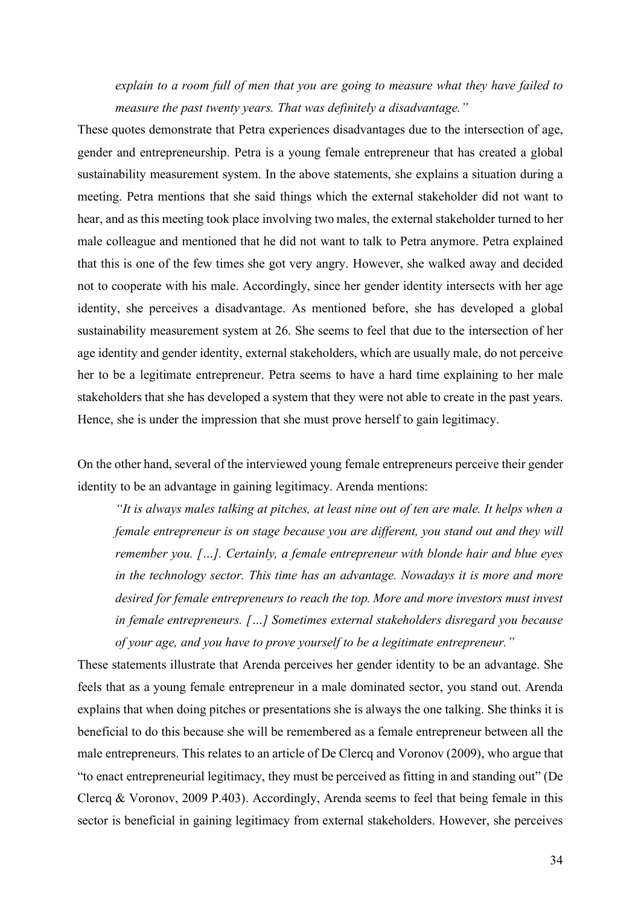*explain to a room full of men that you are going to measure what they have failed to measure the past twenty years. That was definitely a disadvantage."*

These quotes demonstrate that Petra experiences disadvantages due to the intersection of age, gender and entrepreneurship. Petra is a young female entrepreneur that has created a global sustainability measurement system. In the above statements, she explains a situation during a meeting. Petra mentions that she said things which the external stakeholder did not want to hear, and as this meeting took place involving two males, the external stakeholder turned to her male colleague and mentioned that he did not want to talk to Petra anymore. Petra explained that this is one of the few times she got very angry. However, she walked away and decided not to cooperate with his male. Accordingly, since her gender identity intersects with her age identity, she perceives a disadvantage. As mentioned before, she has developed a global sustainability measurement system at 26. She seems to feel that due to the intersection of her age identity and gender identity, external stakeholders, which are usually male, do not perceive her to be a legitimate entrepreneur. Petra seems to have a hard time explaining to her male stakeholders that she has developed a system that they were not able to create in the past years. Hence, she is under the impression that she must prove herself to gain legitimacy.

On the other hand, several of the interviewed young female entrepreneurs perceive their gender identity to be an advantage in gaining legitimacy. Arenda mentions:

> *"It is always males talking at pitches, at least nine out of ten are male. It helps when a female entrepreneur is on stage because you are different, you stand out and they will remember you. […]. Certainly, a female entrepreneur with blonde hair and blue eyes in the technology sector. This time has an advantage. Nowadays it is more and more desired for female entrepreneurs to reach the top. More and more investors must invest in female entrepreneurs. […] Sometimes external stakeholders disregard you because of your age, and you have to prove yourself to be a legitimate entrepreneur."*

These statements illustrate that Arenda perceives her gender identity to be an advantage. She feels that as a young female entrepreneur in a male dominated sector, you stand out. Arenda explains that when doing pitches or presentations she is always the one talking. She thinks it is beneficial to do this because she will be remembered as a female entrepreneur between all the male entrepreneurs. This relates to an article of De Clercq and Voronov (2009), who argue that "to enact entrepreneurial legitimacy, they must be perceived as fitting in and standing out" (De Clercq & Voronov, 2009 P.403). Accordingly, Arenda seems to feel that being female in this sector is beneficial in gaining legitimacy from external stakeholders. However, she perceives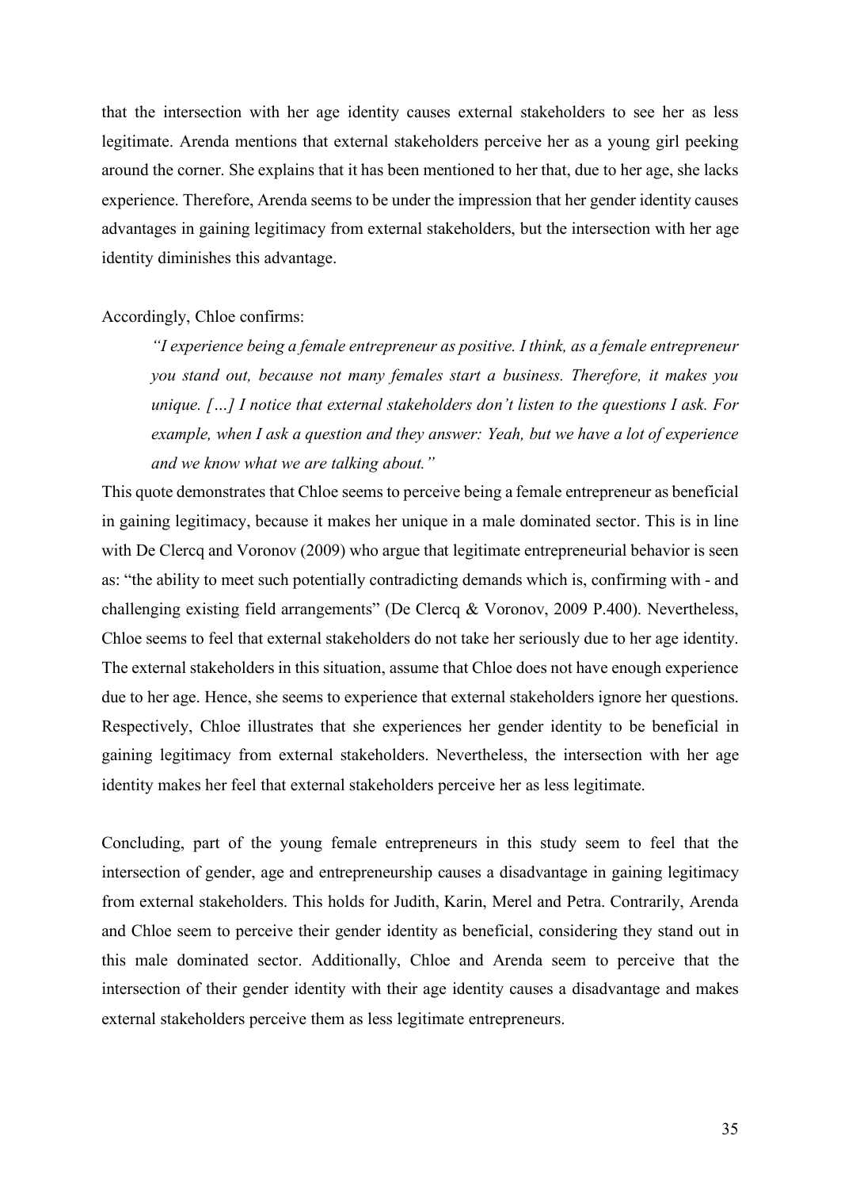that the intersection with her age identity causes external stakeholders to see her as less legitimate. Arenda mentions that external stakeholders perceive her as a young girl peeking around the corner. She explains that it has been mentioned to her that, due to her age, she lacks experience. Therefore, Arenda seems to be under the impression that her gender identity causes advantages in gaining legitimacy from external stakeholders, but the intersection with her age identity diminishes this advantage.

Accordingly, Chloe confirms:

> *"I experience being a female entrepreneur as positive. I think, as a female entrepreneur you stand out, because not many females start a business. Therefore, it makes you unique. […] I notice that external stakeholders don't listen to the questions I ask. For example, when I ask a question and they answer: Yeah, but we have a lot of experience and we know what we are talking about."*

This quote demonstrates that Chloe seems to perceive being a female entrepreneur as beneficial in gaining legitimacy, because it makes her unique in a male dominated sector. This is in line with De Clercq and Voronov (2009) who argue that legitimate entrepreneurial behavior is seen as: "the ability to meet such potentially contradicting demands which is, confirming with - and challenging existing field arrangements" (De Clercq & Voronov, 2009 P.400). Nevertheless, Chloe seems to feel that external stakeholders do not take her seriously due to her age identity. The external stakeholders in this situation, assume that Chloe does not have enough experience due to her age. Hence, she seems to experience that external stakeholders ignore her questions. Respectively, Chloe illustrates that she experiences her gender identity to be beneficial in gaining legitimacy from external stakeholders. Nevertheless, the intersection with her age identity makes her feel that external stakeholders perceive her as less legitimate.

Concluding, part of the young female entrepreneurs in this study seem to feel that the intersection of gender, age and entrepreneurship causes a disadvantage in gaining legitimacy from external stakeholders. This holds for Judith, Karin, Merel and Petra. Contrarily, Arenda and Chloe seem to perceive their gender identity as beneficial, considering they stand out in this male dominated sector. Additionally, Chloe and Arenda seem to perceive that the intersection of their gender identity with their age identity causes a disadvantage and makes external stakeholders perceive them as less legitimate entrepreneurs.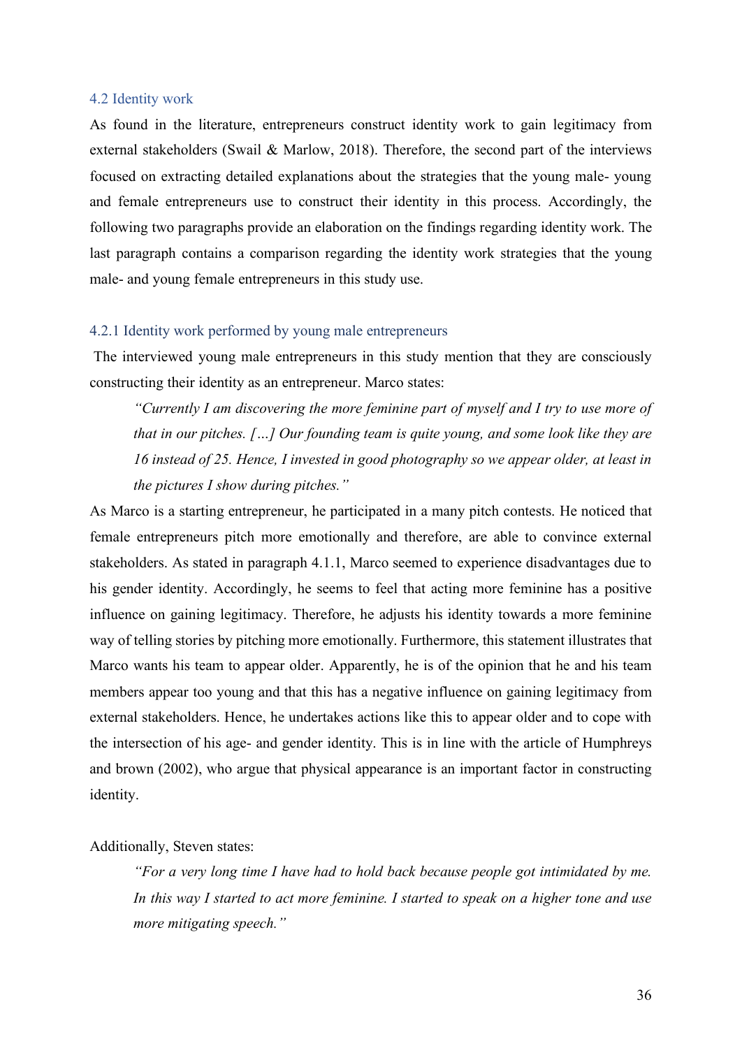## 4.2 Identity work

As found in the literature, entrepreneurs construct identity work to gain legitimacy from external stakeholders (Swail & Marlow, 2018). Therefore, the second part of the interviews focused on extracting detailed explanations about the strategies that the young male- young and female entrepreneurs use to construct their identity in this process. Accordingly, the following two paragraphs provide an elaboration on the findings regarding identity work. The last paragraph contains a comparison regarding the identity work strategies that the young male- and young female entrepreneurs in this study use.

### 4.2.1 Identity work performed by young male entrepreneurs

The interviewed young male entrepreneurs in this study mention that they are consciously constructing their identity as an entrepreneur. Marco states:

> *"Currently I am discovering the more feminine part of myself and I try to use more of that in our pitches. […] Our founding team is quite young, and some look like they are 16 instead of 25. Hence, I invested in good photography so we appear older, at least in the pictures I show during pitches."*

As Marco is a starting entrepreneur, he participated in a many pitch contests. He noticed that female entrepreneurs pitch more emotionally and therefore, are able to convince external stakeholders. As stated in paragraph 4.1.1, Marco seemed to experience disadvantages due to his gender identity. Accordingly, he seems to feel that acting more feminine has a positive influence on gaining legitimacy. Therefore, he adjusts his identity towards a more feminine way of telling stories by pitching more emotionally. Furthermore, this statement illustrates that Marco wants his team to appear older. Apparently, he is of the opinion that he and his team members appear too young and that this has a negative influence on gaining legitimacy from external stakeholders. Hence, he undertakes actions like this to appear older and to cope with the intersection of his age- and gender identity. This is in line with the article of Humphreys and brown (2002), who argue that physical appearance is an important factor in constructing identity.

Additionally, Steven states:

> *"For a very long time I have had to hold back because people got intimidated by me. In this way I started to act more feminine. I started to speak on a higher tone and use more mitigating speech."*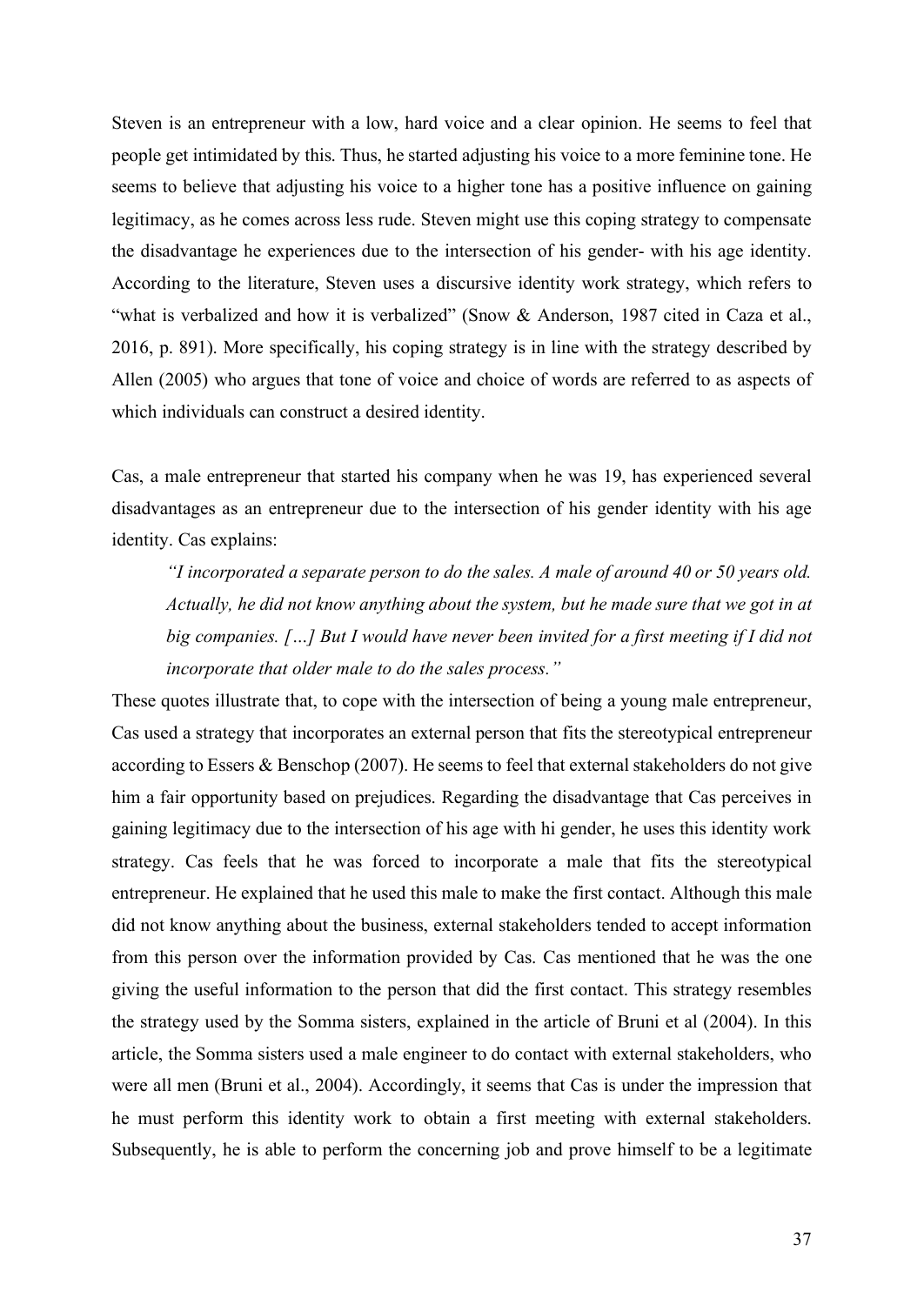Steven is an entrepreneur with a low, hard voice and a clear opinion. He seems to feel that people get intimidated by this. Thus, he started adjusting his voice to a more feminine tone. He seems to believe that adjusting his voice to a higher tone has a positive influence on gaining legitimacy, as he comes across less rude. Steven might use this coping strategy to compensate the disadvantage he experiences due to the intersection of his gender- with his age identity. According to the literature, Steven uses a discursive identity work strategy, which refers to "what is verbalized and how it is verbalized" (Snow & Anderson, 1987 cited in Caza et al., 2016, p. 891). More specifically, his coping strategy is in line with the strategy described by Allen (2005) who argues that tone of voice and choice of words are referred to as aspects of which individuals can construct a desired identity.

Cas, a male entrepreneur that started his company when he was 19, has experienced several disadvantages as an entrepreneur due to the intersection of his gender identity with his age identity. Cas explains:

> *"I incorporated a separate person to do the sales. A male of around 40 or 50 years old. Actually, he did not know anything about the system, but he made sure that we got in at big companies. […] But I would have never been invited for a first meeting if I did not incorporate that older male to do the sales process."*

These quotes illustrate that, to cope with the intersection of being a young male entrepreneur, Cas used a strategy that incorporates an external person that fits the stereotypical entrepreneur according to Essers & Benschop (2007). He seems to feel that external stakeholders do not give him a fair opportunity based on prejudices. Regarding the disadvantage that Cas perceives in gaining legitimacy due to the intersection of his age with hi gender, he uses this identity work strategy. Cas feels that he was forced to incorporate a male that fits the stereotypical entrepreneur. He explained that he used this male to make the first contact. Although this male did not know anything about the business, external stakeholders tended to accept information from this person over the information provided by Cas. Cas mentioned that he was the one giving the useful information to the person that did the first contact. This strategy resembles the strategy used by the Somma sisters, explained in the article of Bruni et al (2004). In this article, the Somma sisters used a male engineer to do contact with external stakeholders, who were all men (Bruni et al., 2004). Accordingly, it seems that Cas is under the impression that he must perform this identity work to obtain a first meeting with external stakeholders. Subsequently, he is able to perform the concerning job and prove himself to be a legitimate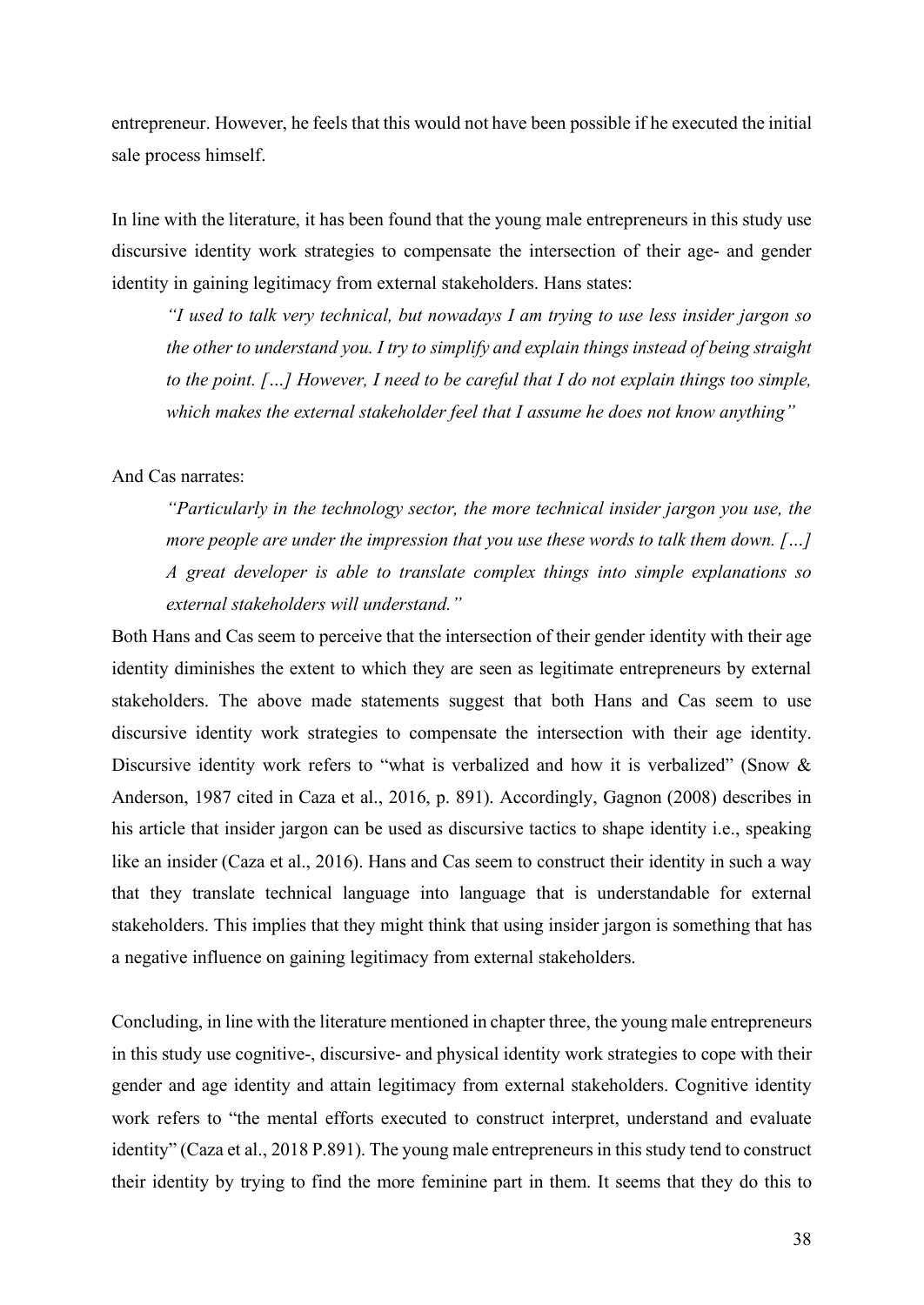entrepreneur. However, he feels that this would not have been possible if he executed the initial sale process himself.

In line with the literature, it has been found that the young male entrepreneurs in this study use discursive identity work strategies to compensate the intersection of their age- and gender identity in gaining legitimacy from external stakeholders. Hans states:

> *"I used to talk very technical, but nowadays I am trying to use less insider jargon so the other to understand you. I try to simplify and explain things instead of being straight to the point. […] However, I need to be careful that I do not explain things too simple, which makes the external stakeholder feel that I assume he does not know anything"*

And Cas narrates:

> *"Particularly in the technology sector, the more technical insider jargon you use, the more people are under the impression that you use these words to talk them down. […] A great developer is able to translate complex things into simple explanations so external stakeholders will understand."*

Both Hans and Cas seem to perceive that the intersection of their gender identity with their age identity diminishes the extent to which they are seen as legitimate entrepreneurs by external stakeholders. The above made statements suggest that both Hans and Cas seem to use discursive identity work strategies to compensate the intersection with their age identity. Discursive identity work refers to "what is verbalized and how it is verbalized" (Snow & Anderson, 1987 cited in Caza et al., 2016, p. 891). Accordingly, Gagnon (2008) describes in his article that insider jargon can be used as discursive tactics to shape identity i.e., speaking like an insider (Caza et al., 2016). Hans and Cas seem to construct their identity in such a way that they translate technical language into language that is understandable for external stakeholders. This implies that they might think that using insider jargon is something that has a negative influence on gaining legitimacy from external stakeholders.

Concluding, in line with the literature mentioned in chapter three, the young male entrepreneurs in this study use cognitive-, discursive- and physical identity work strategies to cope with their gender and age identity and attain legitimacy from external stakeholders. Cognitive identity work refers to "the mental efforts executed to construct interpret, understand and evaluate identity" (Caza et al., 2018 P.891). The young male entrepreneurs in this study tend to construct their identity by trying to find the more feminine part in them. It seems that they do this to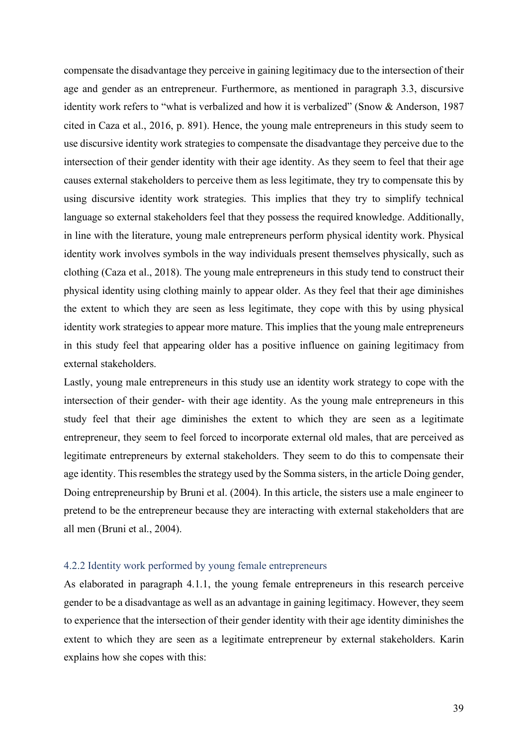compensate the disadvantage they perceive in gaining legitimacy due to the intersection of their age and gender as an entrepreneur. Furthermore, as mentioned in paragraph 3.3, discursive identity work refers to "what is verbalized and how it is verbalized" (Snow & Anderson, 1987 cited in Caza et al., 2016, p. 891). Hence, the young male entrepreneurs in this study seem to use discursive identity work strategies to compensate the disadvantage they perceive due to the intersection of their gender identity with their age identity. As they seem to feel that their age causes external stakeholders to perceive them as less legitimate, they try to compensate this by using discursive identity work strategies. This implies that they try to simplify technical language so external stakeholders feel that they possess the required knowledge. Additionally, in line with the literature, young male entrepreneurs perform physical identity work. Physical identity work involves symbols in the way individuals present themselves physically, such as clothing (Caza et al., 2018). The young male entrepreneurs in this study tend to construct their physical identity using clothing mainly to appear older. As they feel that their age diminishes the extent to which they are seen as less legitimate, they cope with this by using physical identity work strategies to appear more mature. This implies that the young male entrepreneurs in this study feel that appearing older has a positive influence on gaining legitimacy from external stakeholders.

Lastly, young male entrepreneurs in this study use an identity work strategy to cope with the intersection of their gender- with their age identity. As the young male entrepreneurs in this study feel that their age diminishes the extent to which they are seen as a legitimate entrepreneur, they seem to feel forced to incorporate external old males, that are perceived as legitimate entrepreneurs by external stakeholders. They seem to do this to compensate their age identity. This resembles the strategy used by the Somma sisters, in the article Doing gender, Doing entrepreneurship by Bruni et al. (2004). In this article, the sisters use a male engineer to pretend to be the entrepreneur because they are interacting with external stakeholders that are all men (Bruni et al., 2004).

### 4.2.2 Identity work performed by young female entrepreneurs

As elaborated in paragraph 4.1.1, the young female entrepreneurs in this research perceive gender to be a disadvantage as well as an advantage in gaining legitimacy. However, they seem to experience that the intersection of their gender identity with their age identity diminishes the extent to which they are seen as a legitimate entrepreneur by external stakeholders. Karin explains how she copes with this: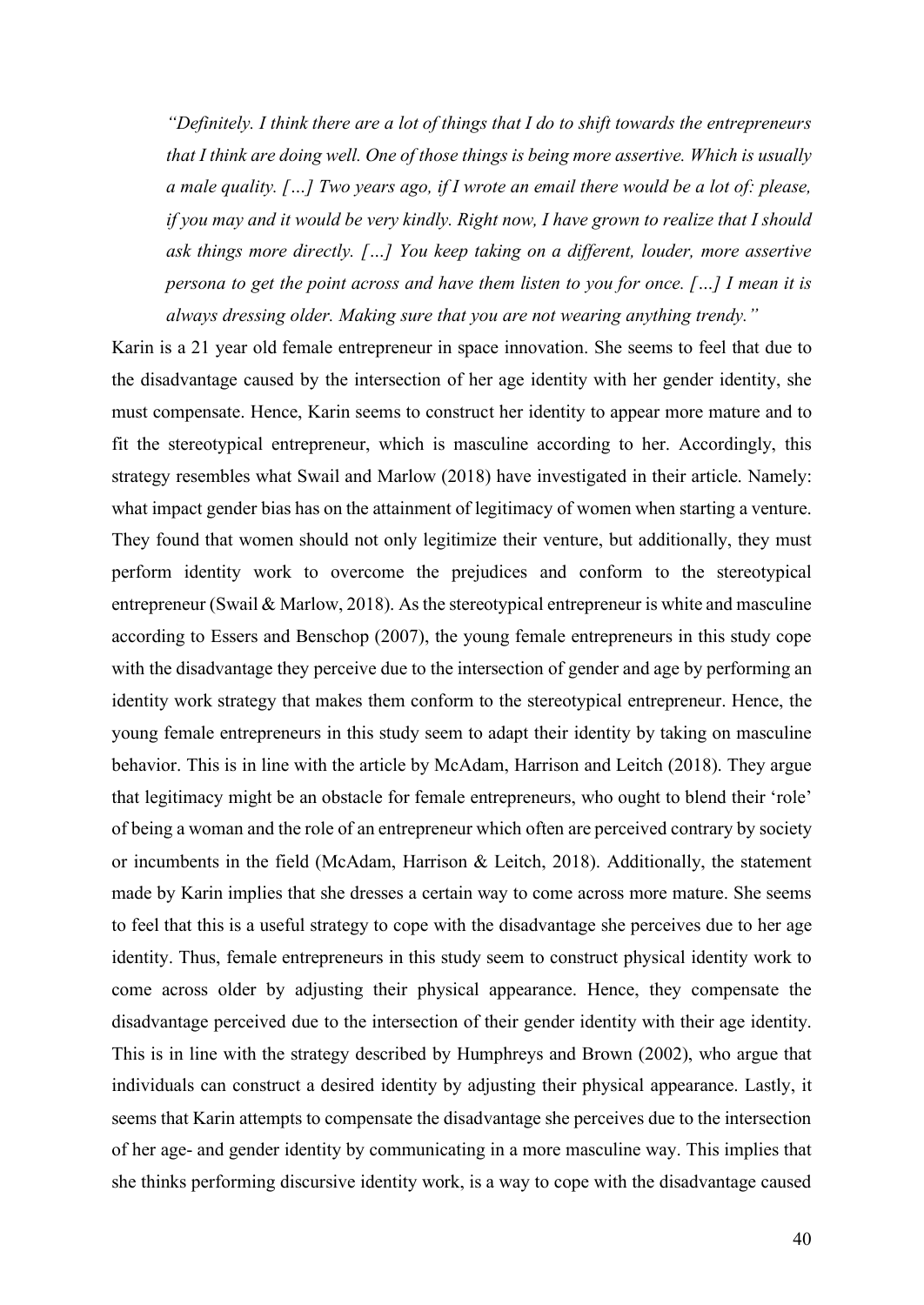> *"Definitely. I think there are a lot of things that I do to shift towards the entrepreneurs that I think are doing well. One of those things is being more assertive. Which is usually a male quality. […] Two years ago, if I wrote an email there would be a lot of: please, if you may and it would be very kindly. Right now, I have grown to realize that I should ask things more directly. […] You keep taking on a different, louder, more assertive persona to get the point across and have them listen to you for once. […] I mean it is always dressing older. Making sure that you are not wearing anything trendy."*

Karin is a 21 year old female entrepreneur in space innovation. She seems to feel that due to the disadvantage caused by the intersection of her age identity with her gender identity, she must compensate. Hence, Karin seems to construct her identity to appear more mature and to fit the stereotypical entrepreneur, which is masculine according to her. Accordingly, this strategy resembles what Swail and Marlow (2018) have investigated in their article. Namely: what impact gender bias has on the attainment of legitimacy of women when starting a venture. They found that women should not only legitimize their venture, but additionally, they must perform identity work to overcome the prejudices and conform to the stereotypical entrepreneur (Swail & Marlow, 2018). As the stereotypical entrepreneur is white and masculine according to Essers and Benschop (2007), the young female entrepreneurs in this study cope with the disadvantage they perceive due to the intersection of gender and age by performing an identity work strategy that makes them conform to the stereotypical entrepreneur. Hence, the young female entrepreneurs in this study seem to adapt their identity by taking on masculine behavior. This is in line with the article by McAdam, Harrison and Leitch (2018). They argue that legitimacy might be an obstacle for female entrepreneurs, who ought to blend their 'role' of being a woman and the role of an entrepreneur which often are perceived contrary by society or incumbents in the field (McAdam, Harrison & Leitch, 2018). Additionally, the statement made by Karin implies that she dresses a certain way to come across more mature. She seems to feel that this is a useful strategy to cope with the disadvantage she perceives due to her age identity. Thus, female entrepreneurs in this study seem to construct physical identity work to come across older by adjusting their physical appearance. Hence, they compensate the disadvantage perceived due to the intersection of their gender identity with their age identity. This is in line with the strategy described by Humphreys and Brown (2002), who argue that individuals can construct a desired identity by adjusting their physical appearance. Lastly, it seems that Karin attempts to compensate the disadvantage she perceives due to the intersection of her age- and gender identity by communicating in a more masculine way. This implies that she thinks performing discursive identity work, is a way to cope with the disadvantage caused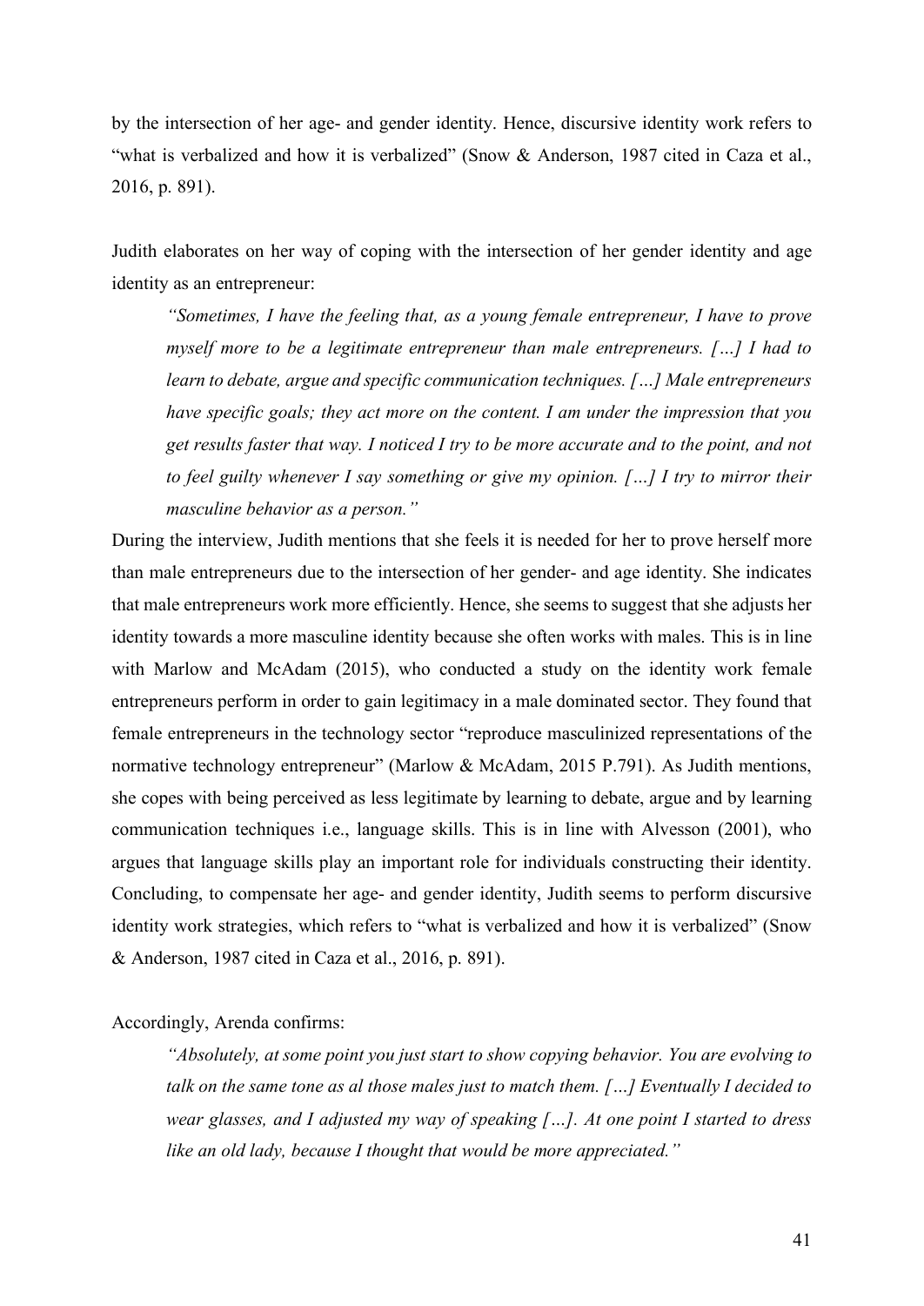by the intersection of her age- and gender identity. Hence, discursive identity work refers to "what is verbalized and how it is verbalized" (Snow & Anderson, 1987 cited in Caza et al., 2016, p. 891).

Judith elaborates on her way of coping with the intersection of her gender identity and age identity as an entrepreneur:

> *"Sometimes, I have the feeling that, as a young female entrepreneur, I have to prove myself more to be a legitimate entrepreneur than male entrepreneurs. […] I had to learn to debate, argue and specific communication techniques. […] Male entrepreneurs have specific goals; they act more on the content. I am under the impression that you get results faster that way. I noticed I try to be more accurate and to the point, and not to feel guilty whenever I say something or give my opinion. […] I try to mirror their masculine behavior as a person."*

During the interview, Judith mentions that she feels it is needed for her to prove herself more than male entrepreneurs due to the intersection of her gender- and age identity. She indicates that male entrepreneurs work more efficiently. Hence, she seems to suggest that she adjusts her identity towards a more masculine identity because she often works with males. This is in line with Marlow and McAdam (2015), who conducted a study on the identity work female entrepreneurs perform in order to gain legitimacy in a male dominated sector. They found that female entrepreneurs in the technology sector "reproduce masculinized representations of the normative technology entrepreneur" (Marlow & McAdam, 2015 P.791). As Judith mentions, she copes with being perceived as less legitimate by learning to debate, argue and by learning communication techniques i.e., language skills. This is in line with Alvesson (2001), who argues that language skills play an important role for individuals constructing their identity. Concluding, to compensate her age- and gender identity, Judith seems to perform discursive identity work strategies, which refers to "what is verbalized and how it is verbalized" (Snow & Anderson, 1987 cited in Caza et al., 2016, p. 891).

Accordingly, Arenda confirms:

> *"Absolutely, at some point you just start to show copying behavior. You are evolving to talk on the same tone as al those males just to match them. […] Eventually I decided to wear glasses, and I adjusted my way of speaking […]. At one point I started to dress like an old lady, because I thought that would be more appreciated."*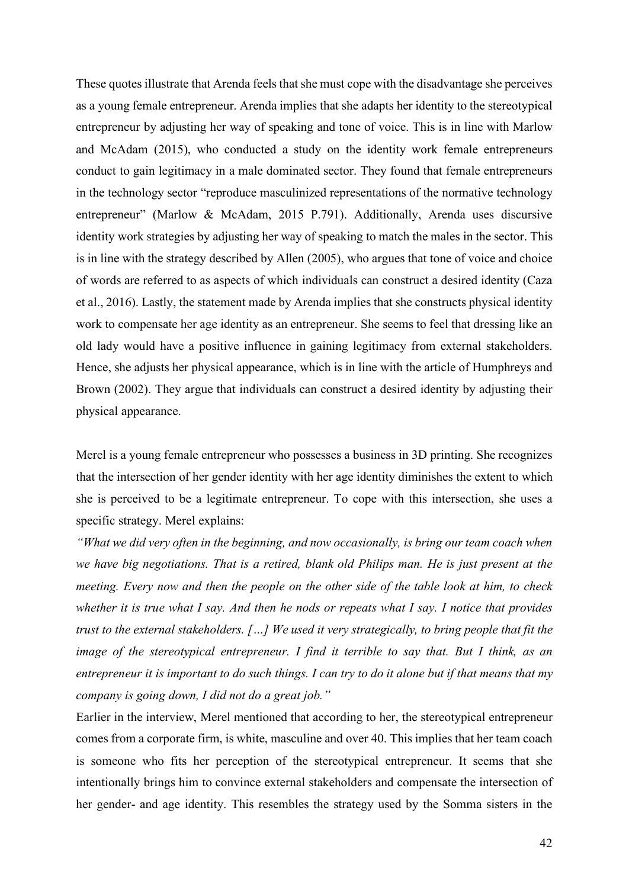These quotes illustrate that Arenda feels that she must cope with the disadvantage she perceives as a young female entrepreneur. Arenda implies that she adapts her identity to the stereotypical entrepreneur by adjusting her way of speaking and tone of voice. This is in line with Marlow and McAdam (2015), who conducted a study on the identity work female entrepreneurs conduct to gain legitimacy in a male dominated sector. They found that female entrepreneurs in the technology sector "reproduce masculinized representations of the normative technology entrepreneur" (Marlow & McAdam, 2015 P.791). Additionally, Arenda uses discursive identity work strategies by adjusting her way of speaking to match the males in the sector. This is in line with the strategy described by Allen (2005), who argues that tone of voice and choice of words are referred to as aspects of which individuals can construct a desired identity (Caza et al., 2016). Lastly, the statement made by Arenda implies that she constructs physical identity work to compensate her age identity as an entrepreneur. She seems to feel that dressing like an old lady would have a positive influence in gaining legitimacy from external stakeholders. Hence, she adjusts her physical appearance, which is in line with the article of Humphreys and Brown (2002). They argue that individuals can construct a desired identity by adjusting their physical appearance.

Merel is a young female entrepreneur who possesses a business in 3D printing. She recognizes that the intersection of her gender identity with her age identity diminishes the extent to which she is perceived to be a legitimate entrepreneur. To cope with this intersection, she uses a specific strategy. Merel explains:

*"What we did very often in the beginning, and now occasionally, is bring our team coach when we have big negotiations. That is a retired, blank old Philips man. He is just present at the meeting. Every now and then the people on the other side of the table look at him, to check whether it is true what I say. And then he nods or repeats what I say. I notice that provides trust to the external stakeholders. […] We used it very strategically, to bring people that fit the image of the stereotypical entrepreneur. I find it terrible to say that. But I think, as an entrepreneur it is important to do such things. I can try to do it alone but if that means that my company is going down, I did not do a great job."*

Earlier in the interview, Merel mentioned that according to her, the stereotypical entrepreneur comes from a corporate firm, is white, masculine and over 40. This implies that her team coach is someone who fits her perception of the stereotypical entrepreneur. It seems that she intentionally brings him to convince external stakeholders and compensate the intersection of her gender- and age identity. This resembles the strategy used by the Somma sisters in the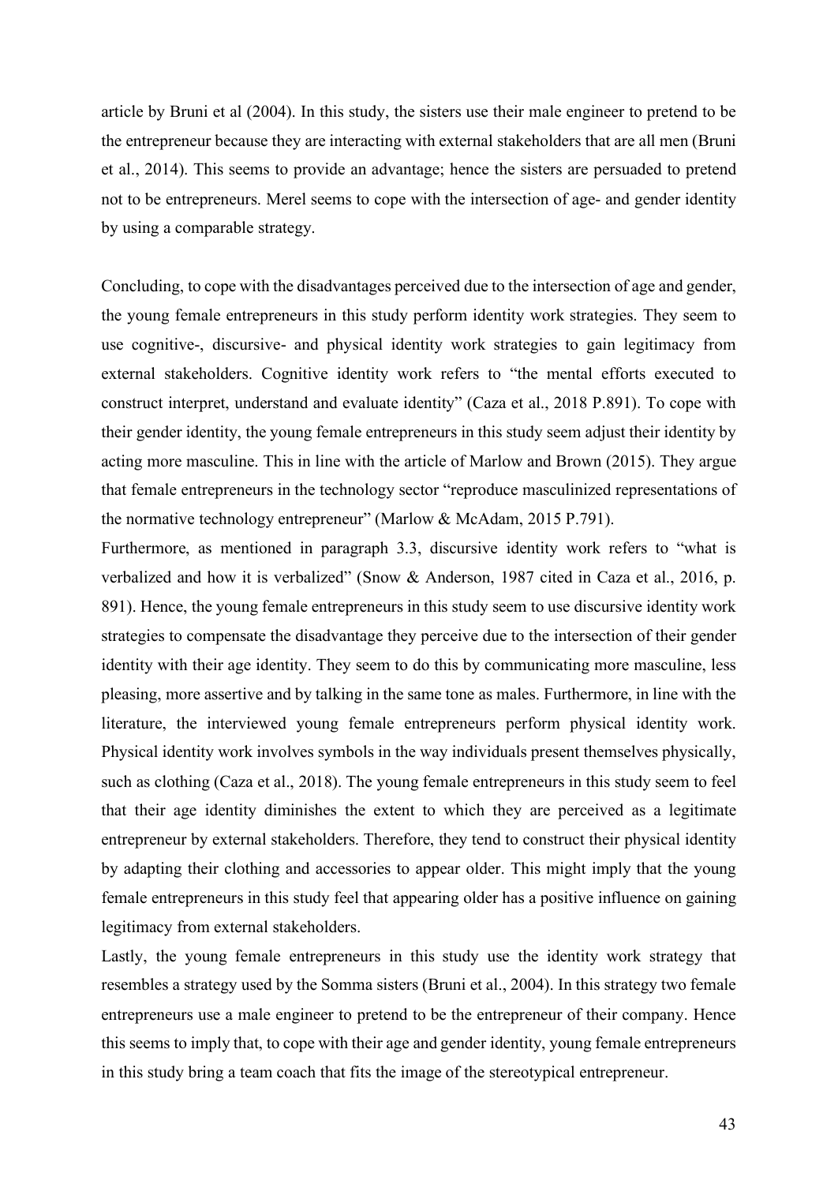article by Bruni et al (2004). In this study, the sisters use their male engineer to pretend to be the entrepreneur because they are interacting with external stakeholders that are all men (Bruni et al., 2014). This seems to provide an advantage; hence the sisters are persuaded to pretend not to be entrepreneurs. Merel seems to cope with the intersection of age- and gender identity by using a comparable strategy.

Concluding, to cope with the disadvantages perceived due to the intersection of age and gender, the young female entrepreneurs in this study perform identity work strategies. They seem to use cognitive-, discursive- and physical identity work strategies to gain legitimacy from external stakeholders. Cognitive identity work refers to "the mental efforts executed to construct interpret, understand and evaluate identity" (Caza et al., 2018 P.891). To cope with their gender identity, the young female entrepreneurs in this study seem adjust their identity by acting more masculine. This in line with the article of Marlow and Brown (2015). They argue that female entrepreneurs in the technology sector "reproduce masculinized representations of the normative technology entrepreneur" (Marlow & McAdam, 2015 P.791).

Furthermore, as mentioned in paragraph 3.3, discursive identity work refers to "what is verbalized and how it is verbalized" (Snow & Anderson, 1987 cited in Caza et al., 2016, p. 891). Hence, the young female entrepreneurs in this study seem to use discursive identity work strategies to compensate the disadvantage they perceive due to the intersection of their gender identity with their age identity. They seem to do this by communicating more masculine, less pleasing, more assertive and by talking in the same tone as males. Furthermore, in line with the literature, the interviewed young female entrepreneurs perform physical identity work. Physical identity work involves symbols in the way individuals present themselves physically, such as clothing (Caza et al., 2018). The young female entrepreneurs in this study seem to feel that their age identity diminishes the extent to which they are perceived as a legitimate entrepreneur by external stakeholders. Therefore, they tend to construct their physical identity by adapting their clothing and accessories to appear older. This might imply that the young female entrepreneurs in this study feel that appearing older has a positive influence on gaining legitimacy from external stakeholders.

Lastly, the young female entrepreneurs in this study use the identity work strategy that resembles a strategy used by the Somma sisters (Bruni et al., 2004). In this strategy two female entrepreneurs use a male engineer to pretend to be the entrepreneur of their company. Hence this seems to imply that, to cope with their age and gender identity, young female entrepreneurs in this study bring a team coach that fits the image of the stereotypical entrepreneur.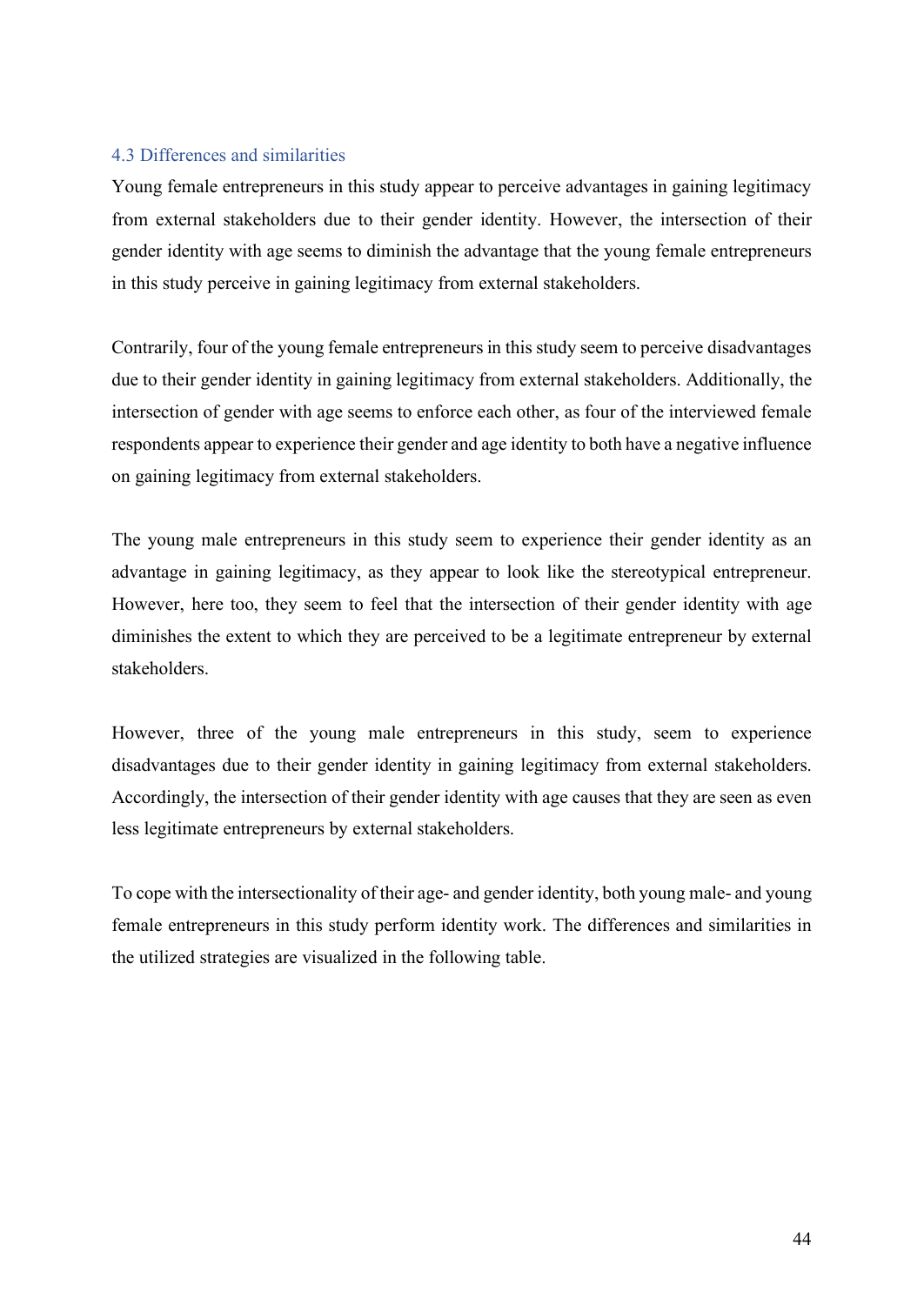### 4.3 Differences and similarities

Young female entrepreneurs in this study appear to perceive advantages in gaining legitimacy from external stakeholders due to their gender identity. However, the intersection of their gender identity with age seems to diminish the advantage that the young female entrepreneurs in this study perceive in gaining legitimacy from external stakeholders.

Contrarily, four of the young female entrepreneurs in this study seem to perceive disadvantages due to their gender identity in gaining legitimacy from external stakeholders. Additionally, the intersection of gender with age seems to enforce each other, as four of the interviewed female respondents appear to experience their gender and age identity to both have a negative influence on gaining legitimacy from external stakeholders.

The young male entrepreneurs in this study seem to experience their gender identity as an advantage in gaining legitimacy, as they appear to look like the stereotypical entrepreneur. However, here too, they seem to feel that the intersection of their gender identity with age diminishes the extent to which they are perceived to be a legitimate entrepreneur by external stakeholders.

However, three of the young male entrepreneurs in this study, seem to experience disadvantages due to their gender identity in gaining legitimacy from external stakeholders. Accordingly, the intersection of their gender identity with age causes that they are seen as even less legitimate entrepreneurs by external stakeholders.

To cope with the intersectionality of their age- and gender identity, both young male- and young female entrepreneurs in this study perform identity work. The differences and similarities in the utilized strategies are visualized in the following table.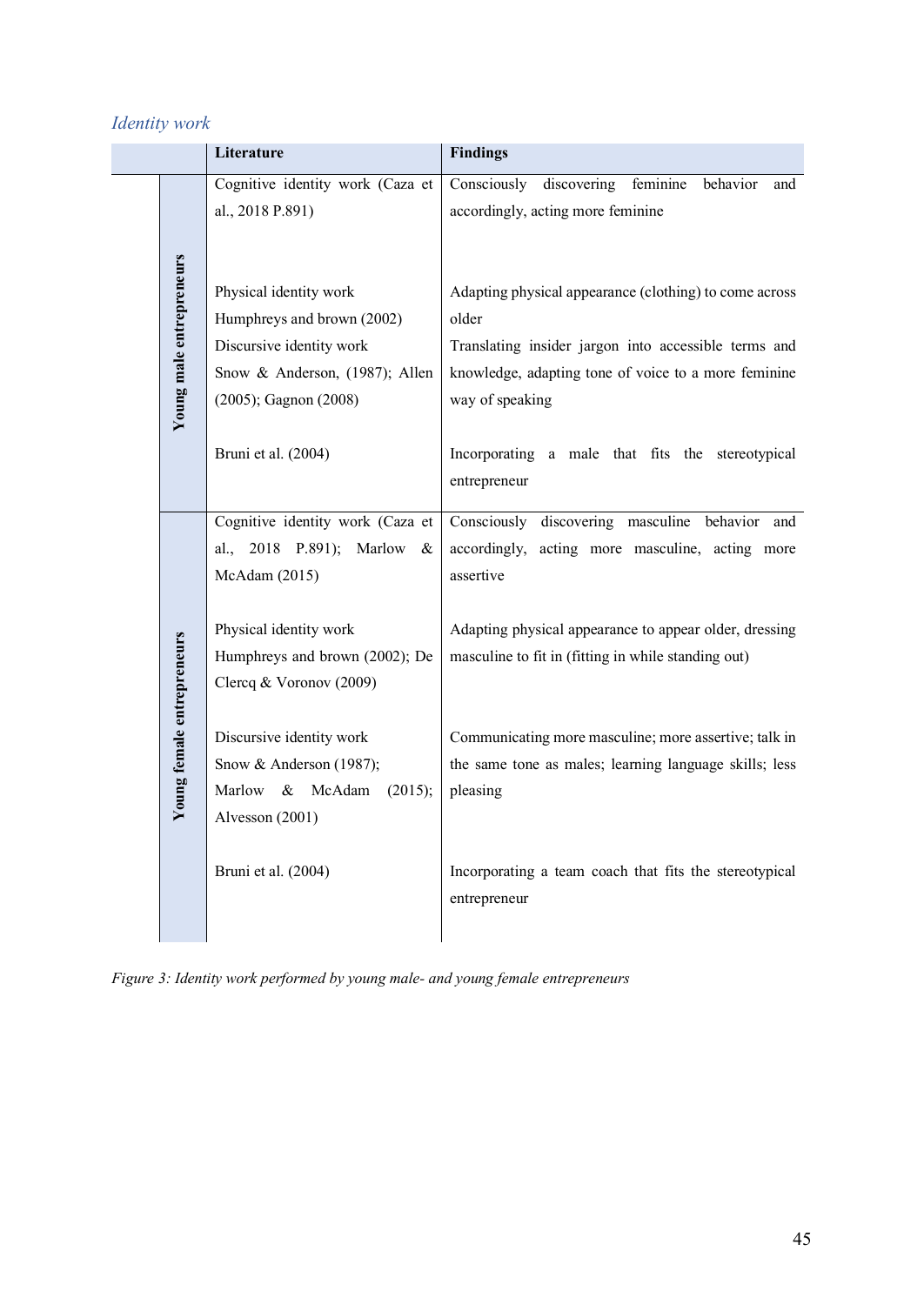*Identity work*

| | Literature | Findings |
|---|---|---|
| **Young male entrepreneurs** | Cognitive identity work (Caza et al., 2018 P.891) | Consciously discovering feminine behavior and accordingly, acting more feminine |
| | Physical identity work Humphreys and brown (2002) | Adapting physical appearance (clothing) to come across older |
| | Discursive identity work Snow & Anderson, (1987); Allen (2005); Gagnon (2008) | Translating insider jargon into accessible terms and knowledge, adapting tone of voice to a more feminine way of speaking |
| | Bruni et al. (2004) | Incorporating a male that fits the stereotypical entrepreneur |
| **Young female entrepreneurs** | Cognitive identity work (Caza et al., 2018 P.891); Marlow & McAdam (2015) | Consciously discovering masculine behavior and accordingly, acting more masculine, acting more assertive |
| | Physical identity work Humphreys and brown (2002); De Clercq & Voronov (2009) | Adapting physical appearance to appear older, dressing masculine to fit in (fitting in while standing out) |
| | Discursive identity work Snow & Anderson (1987); Marlow & McAdam (2015); Alvesson (2001) | Communicating more masculine; more assertive; talk in the same tone as males; learning language skills; less pleasing |
| | Bruni et al. (2004) | Incorporating a team coach that fits the stereotypical entrepreneur |

*Figure 3: Identity work performed by young male- and young female entrepreneurs*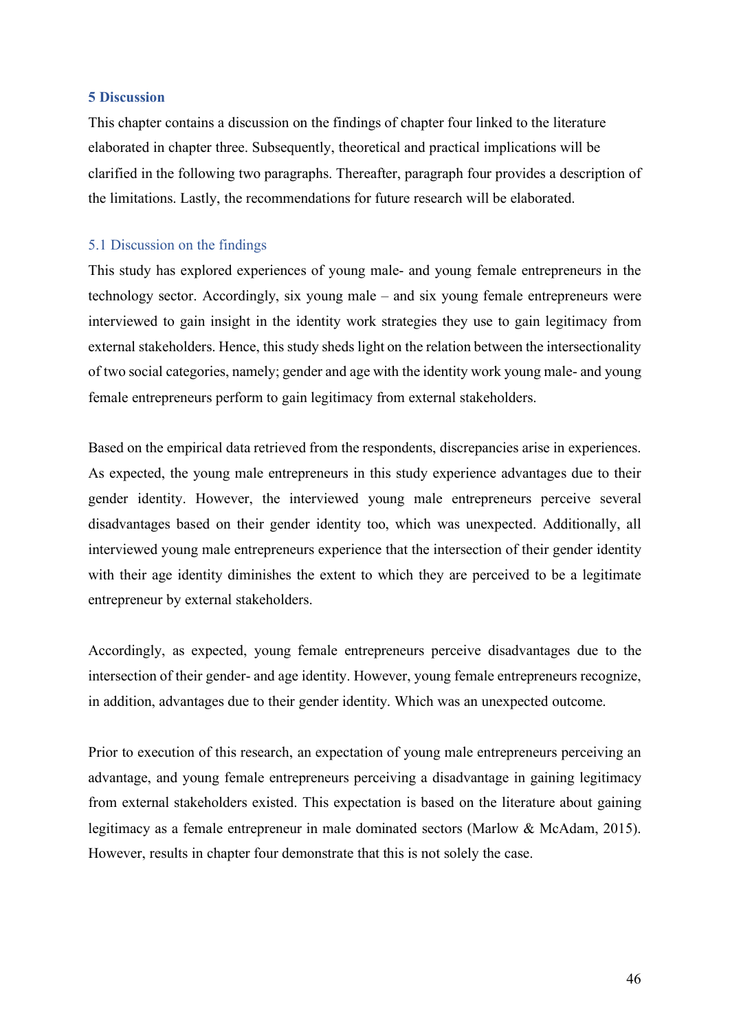## 5 Discussion

This chapter contains a discussion on the findings of chapter four linked to the literature elaborated in chapter three. Subsequently, theoretical and practical implications will be clarified in the following two paragraphs. Thereafter, paragraph four provides a description of the limitations. Lastly, the recommendations for future research will be elaborated.

### 5.1 Discussion on the findings

This study has explored experiences of young male- and young female entrepreneurs in the technology sector. Accordingly, six young male – and six young female entrepreneurs were interviewed to gain insight in the identity work strategies they use to gain legitimacy from external stakeholders. Hence, this study sheds light on the relation between the intersectionality of two social categories, namely; gender and age with the identity work young male- and young female entrepreneurs perform to gain legitimacy from external stakeholders.

Based on the empirical data retrieved from the respondents, discrepancies arise in experiences. As expected, the young male entrepreneurs in this study experience advantages due to their gender identity. However, the interviewed young male entrepreneurs perceive several disadvantages based on their gender identity too, which was unexpected. Additionally, all interviewed young male entrepreneurs experience that the intersection of their gender identity with their age identity diminishes the extent to which they are perceived to be a legitimate entrepreneur by external stakeholders.

Accordingly, as expected, young female entrepreneurs perceive disadvantages due to the intersection of their gender- and age identity. However, young female entrepreneurs recognize, in addition, advantages due to their gender identity. Which was an unexpected outcome.

Prior to execution of this research, an expectation of young male entrepreneurs perceiving an advantage, and young female entrepreneurs perceiving a disadvantage in gaining legitimacy from external stakeholders existed. This expectation is based on the literature about gaining legitimacy as a female entrepreneur in male dominated sectors (Marlow & McAdam, 2015). However, results in chapter four demonstrate that this is not solely the case.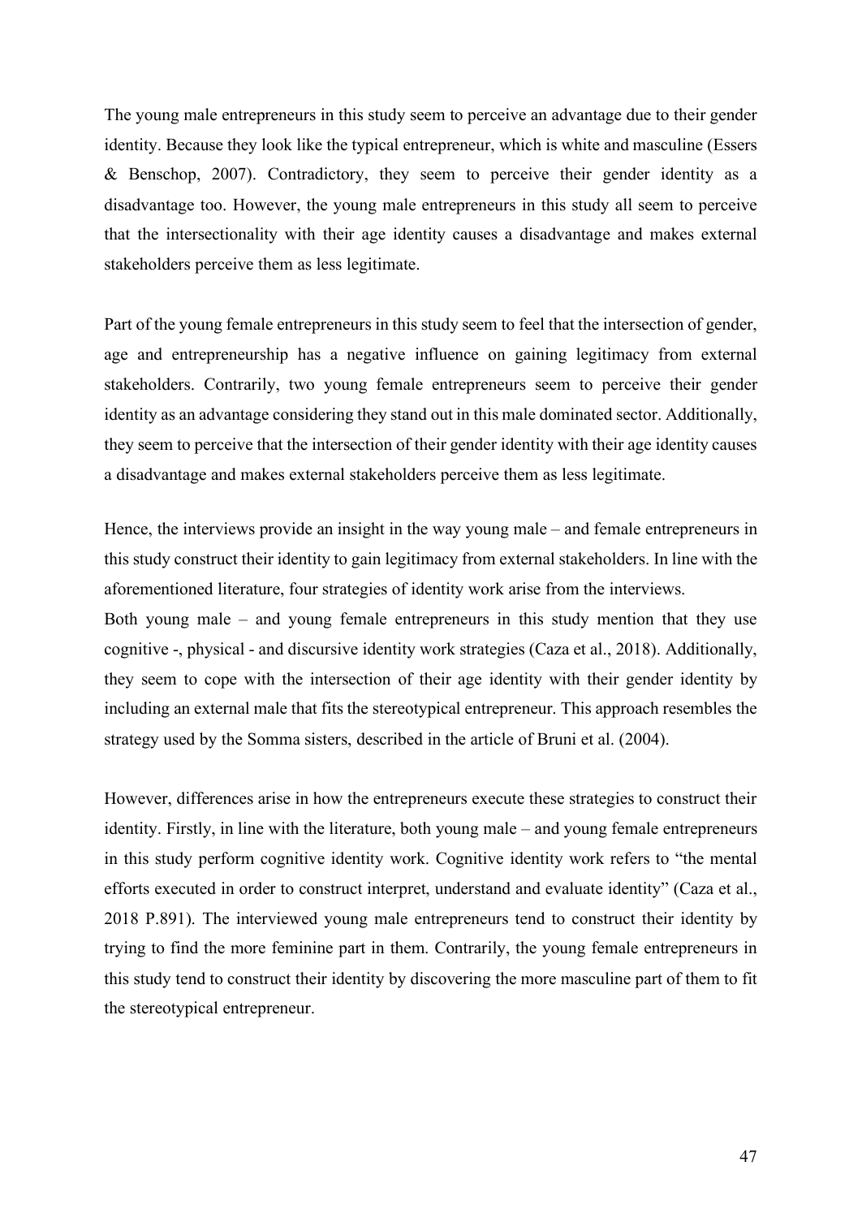The young male entrepreneurs in this study seem to perceive an advantage due to their gender identity. Because they look like the typical entrepreneur, which is white and masculine (Essers & Benschop, 2007). Contradictory, they seem to perceive their gender identity as a disadvantage too. However, the young male entrepreneurs in this study all seem to perceive that the intersectionality with their age identity causes a disadvantage and makes external stakeholders perceive them as less legitimate.

Part of the young female entrepreneurs in this study seem to feel that the intersection of gender, age and entrepreneurship has a negative influence on gaining legitimacy from external stakeholders. Contrarily, two young female entrepreneurs seem to perceive their gender identity as an advantage considering they stand out in this male dominated sector. Additionally, they seem to perceive that the intersection of their gender identity with their age identity causes a disadvantage and makes external stakeholders perceive them as less legitimate.

Hence, the interviews provide an insight in the way young male – and female entrepreneurs in this study construct their identity to gain legitimacy from external stakeholders. In line with the aforementioned literature, four strategies of identity work arise from the interviews.
Both young male – and young female entrepreneurs in this study mention that they use cognitive -, physical - and discursive identity work strategies (Caza et al., 2018). Additionally, they seem to cope with the intersection of their age identity with their gender identity by including an external male that fits the stereotypical entrepreneur. This approach resembles the strategy used by the Somma sisters, described in the article of Bruni et al. (2004).

However, differences arise in how the entrepreneurs execute these strategies to construct their identity. Firstly, in line with the literature, both young male – and young female entrepreneurs in this study perform cognitive identity work. Cognitive identity work refers to "the mental efforts executed in order to construct interpret, understand and evaluate identity" (Caza et al., 2018 P.891). The interviewed young male entrepreneurs tend to construct their identity by trying to find the more feminine part in them. Contrarily, the young female entrepreneurs in this study tend to construct their identity by discovering the more masculine part of them to fit the stereotypical entrepreneur.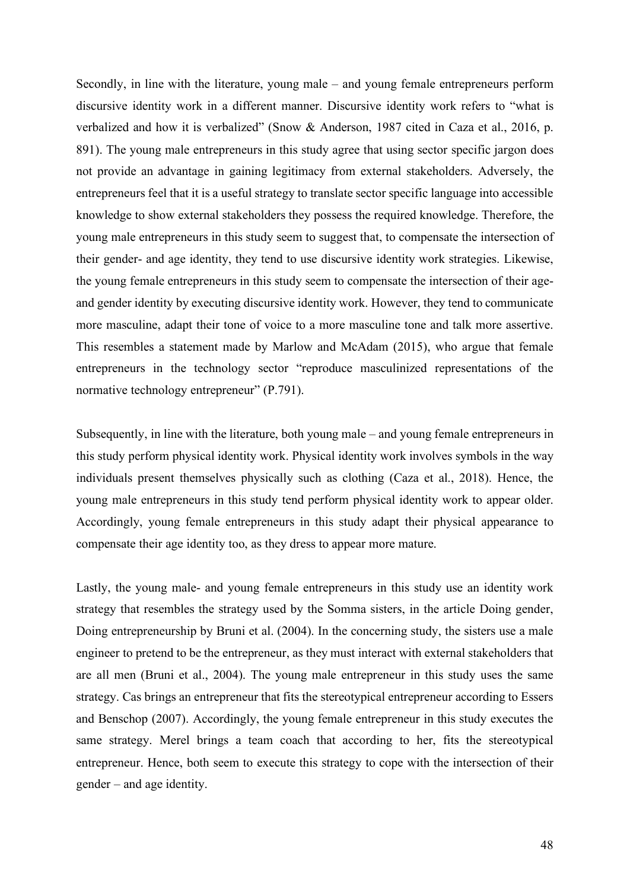Secondly, in line with the literature, young male – and young female entrepreneurs perform discursive identity work in a different manner. Discursive identity work refers to "what is verbalized and how it is verbalized" (Snow & Anderson, 1987 cited in Caza et al., 2016, p. 891). The young male entrepreneurs in this study agree that using sector specific jargon does not provide an advantage in gaining legitimacy from external stakeholders. Adversely, the entrepreneurs feel that it is a useful strategy to translate sector specific language into accessible knowledge to show external stakeholders they possess the required knowledge. Therefore, the young male entrepreneurs in this study seem to suggest that, to compensate the intersection of their gender- and age identity, they tend to use discursive identity work strategies. Likewise, the young female entrepreneurs in this study seem to compensate the intersection of their age- and gender identity by executing discursive identity work. However, they tend to communicate more masculine, adapt their tone of voice to a more masculine tone and talk more assertive. This resembles a statement made by Marlow and McAdam (2015), who argue that female entrepreneurs in the technology sector "reproduce masculinized representations of the normative technology entrepreneur" (P.791).

Subsequently, in line with the literature, both young male – and young female entrepreneurs in this study perform physical identity work. Physical identity work involves symbols in the way individuals present themselves physically such as clothing (Caza et al., 2018). Hence, the young male entrepreneurs in this study tend perform physical identity work to appear older. Accordingly, young female entrepreneurs in this study adapt their physical appearance to compensate their age identity too, as they dress to appear more mature.

Lastly, the young male- and young female entrepreneurs in this study use an identity work strategy that resembles the strategy used by the Somma sisters, in the article Doing gender, Doing entrepreneurship by Bruni et al. (2004). In the concerning study, the sisters use a male engineer to pretend to be the entrepreneur, as they must interact with external stakeholders that are all men (Bruni et al., 2004). The young male entrepreneur in this study uses the same strategy. Cas brings an entrepreneur that fits the stereotypical entrepreneur according to Essers and Benschop (2007). Accordingly, the young female entrepreneur in this study executes the same strategy. Merel brings a team coach that according to her, fits the stereotypical entrepreneur. Hence, both seem to execute this strategy to cope with the intersection of their gender – and age identity.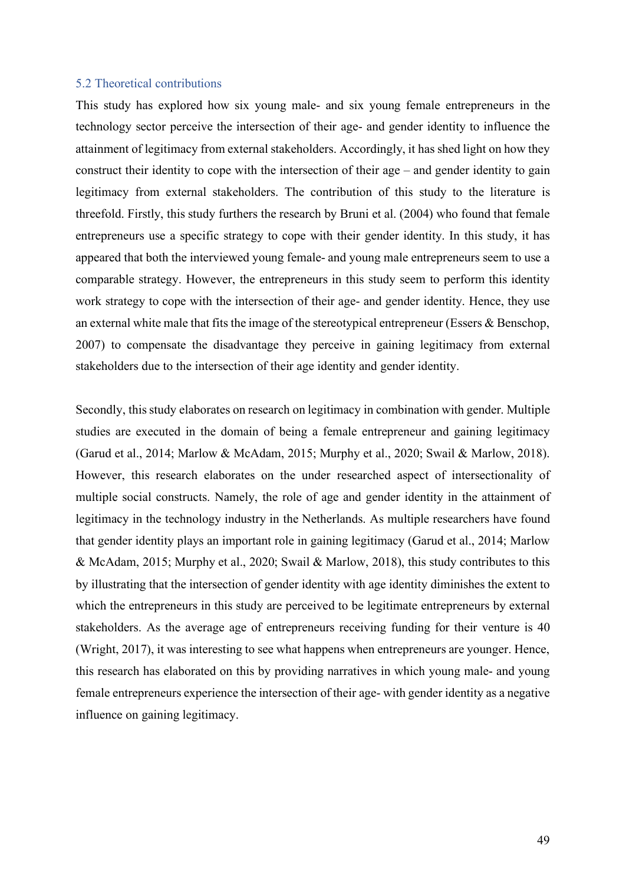## 5.2 Theoretical contributions

This study has explored how six young male- and six young female entrepreneurs in the technology sector perceive the intersection of their age- and gender identity to influence the attainment of legitimacy from external stakeholders. Accordingly, it has shed light on how they construct their identity to cope with the intersection of their age – and gender identity to gain legitimacy from external stakeholders. The contribution of this study to the literature is threefold. Firstly, this study furthers the research by Bruni et al. (2004) who found that female entrepreneurs use a specific strategy to cope with their gender identity. In this study, it has appeared that both the interviewed young female- and young male entrepreneurs seem to use a comparable strategy. However, the entrepreneurs in this study seem to perform this identity work strategy to cope with the intersection of their age- and gender identity. Hence, they use an external white male that fits the image of the stereotypical entrepreneur (Essers & Benschop, 2007) to compensate the disadvantage they perceive in gaining legitimacy from external stakeholders due to the intersection of their age identity and gender identity.

Secondly, this study elaborates on research on legitimacy in combination with gender. Multiple studies are executed in the domain of being a female entrepreneur and gaining legitimacy (Garud et al., 2014; Marlow & McAdam, 2015; Murphy et al., 2020; Swail & Marlow, 2018). However, this research elaborates on the under researched aspect of intersectionality of multiple social constructs. Namely, the role of age and gender identity in the attainment of legitimacy in the technology industry in the Netherlands. As multiple researchers have found that gender identity plays an important role in gaining legitimacy (Garud et al., 2014; Marlow & McAdam, 2015; Murphy et al., 2020; Swail & Marlow, 2018), this study contributes to this by illustrating that the intersection of gender identity with age identity diminishes the extent to which the entrepreneurs in this study are perceived to be legitimate entrepreneurs by external stakeholders. As the average age of entrepreneurs receiving funding for their venture is 40 (Wright, 2017), it was interesting to see what happens when entrepreneurs are younger. Hence, this research has elaborated on this by providing narratives in which young male- and young female entrepreneurs experience the intersection of their age- with gender identity as a negative influence on gaining legitimacy.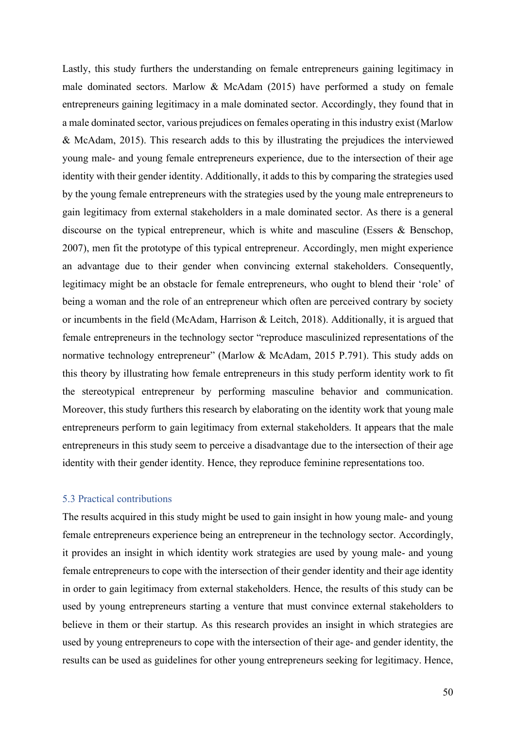Lastly, this study furthers the understanding on female entrepreneurs gaining legitimacy in male dominated sectors. Marlow & McAdam (2015) have performed a study on female entrepreneurs gaining legitimacy in a male dominated sector. Accordingly, they found that in a male dominated sector, various prejudices on females operating in this industry exist (Marlow & McAdam, 2015). This research adds to this by illustrating the prejudices the interviewed young male- and young female entrepreneurs experience, due to the intersection of their age identity with their gender identity. Additionally, it adds to this by comparing the strategies used by the young female entrepreneurs with the strategies used by the young male entrepreneurs to gain legitimacy from external stakeholders in a male dominated sector. As there is a general discourse on the typical entrepreneur, which is white and masculine (Essers & Benschop, 2007), men fit the prototype of this typical entrepreneur. Accordingly, men might experience an advantage due to their gender when convincing external stakeholders. Consequently, legitimacy might be an obstacle for female entrepreneurs, who ought to blend their 'role' of being a woman and the role of an entrepreneur which often are perceived contrary by society or incumbents in the field (McAdam, Harrison & Leitch, 2018). Additionally, it is argued that female entrepreneurs in the technology sector "reproduce masculinized representations of the normative technology entrepreneur" (Marlow & McAdam, 2015 P.791). This study adds on this theory by illustrating how female entrepreneurs in this study perform identity work to fit the stereotypical entrepreneur by performing masculine behavior and communication. Moreover, this study furthers this research by elaborating on the identity work that young male entrepreneurs perform to gain legitimacy from external stakeholders. It appears that the male entrepreneurs in this study seem to perceive a disadvantage due to the intersection of their age identity with their gender identity. Hence, they reproduce feminine representations too.

### 5.3 Practical contributions

The results acquired in this study might be used to gain insight in how young male- and young female entrepreneurs experience being an entrepreneur in the technology sector. Accordingly, it provides an insight in which identity work strategies are used by young male- and young female entrepreneurs to cope with the intersection of their gender identity and their age identity in order to gain legitimacy from external stakeholders. Hence, the results of this study can be used by young entrepreneurs starting a venture that must convince external stakeholders to believe in them or their startup. As this research provides an insight in which strategies are used by young entrepreneurs to cope with the intersection of their age- and gender identity, the results can be used as guidelines for other young entrepreneurs seeking for legitimacy. Hence,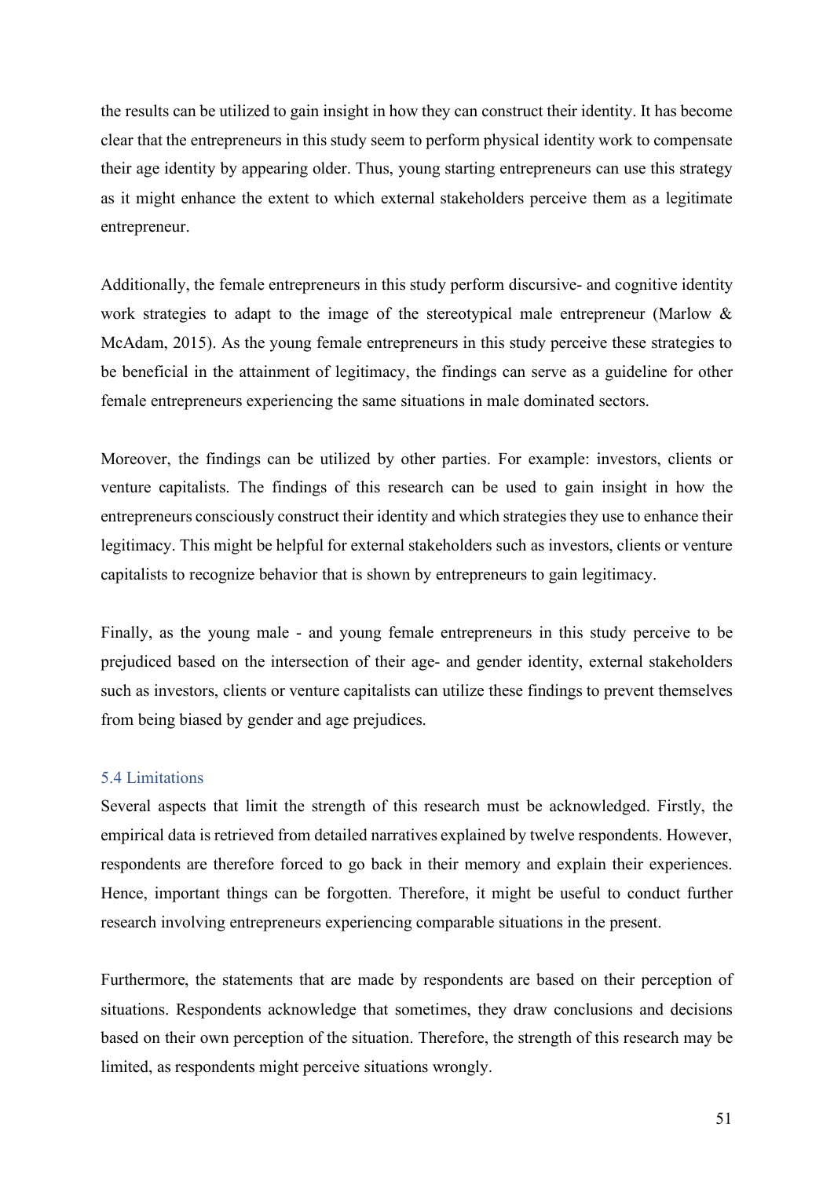the results can be utilized to gain insight in how they can construct their identity. It has become clear that the entrepreneurs in this study seem to perform physical identity work to compensate their age identity by appearing older. Thus, young starting entrepreneurs can use this strategy as it might enhance the extent to which external stakeholders perceive them as a legitimate entrepreneur.

Additionally, the female entrepreneurs in this study perform discursive- and cognitive identity work strategies to adapt to the image of the stereotypical male entrepreneur (Marlow & McAdam, 2015). As the young female entrepreneurs in this study perceive these strategies to be beneficial in the attainment of legitimacy, the findings can serve as a guideline for other female entrepreneurs experiencing the same situations in male dominated sectors.

Moreover, the findings can be utilized by other parties. For example: investors, clients or venture capitalists. The findings of this research can be used to gain insight in how the entrepreneurs consciously construct their identity and which strategies they use to enhance their legitimacy. This might be helpful for external stakeholders such as investors, clients or venture capitalists to recognize behavior that is shown by entrepreneurs to gain legitimacy.

Finally, as the young male - and young female entrepreneurs in this study perceive to be prejudiced based on the intersection of their age- and gender identity, external stakeholders such as investors, clients or venture capitalists can utilize these findings to prevent themselves from being biased by gender and age prejudices.

### 5.4 Limitations

Several aspects that limit the strength of this research must be acknowledged. Firstly, the empirical data is retrieved from detailed narratives explained by twelve respondents. However, respondents are therefore forced to go back in their memory and explain their experiences. Hence, important things can be forgotten. Therefore, it might be useful to conduct further research involving entrepreneurs experiencing comparable situations in the present.

Furthermore, the statements that are made by respondents are based on their perception of situations. Respondents acknowledge that sometimes, they draw conclusions and decisions based on their own perception of the situation. Therefore, the strength of this research may be limited, as respondents might perceive situations wrongly.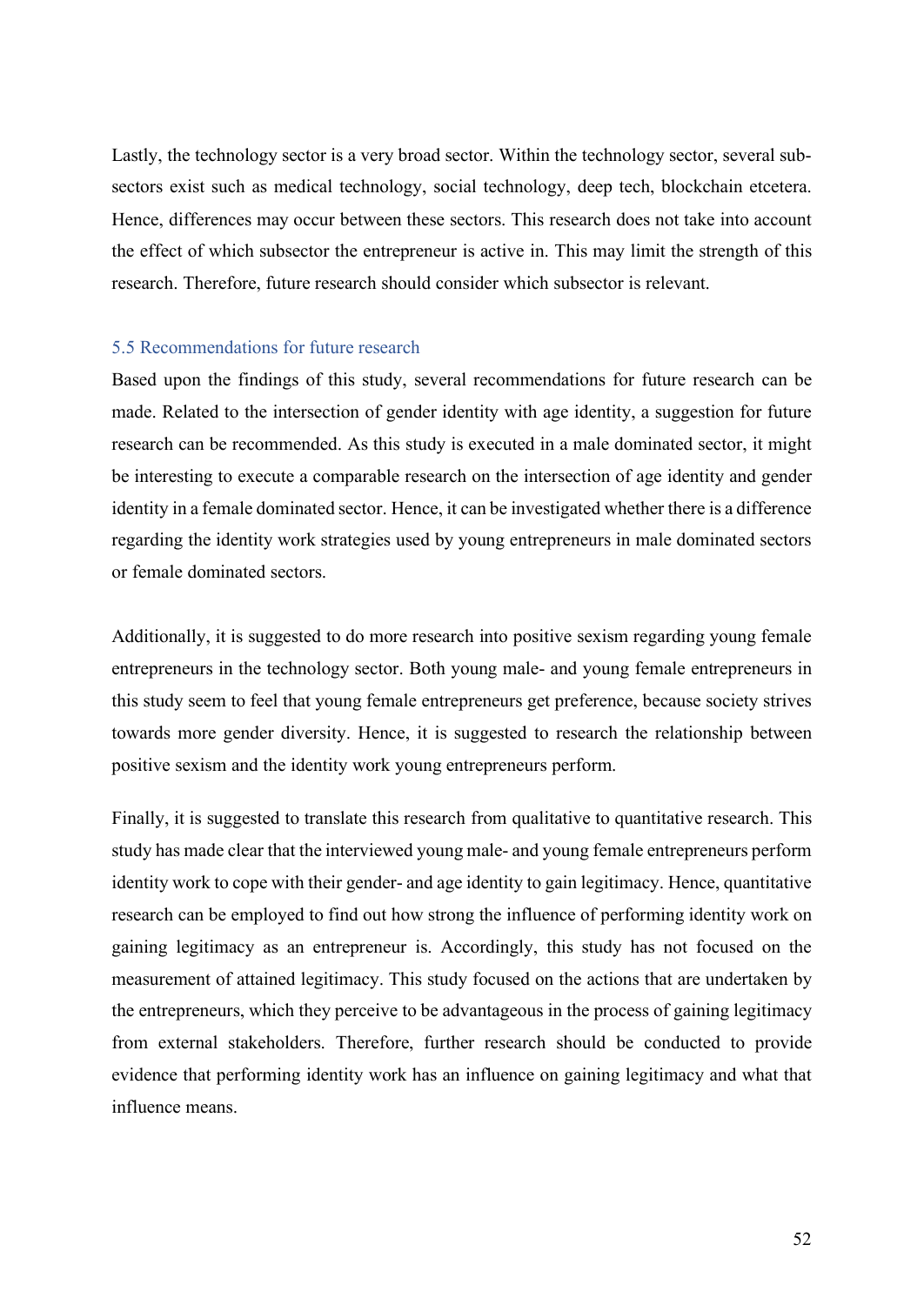Lastly, the technology sector is a very broad sector. Within the technology sector, several sub-sectors exist such as medical technology, social technology, deep tech, blockchain etcetera. Hence, differences may occur between these sectors. This research does not take into account the effect of which subsector the entrepreneur is active in. This may limit the strength of this research. Therefore, future research should consider which subsector is relevant.

### 5.5 Recommendations for future research

Based upon the findings of this study, several recommendations for future research can be made. Related to the intersection of gender identity with age identity, a suggestion for future research can be recommended. As this study is executed in a male dominated sector, it might be interesting to execute a comparable research on the intersection of age identity and gender identity in a female dominated sector. Hence, it can be investigated whether there is a difference regarding the identity work strategies used by young entrepreneurs in male dominated sectors or female dominated sectors.

Additionally, it is suggested to do more research into positive sexism regarding young female entrepreneurs in the technology sector. Both young male- and young female entrepreneurs in this study seem to feel that young female entrepreneurs get preference, because society strives towards more gender diversity. Hence, it is suggested to research the relationship between positive sexism and the identity work young entrepreneurs perform.

Finally, it is suggested to translate this research from qualitative to quantitative research. This study has made clear that the interviewed young male- and young female entrepreneurs perform identity work to cope with their gender- and age identity to gain legitimacy. Hence, quantitative research can be employed to find out how strong the influence of performing identity work on gaining legitimacy as an entrepreneur is. Accordingly, this study has not focused on the measurement of attained legitimacy. This study focused on the actions that are undertaken by the entrepreneurs, which they perceive to be advantageous in the process of gaining legitimacy from external stakeholders. Therefore, further research should be conducted to provide evidence that performing identity work has an influence on gaining legitimacy and what that influence means.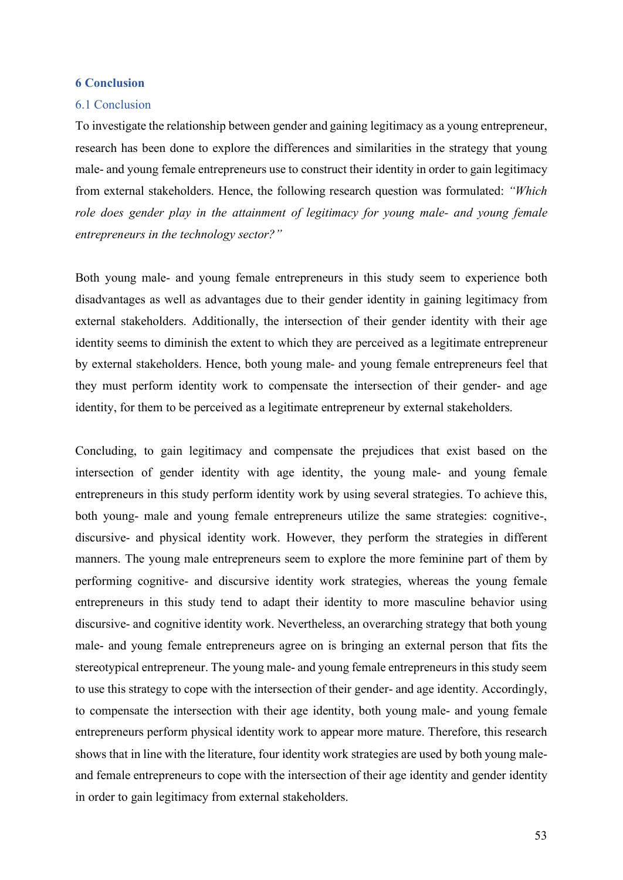# 6 Conclusion

## 6.1 Conclusion

To investigate the relationship between gender and gaining legitimacy as a young entrepreneur, research has been done to explore the differences and similarities in the strategy that young male- and young female entrepreneurs use to construct their identity in order to gain legitimacy from external stakeholders. Hence, the following research question was formulated: *"Which role does gender play in the attainment of legitimacy for young male- and young female entrepreneurs in the technology sector?"*

Both young male- and young female entrepreneurs in this study seem to experience both disadvantages as well as advantages due to their gender identity in gaining legitimacy from external stakeholders. Additionally, the intersection of their gender identity with their age identity seems to diminish the extent to which they are perceived as a legitimate entrepreneur by external stakeholders. Hence, both young male- and young female entrepreneurs feel that they must perform identity work to compensate the intersection of their gender- and age identity, for them to be perceived as a legitimate entrepreneur by external stakeholders.

Concluding, to gain legitimacy and compensate the prejudices that exist based on the intersection of gender identity with age identity, the young male- and young female entrepreneurs in this study perform identity work by using several strategies. To achieve this, both young- male and young female entrepreneurs utilize the same strategies: cognitive-, discursive- and physical identity work. However, they perform the strategies in different manners. The young male entrepreneurs seem to explore the more feminine part of them by performing cognitive- and discursive identity work strategies, whereas the young female entrepreneurs in this study tend to adapt their identity to more masculine behavior using discursive- and cognitive identity work. Nevertheless, an overarching strategy that both young male- and young female entrepreneurs agree on is bringing an external person that fits the stereotypical entrepreneur. The young male- and young female entrepreneurs in this study seem to use this strategy to cope with the intersection of their gender- and age identity. Accordingly, to compensate the intersection with their age identity, both young male- and young female entrepreneurs perform physical identity work to appear more mature. Therefore, this research shows that in line with the literature, four identity work strategies are used by both young male- and female entrepreneurs to cope with the intersection of their age identity and gender identity in order to gain legitimacy from external stakeholders.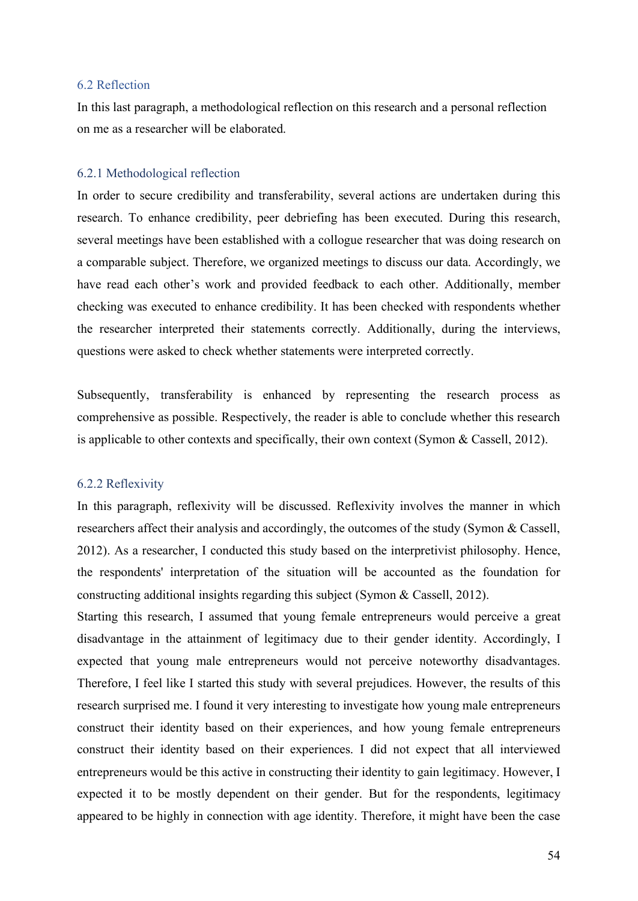## 6.2 Reflection

In this last paragraph, a methodological reflection on this research and a personal reflection on me as a researcher will be elaborated.

### 6.2.1 Methodological reflection

In order to secure credibility and transferability, several actions are undertaken during this research. To enhance credibility, peer debriefing has been executed. During this research, several meetings have been established with a collogue researcher that was doing research on a comparable subject. Therefore, we organized meetings to discuss our data. Accordingly, we have read each other's work and provided feedback to each other. Additionally, member checking was executed to enhance credibility. It has been checked with respondents whether the researcher interpreted their statements correctly. Additionally, during the interviews, questions were asked to check whether statements were interpreted correctly.

Subsequently, transferability is enhanced by representing the research process as comprehensive as possible. Respectively, the reader is able to conclude whether this research is applicable to other contexts and specifically, their own context (Symon & Cassell, 2012).

### 6.2.2 Reflexivity

In this paragraph, reflexivity will be discussed. Reflexivity involves the manner in which researchers affect their analysis and accordingly, the outcomes of the study (Symon & Cassell, 2012). As a researcher, I conducted this study based on the interpretivist philosophy. Hence, the respondents' interpretation of the situation will be accounted as the foundation for constructing additional insights regarding this subject (Symon & Cassell, 2012).
Starting this research, I assumed that young female entrepreneurs would perceive a great disadvantage in the attainment of legitimacy due to their gender identity. Accordingly, I expected that young male entrepreneurs would not perceive noteworthy disadvantages. Therefore, I feel like I started this study with several prejudices. However, the results of this research surprised me. I found it very interesting to investigate how young male entrepreneurs construct their identity based on their experiences, and how young female entrepreneurs construct their identity based on their experiences. I did not expect that all interviewed entrepreneurs would be this active in constructing their identity to gain legitimacy. However, I expected it to be mostly dependent on their gender. But for the respondents, legitimacy appeared to be highly in connection with age identity. Therefore, it might have been the case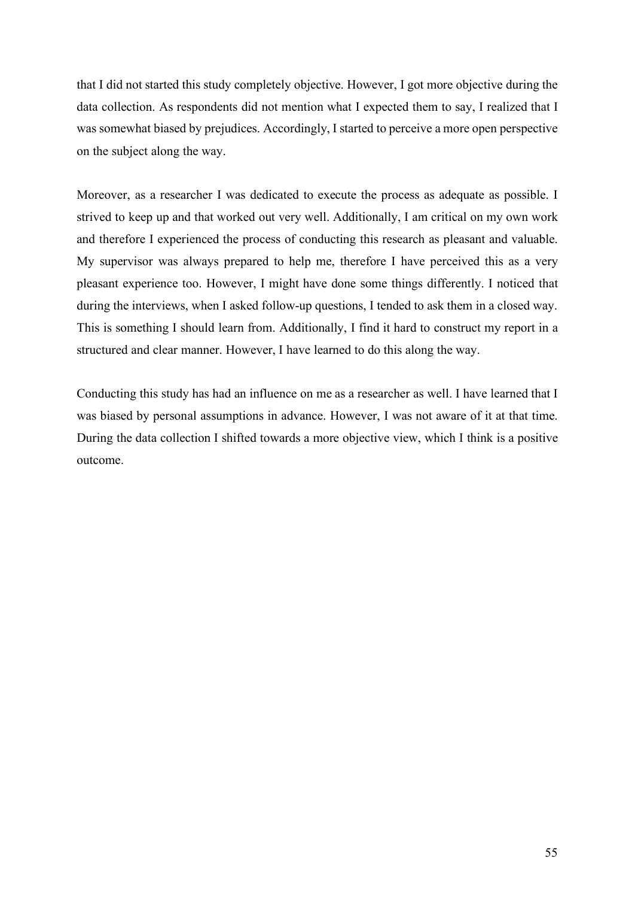that I did not started this study completely objective. However, I got more objective during the data collection. As respondents did not mention what I expected them to say, I realized that I was somewhat biased by prejudices. Accordingly, I started to perceive a more open perspective on the subject along the way.

Moreover, as a researcher I was dedicated to execute the process as adequate as possible. I strived to keep up and that worked out very well. Additionally, I am critical on my own work and therefore I experienced the process of conducting this research as pleasant and valuable. My supervisor was always prepared to help me, therefore I have perceived this as a very pleasant experience too. However, I might have done some things differently. I noticed that during the interviews, when I asked follow-up questions, I tended to ask them in a closed way. This is something I should learn from. Additionally, I find it hard to construct my report in a structured and clear manner. However, I have learned to do this along the way.

Conducting this study has had an influence on me as a researcher as well. I have learned that I was biased by personal assumptions in advance. However, I was not aware of it at that time. During the data collection I shifted towards a more objective view, which I think is a positive outcome.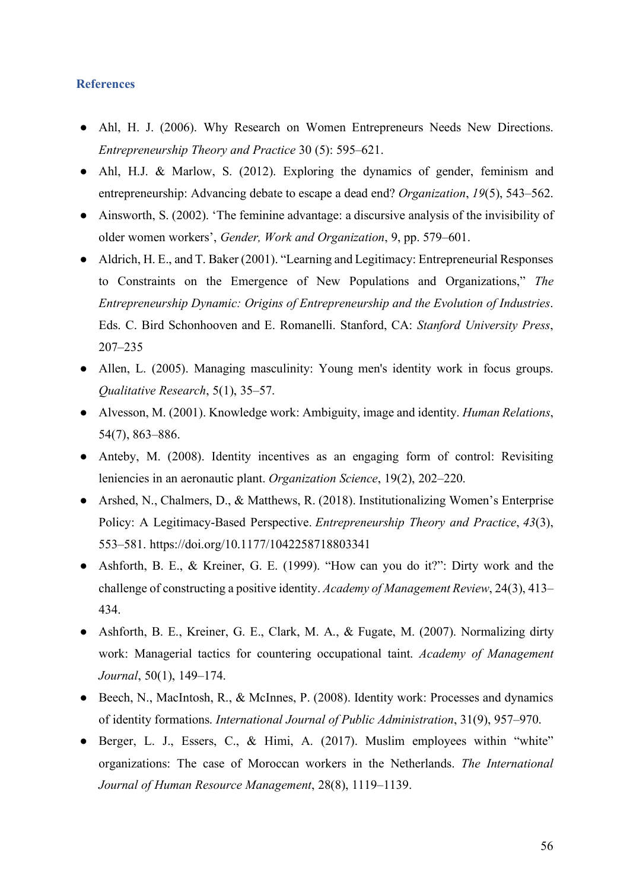### References

- Ahl, H. J. (2006). Why Research on Women Entrepreneurs Needs New Directions. *Entrepreneurship Theory and Practice* 30 (5): 595–621.
- Ahl, H.J. & Marlow, S. (2012). Exploring the dynamics of gender, feminism and entrepreneurship: Advancing debate to escape a dead end? *Organization*, *19*(5), 543–562.
- Ainsworth, S. (2002). 'The feminine advantage: a discursive analysis of the invisibility of older women workers', *Gender, Work and Organization*, 9, pp. 579–601.
- Aldrich, H. E., and T. Baker (2001). "Learning and Legitimacy: Entrepreneurial Responses to Constraints on the Emergence of New Populations and Organizations," *The Entrepreneurship Dynamic: Origins of Entrepreneurship and the Evolution of Industries*. Eds. C. Bird Schonhooven and E. Romanelli. Stanford, CA: *Stanford University Press*, 207–235
- Allen, L. (2005). Managing masculinity: Young men's identity work in focus groups. *Qualitative Research*, 5(1), 35–57.
- Alvesson, M. (2001). Knowledge work: Ambiguity, image and identity. *Human Relations*, 54(7), 863–886.
- Anteby, M. (2008). Identity incentives as an engaging form of control: Revisiting leniencies in an aeronautic plant. *Organization Science*, 19(2), 202–220.
- Arshed, N., Chalmers, D., & Matthews, R. (2018). Institutionalizing Women's Enterprise Policy: A Legitimacy-Based Perspective. *Entrepreneurship Theory and Practice*, *43*(3), 553–581. https://doi.org/10.1177/1042258718803341
- Ashforth, B. E., & Kreiner, G. E. (1999). "How can you do it?": Dirty work and the challenge of constructing a positive identity. *Academy of Management Review*, 24(3), 413–434.
- Ashforth, B. E., Kreiner, G. E., Clark, M. A., & Fugate, M. (2007). Normalizing dirty work: Managerial tactics for countering occupational taint. *Academy of Management Journal*, 50(1), 149–174.
- Beech, N., MacIntosh, R., & McInnes, P. (2008). Identity work: Processes and dynamics of identity formations. *International Journal of Public Administration*, 31(9), 957–970.
- Berger, L. J., Essers, C., & Himi, A. (2017). Muslim employees within "white" organizations: The case of Moroccan workers in the Netherlands. *The International Journal of Human Resource Management*, 28(8), 1119–1139.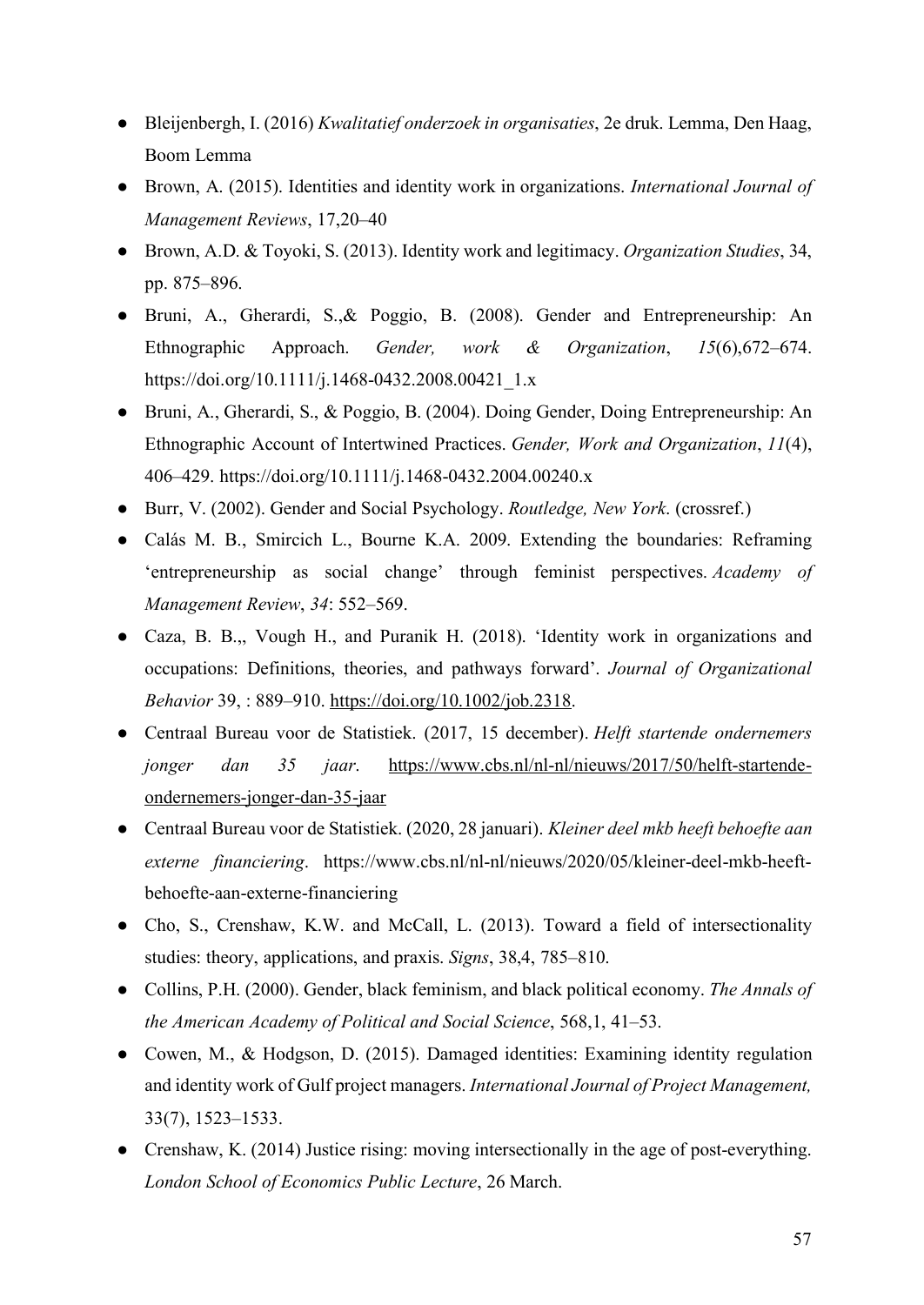- Bleijenbergh, I. (2016) *Kwalitatief onderzoek in organisaties*, 2e druk. Lemma, Den Haag, Boom Lemma
- Brown, A. (2015). Identities and identity work in organizations. *International Journal of Management Reviews*, 17,20–40
- Brown, A.D. & Toyoki, S. (2013). Identity work and legitimacy. *Organization Studies*, 34, pp. 875–896.
- Bruni, A., Gherardi, S.,& Poggio, B. (2008). Gender and Entrepreneurship: An Ethnographic Approach. *Gender, work & Organization*, *15*(6),672–674. https://doi.org/10.1111/j.1468-0432.2008.00421_1.x
- Bruni, A., Gherardi, S., & Poggio, B. (2004). Doing Gender, Doing Entrepreneurship: An Ethnographic Account of Intertwined Practices. *Gender, Work and Organization*, *11*(4), 406–429. https://doi.org/10.1111/j.1468-0432.2004.00240.x
- Burr, V. (2002). Gender and Social Psychology. *Routledge, New York*. (crossref.)
- Calás M. B., Smircich L., Bourne K.A. 2009. Extending the boundaries: Reframing 'entrepreneurship as social change' through feminist perspectives. *Academy of Management Review*, *34*: 552–569.
- Caza, B. B.,, Vough H., and Puranik H. (2018). 'Identity work in organizations and occupations: Definitions, theories, and pathways forward'. *Journal of Organizational Behavior* 39, : 889–910. https://doi.org/10.1002/job.2318.
- Centraal Bureau voor de Statistiek. (2017, 15 december). *Helft startende ondernemers jonger dan 35 jaar*. https://www.cbs.nl/nl-nl/nieuws/2017/50/helft-startende-ondernemers-jonger-dan-35-jaar
- Centraal Bureau voor de Statistiek. (2020, 28 januari). *Kleiner deel mkb heeft behoefte aan externe financiering*. https://www.cbs.nl/nl-nl/nieuws/2020/05/kleiner-deel-mkb-heeft-behoefte-aan-externe-financiering
- Cho, S., Crenshaw, K.W. and McCall, L. (2013). Toward a field of intersectionality studies: theory, applications, and praxis. *Signs*, 38,4, 785–810.
- Collins, P.H. (2000). Gender, black feminism, and black political economy. *The Annals of the American Academy of Political and Social Science*, 568,1, 41–53.
- Cowen, M., & Hodgson, D. (2015). Damaged identities: Examining identity regulation and identity work of Gulf project managers. *International Journal of Project Management,* 33(7), 1523–1533.
- Crenshaw, K. (2014) Justice rising: moving intersectionally in the age of post-everything. *London School of Economics Public Lecture*, 26 March.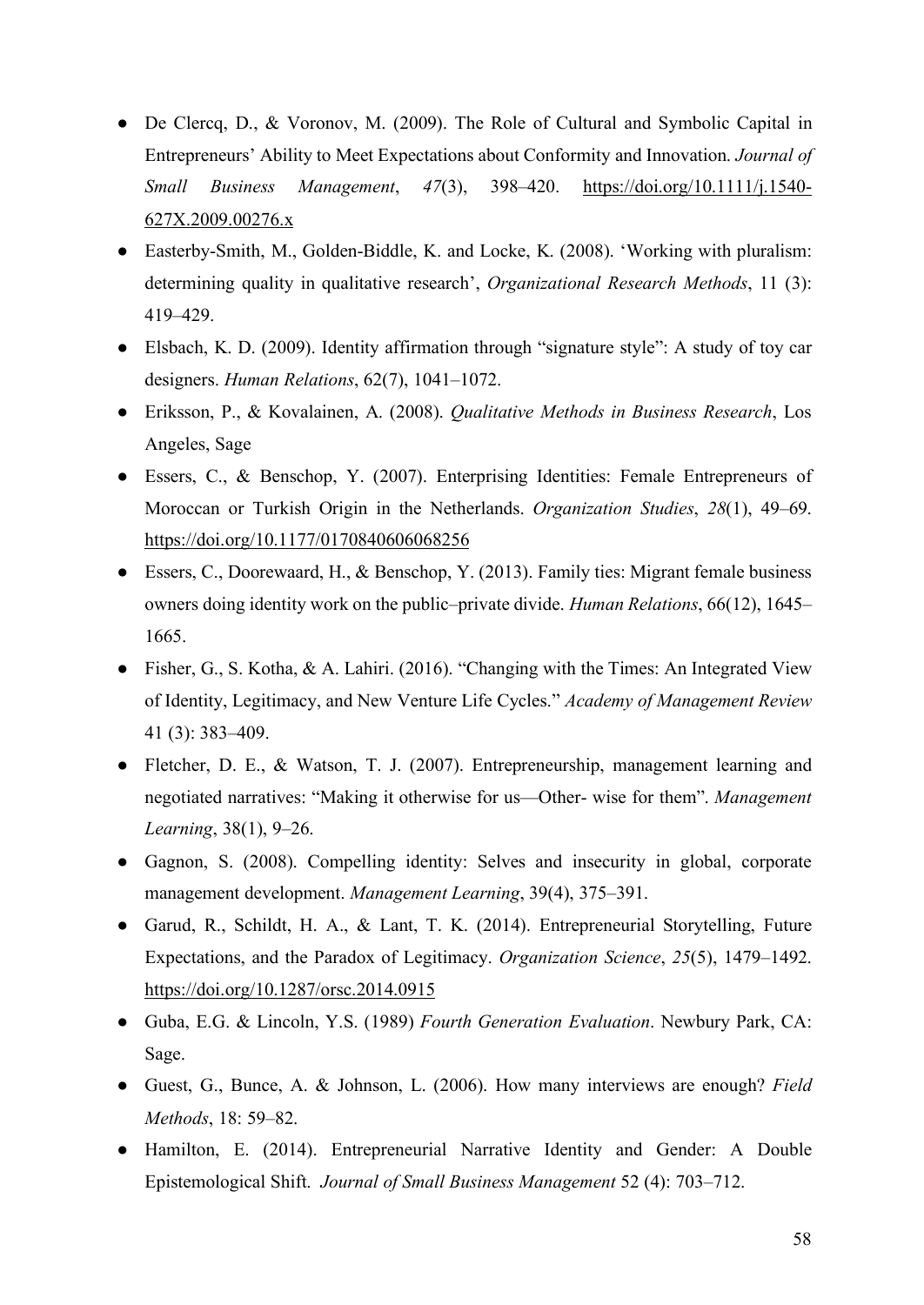- De Clercq, D., & Voronov, M. (2009). The Role of Cultural and Symbolic Capital in Entrepreneurs' Ability to Meet Expectations about Conformity and Innovation. *Journal of Small Business Management*, *47*(3), 398–420. https://doi.org/10.1111/j.1540-627X.2009.00276.x
- Easterby-Smith, M., Golden-Biddle, K. and Locke, K. (2008). 'Working with pluralism: determining quality in qualitative research', *Organizational Research Methods*, 11 (3): 419–429.
- Elsbach, K. D. (2009). Identity affirmation through "signature style": A study of toy car designers. *Human Relations*, 62(7), 1041–1072.
- Eriksson, P., & Kovalainen, A. (2008). *Qualitative Methods in Business Research*, Los Angeles, Sage
- Essers, C., & Benschop, Y. (2007). Enterprising Identities: Female Entrepreneurs of Moroccan or Turkish Origin in the Netherlands. *Organization Studies*, *28*(1), 49–69. https://doi.org/10.1177/0170840606068256
- Essers, C., Doorewaard, H., & Benschop, Y. (2013). Family ties: Migrant female business owners doing identity work on the public–private divide. *Human Relations*, 66(12), 1645–1665.
- Fisher, G., S. Kotha, & A. Lahiri. (2016). "Changing with the Times: An Integrated View of Identity, Legitimacy, and New Venture Life Cycles." *Academy of Management Review* 41 (3): 383–409.
- Fletcher, D. E., & Watson, T. J. (2007). Entrepreneurship, management learning and negotiated narratives: "Making it otherwise for us—Other- wise for them". *Management Learning*, 38(1), 9–26.
- Gagnon, S. (2008). Compelling identity: Selves and insecurity in global, corporate management development. *Management Learning*, 39(4), 375–391.
- Garud, R., Schildt, H. A., & Lant, T. K. (2014). Entrepreneurial Storytelling, Future Expectations, and the Paradox of Legitimacy. *Organization Science*, *25*(5), 1479–1492. https://doi.org/10.1287/orsc.2014.0915
- Guba, E.G. & Lincoln, Y.S. (1989) *Fourth Generation Evaluation*. Newbury Park, CA: Sage.
- Guest, G., Bunce, A. & Johnson, L. (2006). How many interviews are enough? *Field Methods*, 18: 59–82.
- Hamilton, E. (2014). Entrepreneurial Narrative Identity and Gender: A Double Epistemological Shift. *Journal of Small Business Management* 52 (4): 703–712.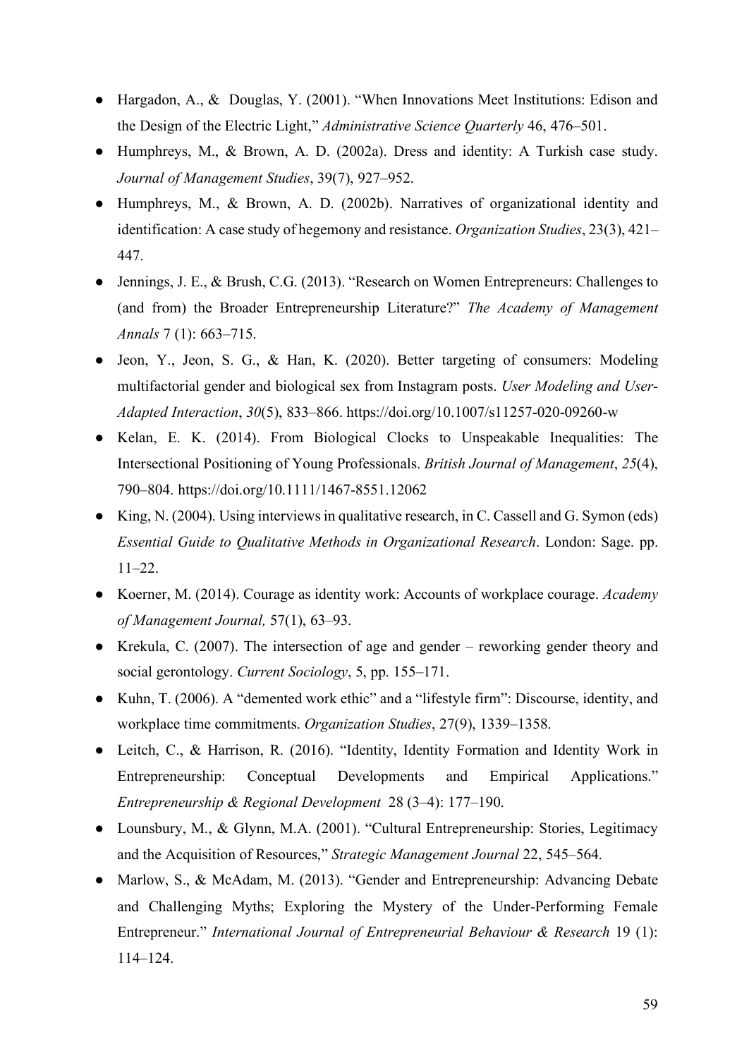- Hargadon, A., & Douglas, Y. (2001). "When Innovations Meet Institutions: Edison and the Design of the Electric Light," *Administrative Science Quarterly* 46, 476–501.
- Humphreys, M., & Brown, A. D. (2002a). Dress and identity: A Turkish case study. *Journal of Management Studies*, 39(7), 927–952.
- Humphreys, M., & Brown, A. D. (2002b). Narratives of organizational identity and identification: A case study of hegemony and resistance. *Organization Studies*, 23(3), 421–447.
- Jennings, J. E., & Brush, C.G. (2013). "Research on Women Entrepreneurs: Challenges to (and from) the Broader Entrepreneurship Literature?" *The Academy of Management Annals* 7 (1): 663–715.
- Jeon, Y., Jeon, S. G., & Han, K. (2020). Better targeting of consumers: Modeling multifactorial gender and biological sex from Instagram posts. *User Modeling and User-Adapted Interaction*, *30*(5), 833–866. https://doi.org/10.1007/s11257-020-09260-w
- Kelan, E. K. (2014). From Biological Clocks to Unspeakable Inequalities: The Intersectional Positioning of Young Professionals. *British Journal of Management*, *25*(4), 790–804. https://doi.org/10.1111/1467-8551.12062
- King, N. (2004). Using interviews in qualitative research, in C. Cassell and G. Symon (eds) *Essential Guide to Qualitative Methods in Organizational Research*. London: Sage. pp. 11–22.
- Koerner, M. (2014). Courage as identity work: Accounts of workplace courage. *Academy of Management Journal,* 57(1), 63–93.
- Krekula, C. (2007). The intersection of age and gender – reworking gender theory and social gerontology. *Current Sociology*, 5, pp. 155–171.
- Kuhn, T. (2006). A "demented work ethic" and a "lifestyle firm": Discourse, identity, and workplace time commitments. *Organization Studies*, 27(9), 1339–1358.
- Leitch, C., & Harrison, R. (2016). "Identity, Identity Formation and Identity Work in Entrepreneurship: Conceptual Developments and Empirical Applications." *Entrepreneurship & Regional Development* 28 (3–4): 177–190.
- Lounsbury, M., & Glynn, M.A. (2001). "Cultural Entrepreneurship: Stories, Legitimacy and the Acquisition of Resources," *Strategic Management Journal* 22, 545–564.
- Marlow, S., & McAdam, M. (2013). "Gender and Entrepreneurship: Advancing Debate and Challenging Myths; Exploring the Mystery of the Under-Performing Female Entrepreneur." *International Journal of Entrepreneurial Behaviour & Research* 19 (1): 114–124.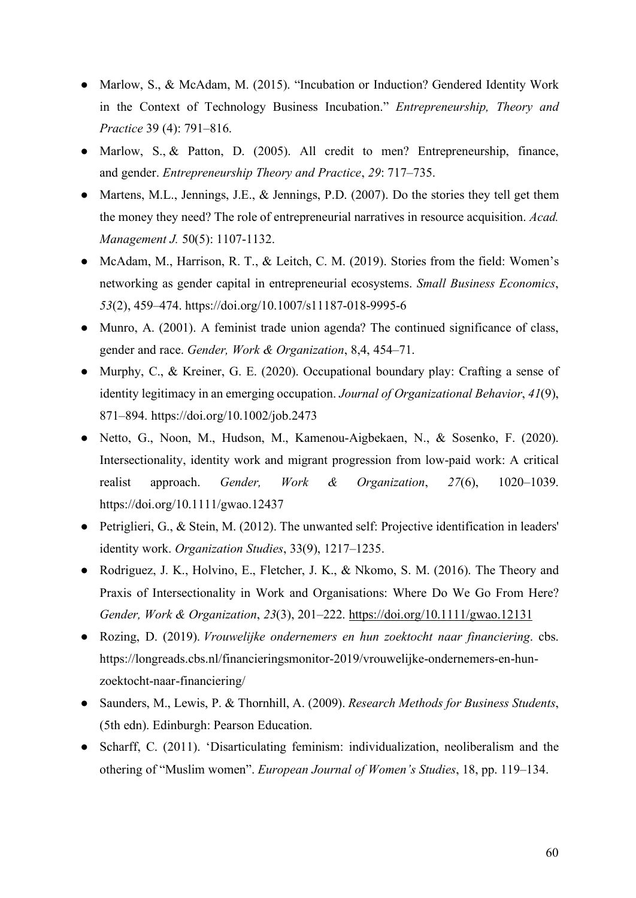- Marlow, S., & McAdam, M. (2015). "Incubation or Induction? Gendered Identity Work in the Context of Technology Business Incubation." *Entrepreneurship, Theory and Practice* 39 (4): 791–816.
- Marlow, S., & Patton, D. (2005). All credit to men? Entrepreneurship, finance, and gender. *Entrepreneurship Theory and Practice*, *29*: 717–735.
- Martens, M.L., Jennings, J.E., & Jennings, P.D. (2007). Do the stories they tell get them the money they need? The role of entrepreneurial narratives in resource acquisition. *Acad. Management J.* 50(5): 1107-1132.
- McAdam, M., Harrison, R. T., & Leitch, C. M. (2019). Stories from the field: Women's networking as gender capital in entrepreneurial ecosystems. *Small Business Economics*, *53*(2), 459–474. https://doi.org/10.1007/s11187-018-9995-6
- Munro, A. (2001). A feminist trade union agenda? The continued significance of class, gender and race. *Gender, Work & Organization*, 8,4, 454–71.
- Murphy, C., & Kreiner, G. E. (2020). Occupational boundary play: Crafting a sense of identity legitimacy in an emerging occupation. *Journal of Organizational Behavior*, *41*(9), 871–894. https://doi.org/10.1002/job.2473
- Netto, G., Noon, M., Hudson, M., Kamenou-Aigbekaen, N., & Sosenko, F. (2020). Intersectionality, identity work and migrant progression from low-paid work: A critical realist approach. *Gender, Work & Organization*, *27*(6), 1020–1039. https://doi.org/10.1111/gwao.12437
- Petriglieri, G., & Stein, M. (2012). The unwanted self: Projective identification in leaders' identity work. *Organization Studies*, 33(9), 1217–1235.
- Rodriguez, J. K., Holvino, E., Fletcher, J. K., & Nkomo, S. M. (2016). The Theory and Praxis of Intersectionality in Work and Organisations: Where Do We Go From Here? *Gender, Work & Organization*, *23*(3), 201–222. https://doi.org/10.1111/gwao.12131
- Rozing, D. (2019). *Vrouwelijke ondernemers en hun zoektocht naar financiering*. cbs. https://longreads.cbs.nl/financieringsmonitor-2019/vrouwelijke-ondernemers-en-hun-zoektocht-naar-financiering/
- Saunders, M., Lewis, P. & Thornhill, A. (2009). *Research Methods for Business Students*, (5th edn). Edinburgh: Pearson Education.
- Scharff, C. (2011). 'Disarticulating feminism: individualization, neoliberalism and the othering of "Muslim women". *European Journal of Women's Studies*, 18, pp. 119–134.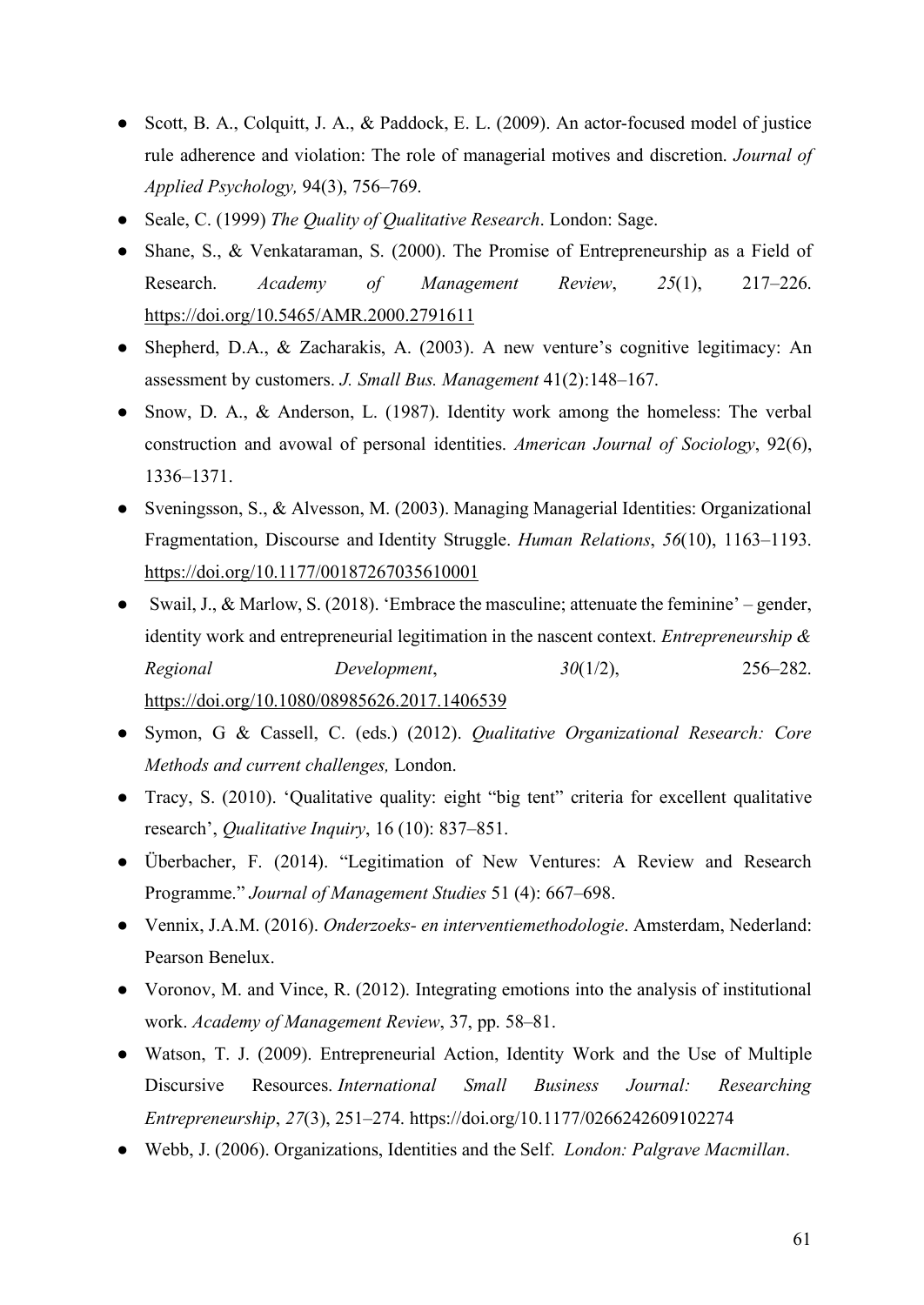- Scott, B. A., Colquitt, J. A., & Paddock, E. L. (2009). An actor-focused model of justice rule adherence and violation: The role of managerial motives and discretion. *Journal of Applied Psychology,* 94(3), 756–769.
- Seale, C. (1999) *The Quality of Qualitative Research*. London: Sage.
- Shane, S., & Venkataraman, S. (2000). The Promise of Entrepreneurship as a Field of Research. *Academy of Management Review*, *25*(1), 217–226. https://doi.org/10.5465/AMR.2000.2791611
- Shepherd, D.A., & Zacharakis, A. (2003). A new venture's cognitive legitimacy: An assessment by customers. *J. Small Bus. Management* 41(2):148–167.
- Snow, D. A., & Anderson, L. (1987). Identity work among the homeless: The verbal construction and avowal of personal identities. *American Journal of Sociology*, 92(6), 1336–1371.
- Sveningsson, S., & Alvesson, M. (2003). Managing Managerial Identities: Organizational Fragmentation, Discourse and Identity Struggle. *Human Relations*, *56*(10), 1163–1193. https://doi.org/10.1177/00187267035610001
- Swail, J., & Marlow, S. (2018). 'Embrace the masculine; attenuate the feminine' – gender, identity work and entrepreneurial legitimation in the nascent context. *Entrepreneurship & Regional Development*, *30*(1/2), 256–282. https://doi.org/10.1080/08985626.2017.1406539
- Symon, G & Cassell, C. (eds.) (2012). *Qualitative Organizational Research: Core Methods and current challenges,* London.
- Tracy, S. (2010). 'Qualitative quality: eight "big tent" criteria for excellent qualitative research', *Qualitative Inquiry*, 16 (10): 837–851.
- Überbacher, F. (2014). "Legitimation of New Ventures: A Review and Research Programme." *Journal of Management Studies* 51 (4): 667–698.
- Vennix, J.A.M. (2016). *Onderzoeks- en interventiemethodologie*. Amsterdam, Nederland: Pearson Benelux.
- Voronov, M. and Vince, R. (2012). Integrating emotions into the analysis of institutional work. *Academy of Management Review*, 37, pp. 58–81.
- Watson, T. J. (2009). Entrepreneurial Action, Identity Work and the Use of Multiple Discursive Resources. *International Small Business Journal: Researching Entrepreneurship*, *27*(3), 251–274. https://doi.org/10.1177/0266242609102274
- Webb, J. (2006). Organizations, Identities and the Self. *London: Palgrave Macmillan*.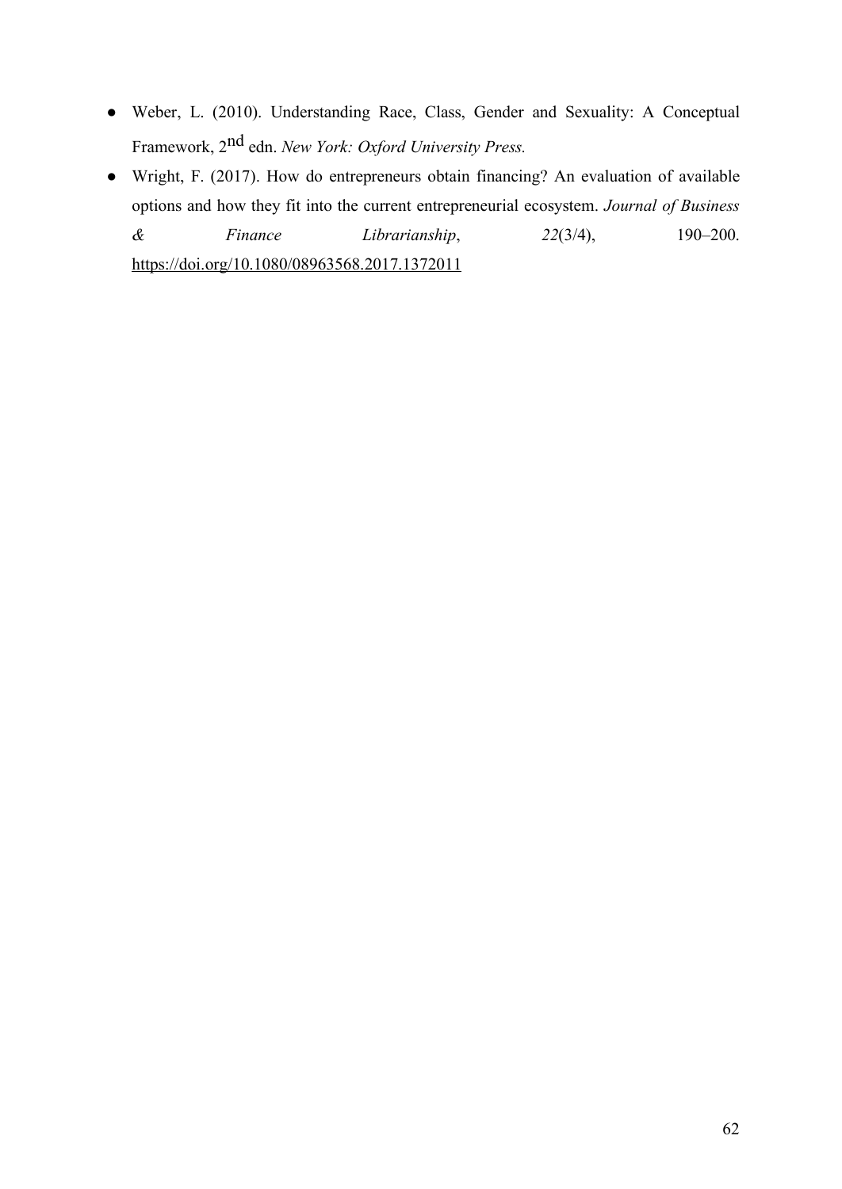- Weber, L. (2010). Understanding Race, Class, Gender and Sexuality: A Conceptual Framework, 2nd edn. *New York: Oxford University Press.*
- Wright, F. (2017). How do entrepreneurs obtain financing? An evaluation of available options and how they fit into the current entrepreneurial ecosystem. *Journal of Business & Finance Librarianship*, *22*(3/4), 190–200. https://doi.org/10.1080/08963568.2017.1372011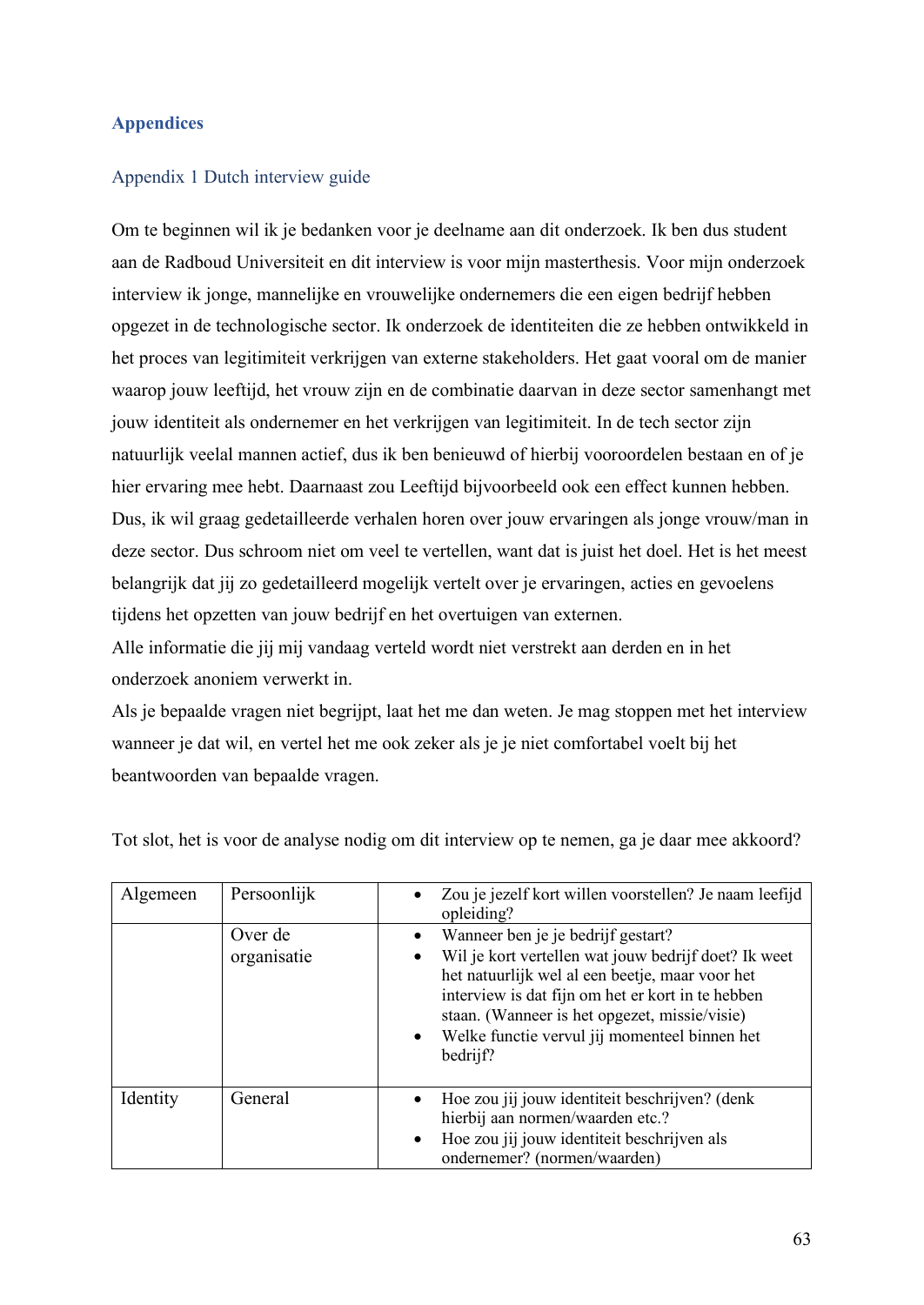## Appendices

### Appendix 1 Dutch interview guide

Om te beginnen wil ik je bedanken voor je deelname aan dit onderzoek. Ik ben dus student aan de Radboud Universiteit en dit interview is voor mijn masterthesis. Voor mijn onderzoek interview ik jonge, mannelijke en vrouwelijke ondernemers die een eigen bedrijf hebben opgezet in de technologische sector. Ik onderzoek de identiteiten die ze hebben ontwikkeld in het proces van legitimiteit verkrijgen van externe stakeholders. Het gaat vooral om de manier waarop jouw leeftijd, het vrouw zijn en de combinatie daarvan in deze sector samenhangt met jouw identiteit als ondernemer en het verkrijgen van legitimiteit. In de tech sector zijn natuurlijk veelal mannen actief, dus ik ben benieuwd of hierbij vooroordelen bestaan en of je hier ervaring mee hebt. Daarnaast zou Leeftijd bijvoorbeeld ook een effect kunnen hebben. Dus, ik wil graag gedetailleerde verhalen horen over jouw ervaringen als jonge vrouw/man in deze sector. Dus schroom niet om veel te vertellen, want dat is juist het doel. Het is het meest belangrijk dat jij zo gedetailleerd mogelijk vertelt over je ervaringen, acties en gevoelens tijdens het opzetten van jouw bedrijf en het overtuigen van externen.
Alle informatie die jij mij vandaag verteld wordt niet verstrekt aan derden en in het onderzoek anoniem verwerkt in.
Als je bepaalde vragen niet begrijpt, laat het me dan weten. Je mag stoppen met het interview wanneer je dat wil, en vertel het me ook zeker als je je niet comfortabel voelt bij het beantwoorden van bepaalde vragen.

Tot slot, het is voor de analyse nodig om dit interview op te nemen, ga je daar mee akkoord?

| | | |
|---|---|---|
| Algemeen | Persoonlijk | • Zou je jezelf kort willen voorstellen? Je naam leefijd opleiding? |
| | Over de organisatie | • Wanneer ben je je bedrijf gestart?<br>• Wil je kort vertellen wat jouw bedrijf doet? Ik weet het natuurlijk wel al een beetje, maar voor het interview is dat fijn om het er kort in te hebben staan. (Wanneer is het opgezet, missie/visie)<br>• Welke functie vervul jij momenteel binnen het bedrijf? |
| Identity | General | • Hoe zou jij jouw identiteit beschrijven? (denk hierbij aan normen/waarden etc.?<br>• Hoe zou jij jouw identiteit beschrijven als ondernemer? (normen/waarden) |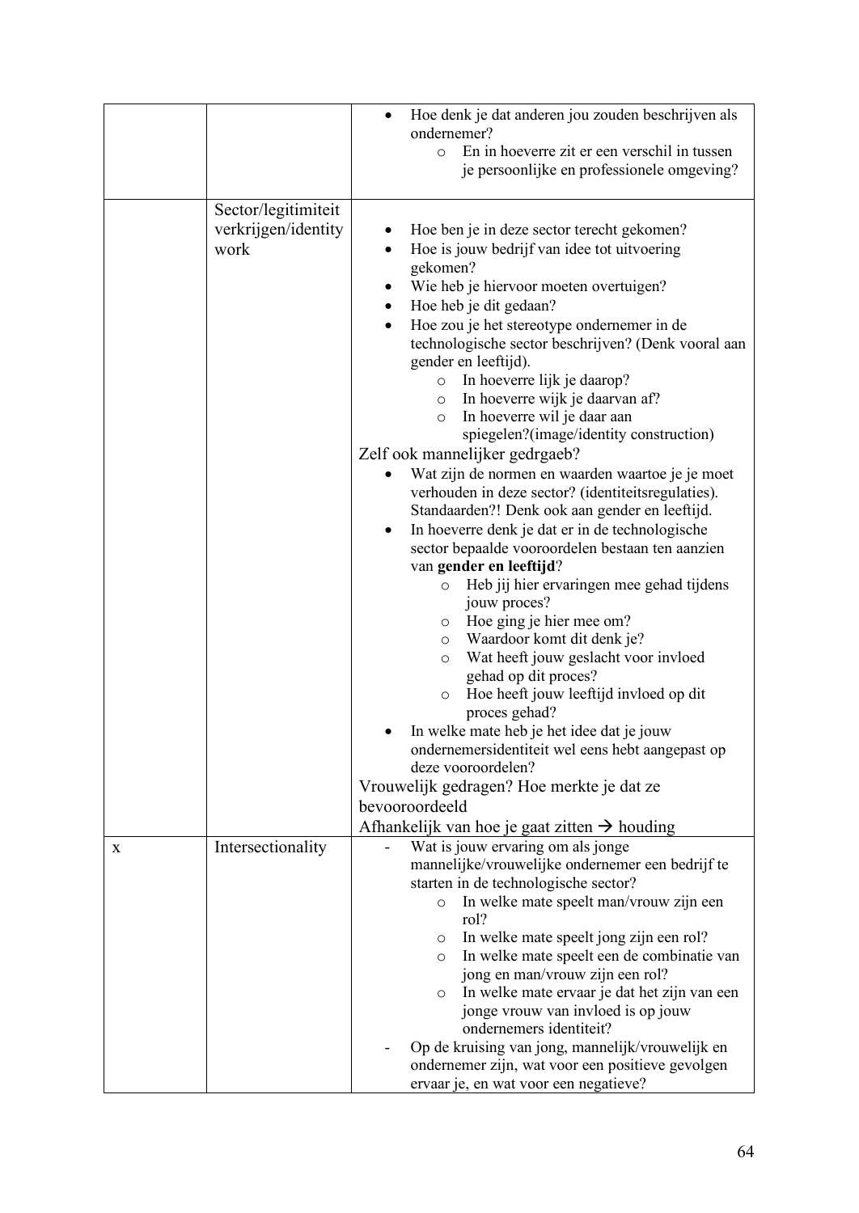| | | |
|---|---|---|
| | | • Hoe denk je dat anderen jou zouden beschrijven als ondernemer?<br>o En in hoeverre zit er een verschil in tussen je persoonlijke en professionele omgeving? |
| | Sector/legitimiteit verkrijgen/identity work | • Hoe ben je in deze sector terecht gekomen?<br>• Hoe is jouw bedrijf van idee tot uitvoering gekomen?<br>• Wie heb je hiervoor moeten overtuigen?<br>• Hoe heb je dit gedaan?<br>• Hoe zou je het stereotype ondernemer in de technologische sector beschrijven? (Denk vooral aan gender en leeftijd).<br>o In hoeverre lijk je daarop?<br>o In hoeverre wijk je daarvan af?<br>o In hoeverre wil je daar aan spiegelen?(image/identity construction)<br>Zelf ook mannelijker gedrgaeb?<br>• Wat zijn de normen en waarden waartoe je je moet verhouden in deze sector? (identiteitsregulaties). Standaarden?! Denk ook aan gender en leeftijd.<br>• In hoeverre denk je dat er in de technologische sector bepaalde vooroordelen bestaan ten aanzien van **gender en leeftijd**?<br>o Heb jij hier ervaringen mee gehad tijdens jouw proces?<br>o Hoe ging je hier mee om?<br>o Waardoor komt dit denk je?<br>o Wat heeft jouw geslacht voor invloed gehad op dit proces?<br>o Hoe heeft jouw leeftijd invloed op dit proces gehad?<br>• In welke mate heb je het idee dat je jouw ondernemersidentiteit wel eens hebt aangepast op deze vooroordelen?<br>Vrouwelijk gedragen? Hoe merkte je dat ze bevooroordeeld<br>Afhankelijk van hoe je gaat zitten → houding |
| x | Intersectionality | - Wat is jouw ervaring om als jonge mannelijke/vrouwelijke ondernemer een bedrijf te starten in de technologische sector?<br>o In welke mate speelt man/vrouw zijn een rol?<br>o In welke mate speelt jong zijn een rol?<br>o In welke mate speelt een de combinatie van jong en man/vrouw zijn een rol?<br>o In welke mate ervaar je dat het zijn van een jonge vrouw van invloed is op jouw ondernemers identiteit?<br>- Op de kruising van jong, mannelijk/vrouwelijk en ondernemer zijn, wat voor een positieve gevolgen ervaar je, en wat voor een negatieve? |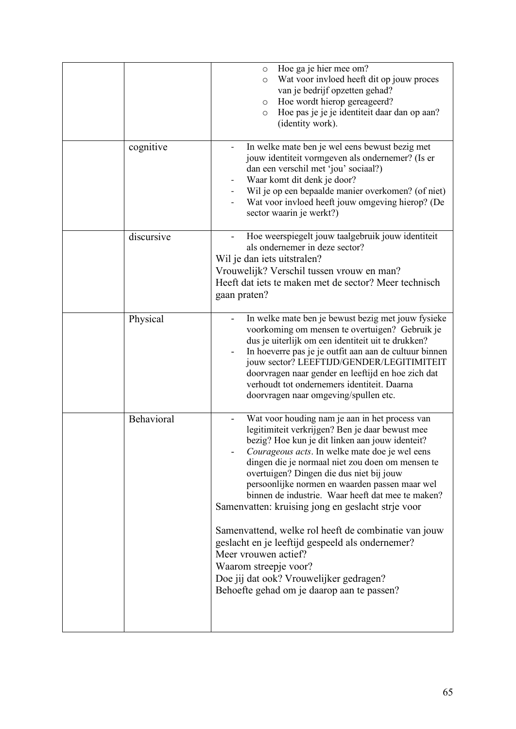| | | |
|---|---|---|
| | | ○ Hoe ga je hier mee om?<br>○ Wat voor invloed heeft dit op jouw proces van je bedrijf opzetten gehad?<br>○ Hoe wordt hierop gereageerd?<br>○ Hoe pas je je je identiteit daar dan op aan? (identity work). |
| | cognitive | - In welke mate ben je wel eens bewust bezig met jouw identiteit vormgeven als ondernemer? (Is er dan een verschil met 'jou' sociaal?)<br>- Waar komt dit denk je door?<br>- Wil je op een bepaalde manier overkomen? (of niet)<br>- Wat voor invloed heeft jouw omgeving hierop? (De sector waarin je werkt?) |
| | discursive | - Hoe weerspiegelt jouw taalgebruik jouw identiteit als ondernemer in deze sector?<br>Wil je dan iets uitstralen?<br>Vrouwelijk? Verschil tussen vrouw en man?<br>Heeft dat iets te maken met de sector? Meer technisch gaan praten? |
| | Physical | - In welke mate ben je bewust bezig met jouw fysieke voorkoming om mensen te overtuigen? Gebruik je dus je uiterlijk om een identiteit uit te drukken?<br>- In hoeverre pas je je outfit aan aan de cultuur binnen jouw sector? LEEFTIJD/GENDER/LEGITIMITEIT doorvragen naar gender en leeftijd en hoe zich dat verhoudt tot ondernemers identiteit. Daarna doorvragen naar omgeving/spullen etc. |
| | Behavioral | - Wat voor houding nam je aan in het process van legitimiteit verkrijgen? Ben je daar bewust mee bezig? Hoe kun je dit linken aan jouw identeit?<br>- *Courageous acts*. In welke mate doe je wel eens dingen die je normaal niet zou doen om mensen te overtuigen? Dingen die dus niet bij jouw persoonlijke normen en waarden passen maar wel binnen de industrie. Waar heeft dat mee te maken?<br>Samenvatten: kruising jong en geslacht strje voor<br><br>Samenvattend, welke rol heeft de combinatie van jouw geslacht en je leeftijd gespeeld als ondernemer?<br>Meer vrouwen actief?<br>Waarom streepje voor?<br>Doe jij dat ook? Vrouwelijker gedragen?<br>Behoefte gehad om je daarop aan te passen? |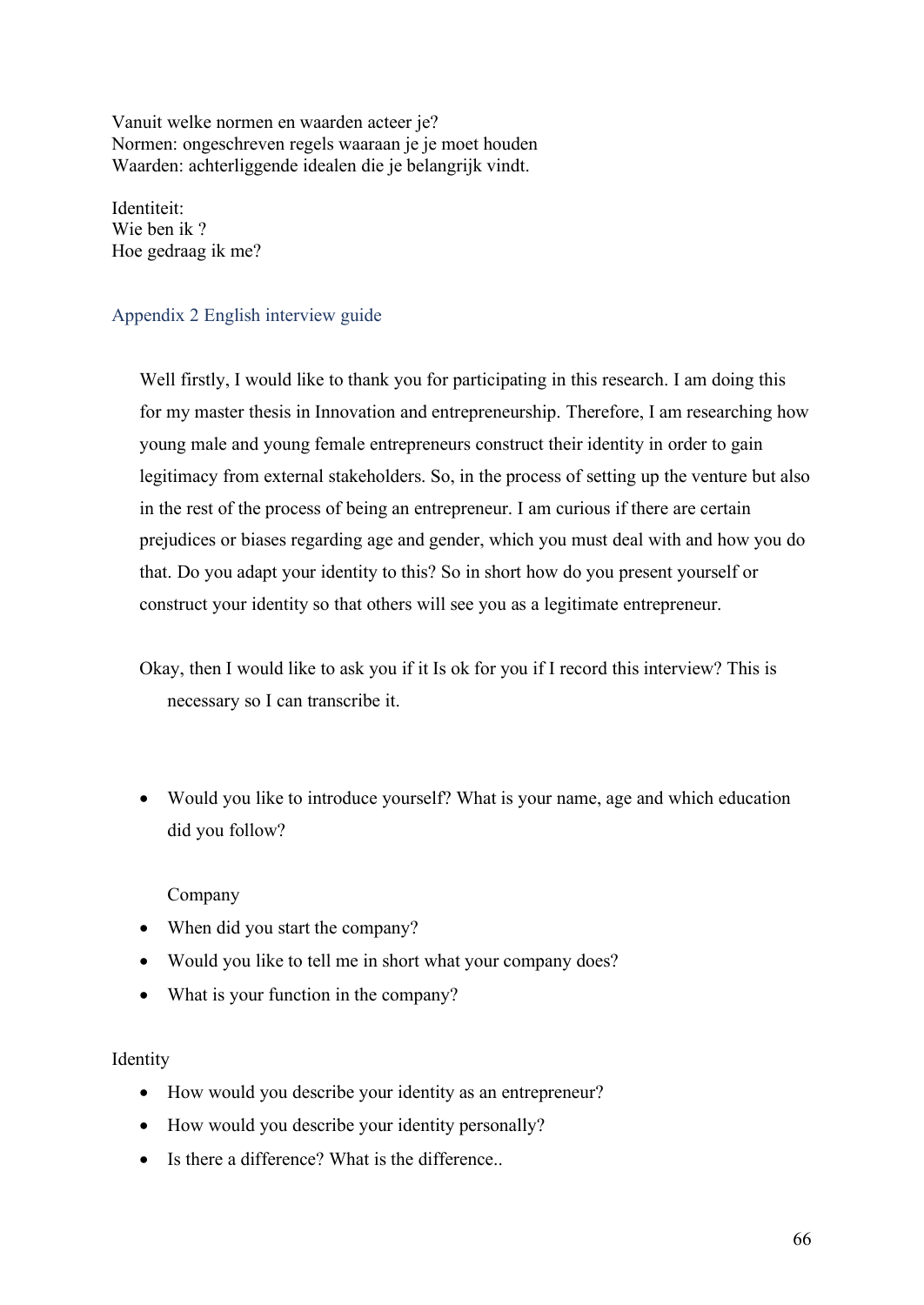Vanuit welke normen en waarden acteer je?
Normen: ongeschreven regels waaraan je je moet houden
Waarden: achterliggende idealen die je belangrijk vindt.

Identiteit:
Wie ben ik ?
Hoe gedraag ik me?

## Appendix 2 English interview guide

Well firstly, I would like to thank you for participating in this research. I am doing this for my master thesis in Innovation and entrepreneurship. Therefore, I am researching how young male and young female entrepreneurs construct their identity in order to gain legitimacy from external stakeholders. So, in the process of setting up the venture but also in the rest of the process of being an entrepreneur. I am curious if there are certain prejudices or biases regarding age and gender, which you must deal with and how you do that. Do you adapt your identity to this? So in short how do you present yourself or construct your identity so that others will see you as a legitimate entrepreneur.

Okay, then I would like to ask you if it Is ok for you if I record this interview? This is necessary so I can transcribe it.

- Would you like to introduce yourself? What is your name, age and which education did you follow?

Company

- When did you start the company?
- Would you like to tell me in short what your company does?
- What is your function in the company?

Identity

- How would you describe your identity as an entrepreneur?
- How would you describe your identity personally?
- Is there a difference? What is the difference..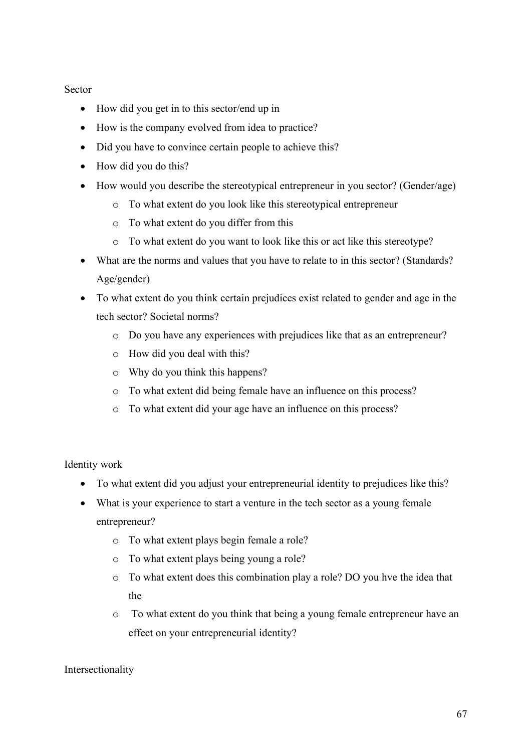Sector

- How did you get in to this sector/end up in
- How is the company evolved from idea to practice?
- Did you have to convince certain people to achieve this?
- How did you do this?
- How would you describe the stereotypical entrepreneur in you sector? (Gender/age)
  - To what extent do you look like this stereotypical entrepreneur
  - To what extent do you differ from this
  - To what extent do you want to look like this or act like this stereotype?
- What are the norms and values that you have to relate to in this sector? (Standards? Age/gender)
- To what extent do you think certain prejudices exist related to gender and age in the tech sector? Societal norms?
  - Do you have any experiences with prejudices like that as an entrepreneur?
  - How did you deal with this?
  - Why do you think this happens?
  - To what extent did being female have an influence on this process?
  - To what extent did your age have an influence on this process?

Identity work

- To what extent did you adjust your entrepreneurial identity to prejudices like this?
- What is your experience to start a venture in the tech sector as a young female entrepreneur?
  - To what extent plays begin female a role?
  - To what extent plays being young a role?
  - To what extent does this combination play a role? DO you hve the idea that the
  - To what extent do you think that being a young female entrepreneur have an effect on your entrepreneurial identity?

Intersectionality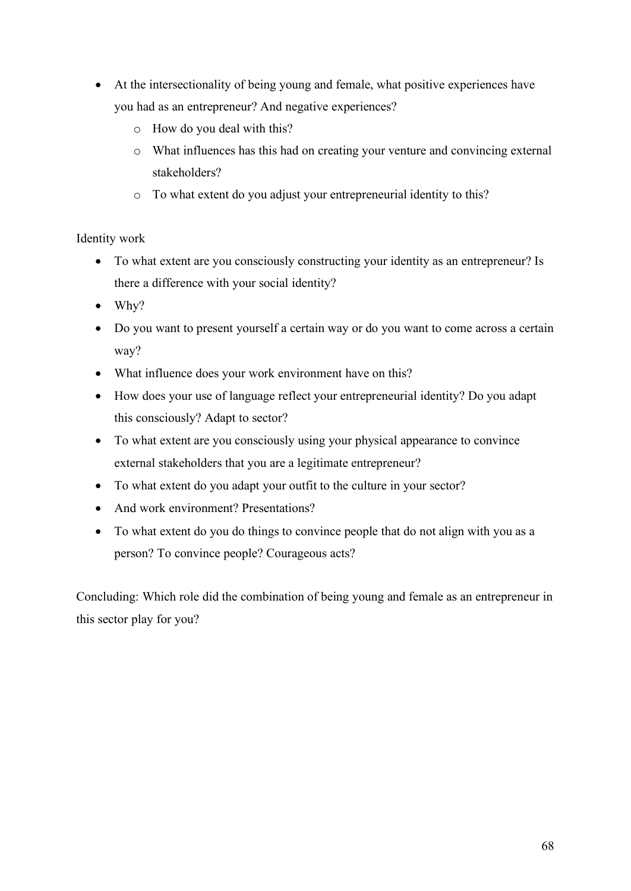- At the intersectionality of being young and female, what positive experiences have you had as an entrepreneur? And negative experiences?
    - How do you deal with this?
    - What influences has this had on creating your venture and convincing external stakeholders?
    - To what extent do you adjust your entrepreneurial identity to this?

Identity work

- To what extent are you consciously constructing your identity as an entrepreneur? Is there a difference with your social identity?
- Why?
- Do you want to present yourself a certain way or do you want to come across a certain way?
- What influence does your work environment have on this?
- How does your use of language reflect your entrepreneurial identity? Do you adapt this consciously? Adapt to sector?
- To what extent are you consciously using your physical appearance to convince external stakeholders that you are a legitimate entrepreneur?
- To what extent do you adapt your outfit to the culture in your sector?
- And work environment? Presentations?
- To what extent do you do things to convince people that do not align with you as a person? To convince people? Courageous acts?

Concluding: Which role did the combination of being young and female as an entrepreneur in this sector play for you?